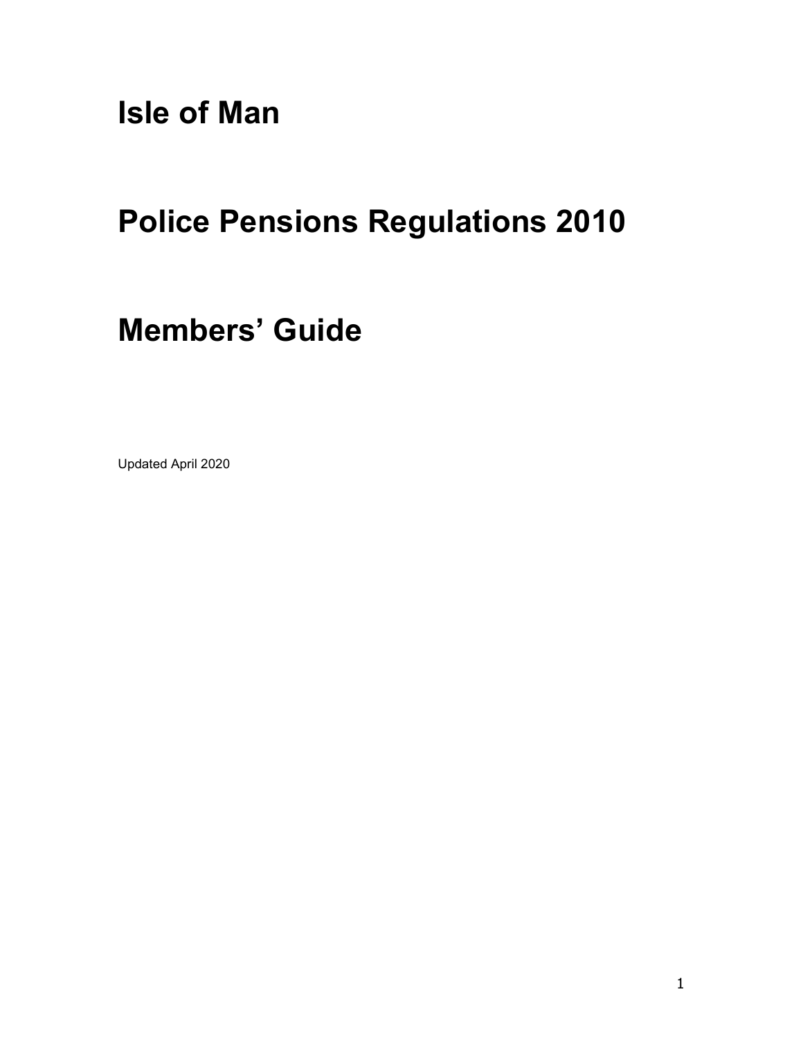# Isle of Man

# Police Pensions Regulations 2010

# Members' Guide

Updated April 2020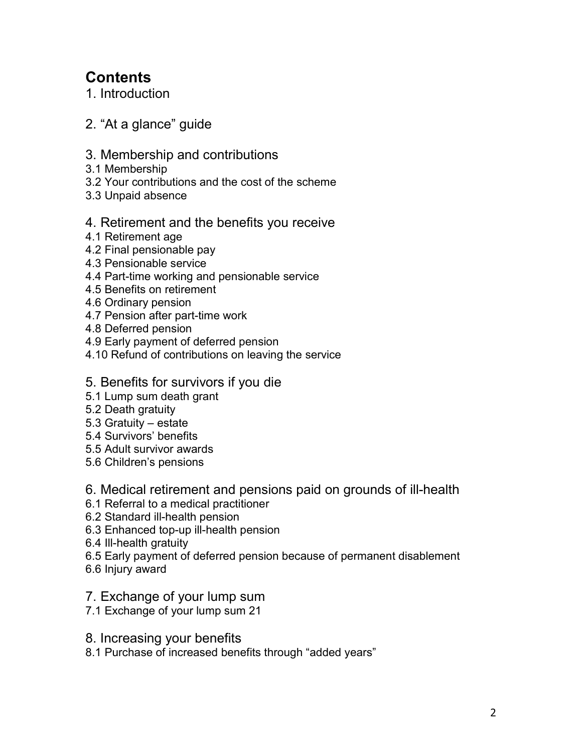# Contents

1. Introduction

2. "At a glance" guide

3. Membership and contributions

3.1 Membership
3.2 Your contributions and the cost of the scheme
3.3 Unpaid absence

4. Retirement and the benefits you receive

4.1 Retirement age
4.2 Final pensionable pay
4.3 Pensionable service
4.4 Part-time working and pensionable service
4.5 Benefits on retirement
4.6 Ordinary pension
4.7 Pension after part-time work
4.8 Deferred pension
4.9 Early payment of deferred pension
4.10 Refund of contributions on leaving the service

5. Benefits for survivors if you die

5.1 Lump sum death grant
5.2 Death gratuity
5.3 Gratuity – estate
5.4 Survivors' benefits
5.5 Adult survivor awards
5.6 Children's pensions

6. Medical retirement and pensions paid on grounds of ill-health

6.1 Referral to a medical practitioner
6.2 Standard ill-health pension
6.3 Enhanced top-up ill-health pension
6.4 Ill-health gratuity
6.5 Early payment of deferred pension because of permanent disablement
6.6 Injury award

7. Exchange of your lump sum

7.1 Exchange of your lump sum 21

8. Increasing your benefits

8.1 Purchase of increased benefits through "added years"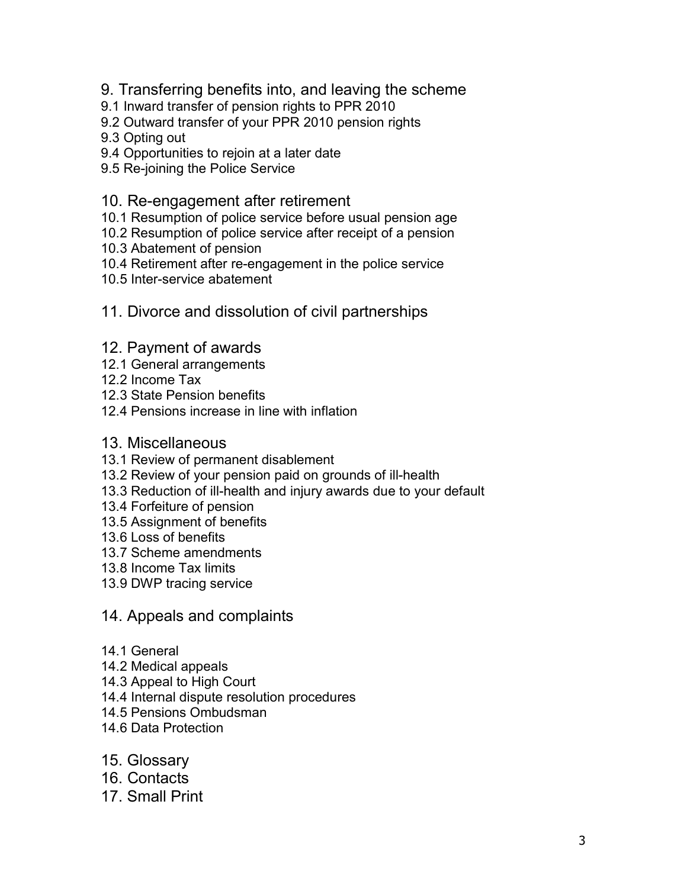## 9. Transferring benefits into, and leaving the scheme

9.1 Inward transfer of pension rights to PPR 2010
9.2 Outward transfer of your PPR 2010 pension rights
9.3 Opting out
9.4 Opportunities to rejoin at a later date
9.5 Re-joining the Police Service

## 10. Re-engagement after retirement

10.1 Resumption of police service before usual pension age
10.2 Resumption of police service after receipt of a pension
10.3 Abatement of pension
10.4 Retirement after re-engagement in the police service
10.5 Inter-service abatement

## 11. Divorce and dissolution of civil partnerships

## 12. Payment of awards

12.1 General arrangements
12.2 Income Tax
12.3 State Pension benefits
12.4 Pensions increase in line with inflation

## 13. Miscellaneous

13.1 Review of permanent disablement
13.2 Review of your pension paid on grounds of ill-health
13.3 Reduction of ill-health and injury awards due to your default
13.4 Forfeiture of pension
13.5 Assignment of benefits
13.6 Loss of benefits
13.7 Scheme amendments
13.8 Income Tax limits
13.9 DWP tracing service

## 14. Appeals and complaints

14.1 General
14.2 Medical appeals
14.3 Appeal to High Court
14.4 Internal dispute resolution procedures
14.5 Pensions Ombudsman
14.6 Data Protection

## 15. Glossary

## 16. Contacts

## 17. Small Print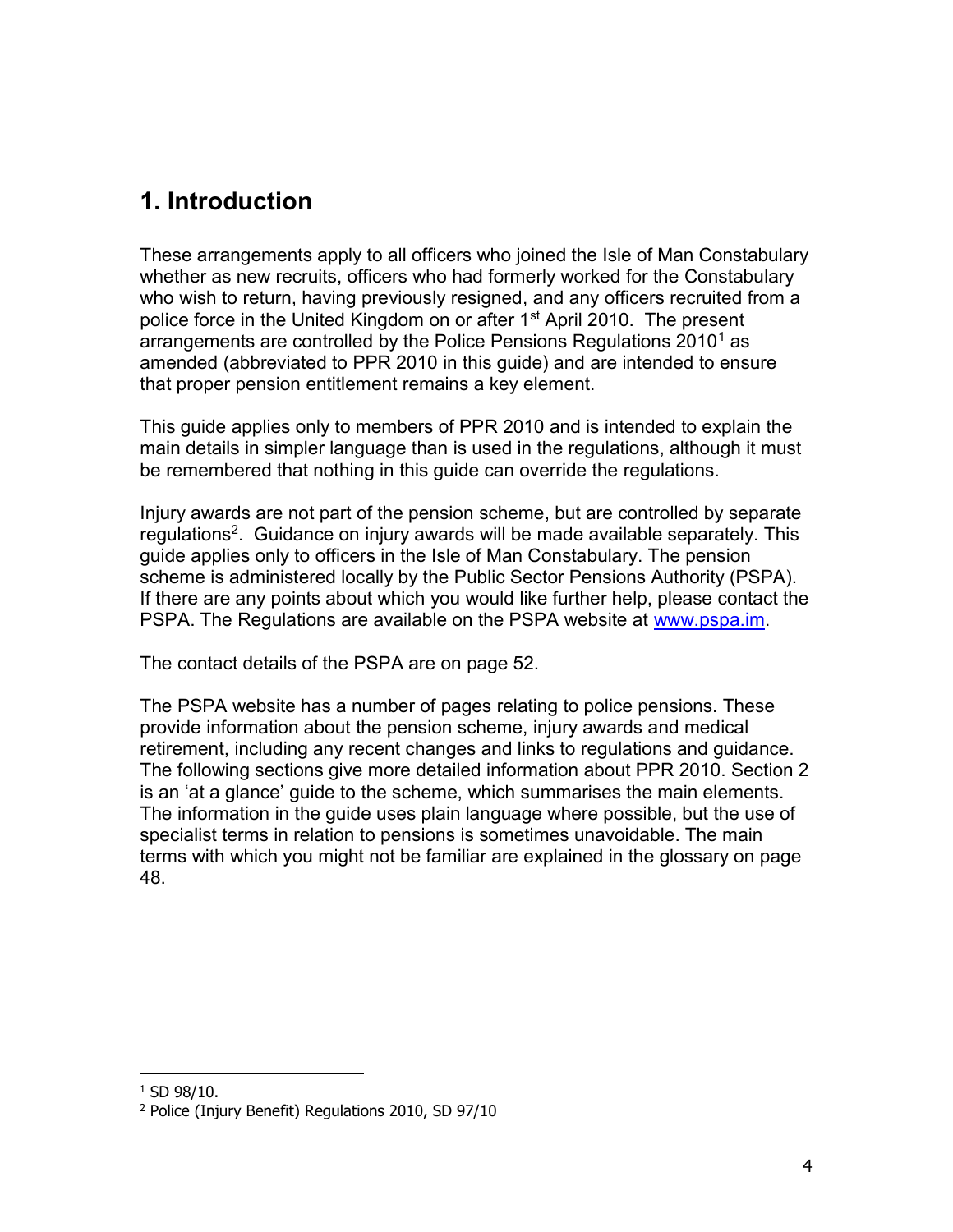# 1. Introduction

These arrangements apply to all officers who joined the Isle of Man Constabulary whether as new recruits, officers who had formerly worked for the Constabulary who wish to return, having previously resigned, and any officers recruited from a police force in the United Kingdom on or after 1st April 2010. The present arrangements are controlled by the Police Pensions Regulations 2010[1] as amended (abbreviated to PPR 2010 in this guide) and are intended to ensure that proper pension entitlement remains a key element.

This guide applies only to members of PPR 2010 and is intended to explain the main details in simpler language than is used in the regulations, although it must be remembered that nothing in this guide can override the regulations.

Injury awards are not part of the pension scheme, but are controlled by separate regulations[2]. Guidance on injury awards will be made available separately. This guide applies only to officers in the Isle of Man Constabulary. The pension scheme is administered locally by the Public Sector Pensions Authority (PSPA). If there are any points about which you would like further help, please contact the PSPA. The Regulations are available on the PSPA website at [www.pspa.im](http://www.pspa.im).

The contact details of the PSPA are on page 52.

The PSPA website has a number of pages relating to police pensions. These provide information about the pension scheme, injury awards and medical retirement, including any recent changes and links to regulations and guidance. The following sections give more detailed information about PPR 2010. Section 2 is an 'at a glance' guide to the scheme, which summarises the main elements. The information in the guide uses plain language where possible, but the use of specialist terms in relation to pensions is sometimes unavoidable. The main terms with which you might not be familiar are explained in the glossary on page 48.

---

[1] SD 98/10.

[2] Police (Injury Benefit) Regulations 2010, SD 97/10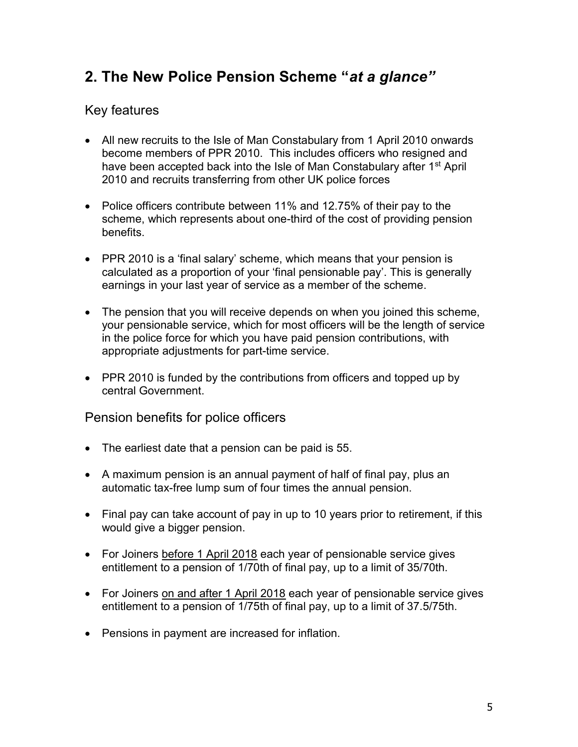## 2. The New Police Pension Scheme "*at a glance"*

### Key features

- All new recruits to the Isle of Man Constabulary from 1 April 2010 onwards become members of PPR 2010. This includes officers who resigned and have been accepted back into the Isle of Man Constabulary after 1st April 2010 and recruits transferring from other UK police forces
- Police officers contribute between 11% and 12.75% of their pay to the scheme, which represents about one-third of the cost of providing pension benefits.
- PPR 2010 is a 'final salary' scheme, which means that your pension is calculated as a proportion of your 'final pensionable pay'. This is generally earnings in your last year of service as a member of the scheme.
- The pension that you will receive depends on when you joined this scheme, your pensionable service, which for most officers will be the length of service in the police force for which you have paid pension contributions, with appropriate adjustments for part-time service.
- PPR 2010 is funded by the contributions from officers and topped up by central Government.

### Pension benefits for police officers

- The earliest date that a pension can be paid is 55.
- A maximum pension is an annual payment of half of final pay, plus an automatic tax-free lump sum of four times the annual pension.
- Final pay can take account of pay in up to 10 years prior to retirement, if this would give a bigger pension.
- For Joiners before 1 April 2018 each year of pensionable service gives entitlement to a pension of 1/70th of final pay, up to a limit of 35/70th.
- For Joiners on and after 1 April 2018 each year of pensionable service gives entitlement to a pension of 1/75th of final pay, up to a limit of 37.5/75th.
- Pensions in payment are increased for inflation.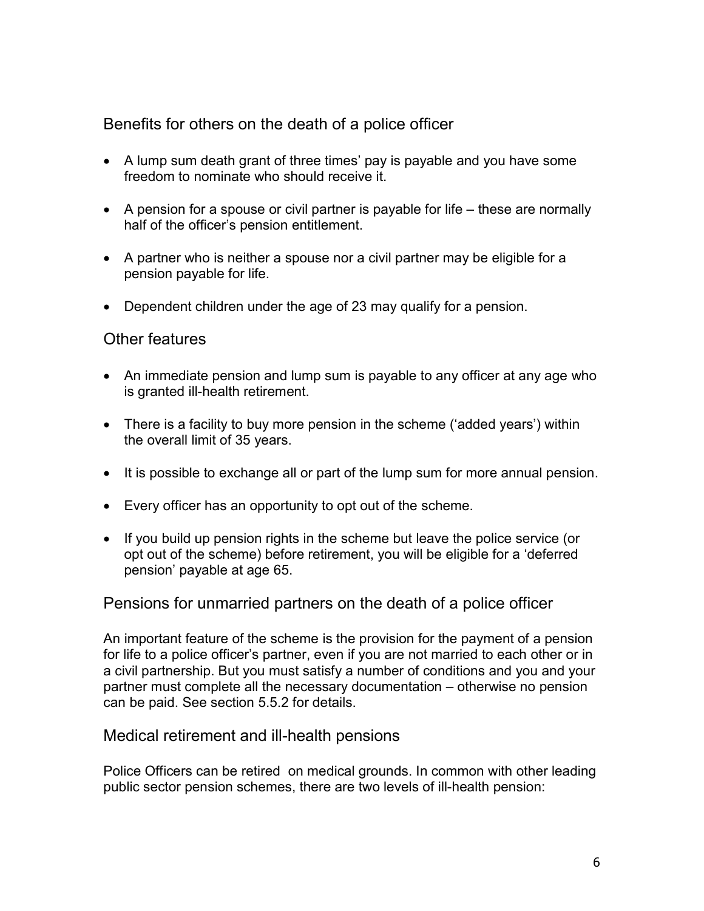## Benefits for others on the death of a police officer

- A lump sum death grant of three times' pay is payable and you have some freedom to nominate who should receive it.
- A pension for a spouse or civil partner is payable for life – these are normally half of the officer's pension entitlement.
- A partner who is neither a spouse nor a civil partner may be eligible for a pension payable for life.
- Dependent children under the age of 23 may qualify for a pension.

## Other features

- An immediate pension and lump sum is payable to any officer at any age who is granted ill-health retirement.
- There is a facility to buy more pension in the scheme ('added years') within the overall limit of 35 years.
- It is possible to exchange all or part of the lump sum for more annual pension.
- Every officer has an opportunity to opt out of the scheme.
- If you build up pension rights in the scheme but leave the police service (or opt out of the scheme) before retirement, you will be eligible for a 'deferred pension' payable at age 65.

## Pensions for unmarried partners on the death of a police officer

An important feature of the scheme is the provision for the payment of a pension for life to a police officer's partner, even if you are not married to each other or in a civil partnership. But you must satisfy a number of conditions and you and your partner must complete all the necessary documentation – otherwise no pension can be paid. See section 5.5.2 for details.

## Medical retirement and ill-health pensions

Police Officers can be retired on medical grounds. In common with other leading public sector pension schemes, there are two levels of ill-health pension: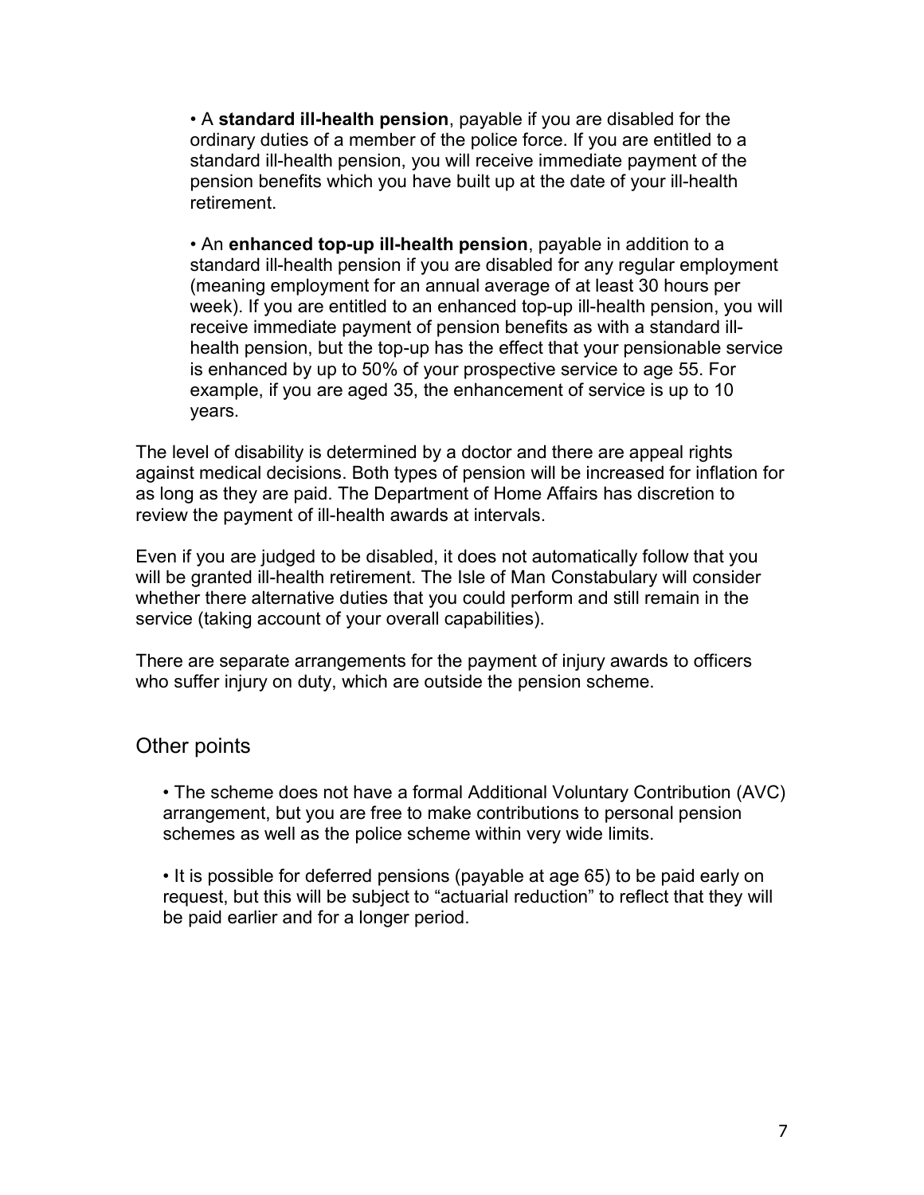- A **standard ill-health pension**, payable if you are disabled for the ordinary duties of a member of the police force. If you are entitled to a standard ill-health pension, you will receive immediate payment of the pension benefits which you have built up at the date of your ill-health retirement.

- An **enhanced top-up ill-health pension**, payable in addition to a standard ill-health pension if you are disabled for any regular employment (meaning employment for an annual average of at least 30 hours per week). If you are entitled to an enhanced top-up ill-health pension, you will receive immediate payment of pension benefits as with a standard ill-health pension, but the top-up has the effect that your pensionable service is enhanced by up to 50% of your prospective service to age 55. For example, if you are aged 35, the enhancement of service is up to 10 years.

The level of disability is determined by a doctor and there are appeal rights against medical decisions. Both types of pension will be increased for inflation for as long as they are paid. The Department of Home Affairs has discretion to review the payment of ill-health awards at intervals.

Even if you are judged to be disabled, it does not automatically follow that you will be granted ill-health retirement. The Isle of Man Constabulary will consider whether there alternative duties that you could perform and still remain in the service (taking account of your overall capabilities).

There are separate arrangements for the payment of injury awards to officers who suffer injury on duty, which are outside the pension scheme.

## Other points

- The scheme does not have a formal Additional Voluntary Contribution (AVC) arrangement, but you are free to make contributions to personal pension schemes as well as the police scheme within very wide limits.

- It is possible for deferred pensions (payable at age 65) to be paid early on request, but this will be subject to "actuarial reduction" to reflect that they will be paid earlier and for a longer period.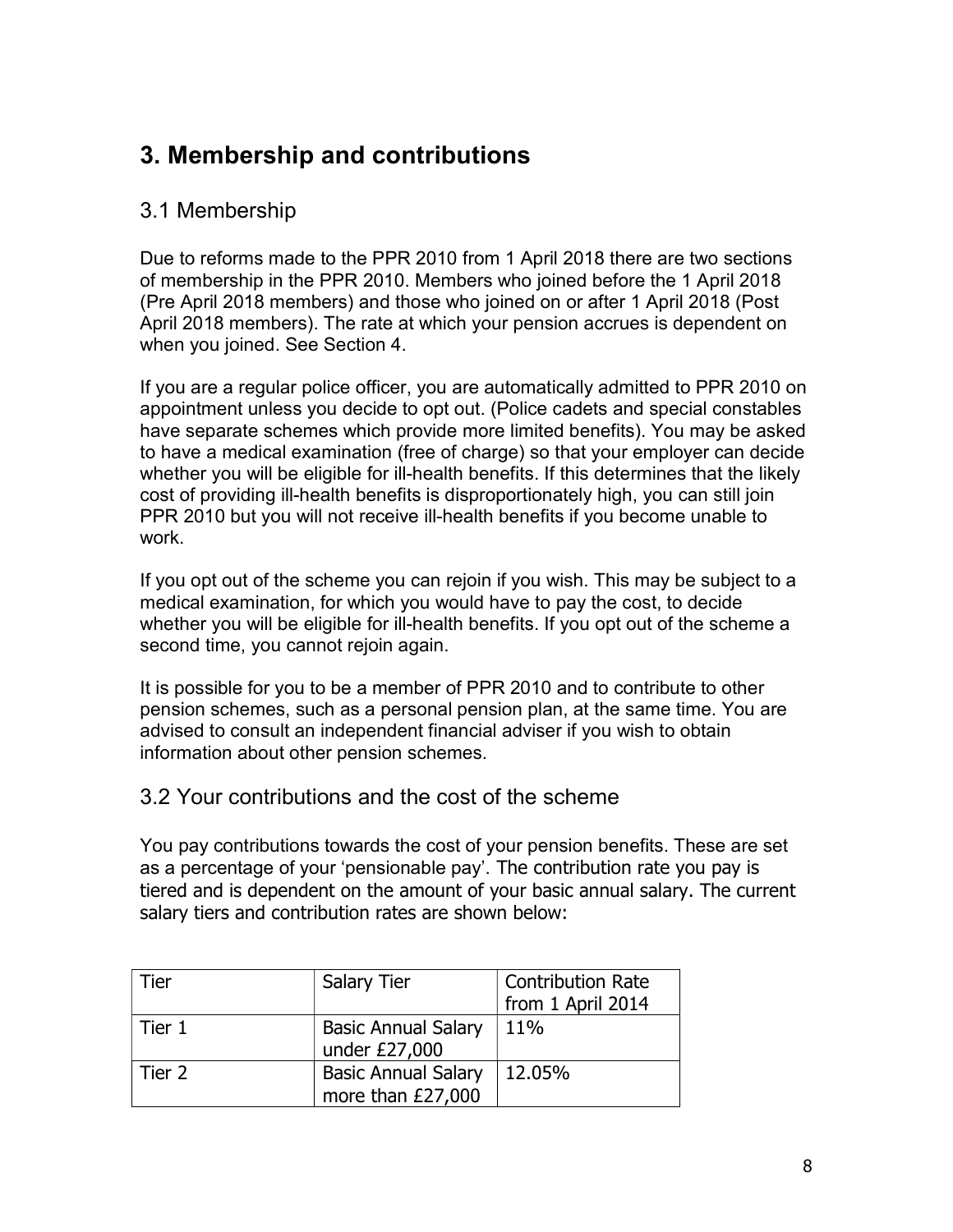## 3. Membership and contributions

### 3.1 Membership

Due to reforms made to the PPR 2010 from 1 April 2018 there are two sections of membership in the PPR 2010. Members who joined before the 1 April 2018 (Pre April 2018 members) and those who joined on or after 1 April 2018 (Post April 2018 members). The rate at which your pension accrues is dependent on when you joined. See Section 4.

If you are a regular police officer, you are automatically admitted to PPR 2010 on appointment unless you decide to opt out. (Police cadets and special constables have separate schemes which provide more limited benefits). You may be asked to have a medical examination (free of charge) so that your employer can decide whether you will be eligible for ill-health benefits. If this determines that the likely cost of providing ill-health benefits is disproportionately high, you can still join PPR 2010 but you will not receive ill-health benefits if you become unable to work.

If you opt out of the scheme you can rejoin if you wish. This may be subject to a medical examination, for which you would have to pay the cost, to decide whether you will be eligible for ill-health benefits. If you opt out of the scheme a second time, you cannot rejoin again.

It is possible for you to be a member of PPR 2010 and to contribute to other pension schemes, such as a personal pension plan, at the same time. You are advised to consult an independent financial adviser if you wish to obtain information about other pension schemes.

### 3.2 Your contributions and the cost of the scheme

You pay contributions towards the cost of your pension benefits. These are set as a percentage of your 'pensionable pay'. The contribution rate you pay is tiered and is dependent on the amount of your basic annual salary. The current salary tiers and contribution rates are shown below:

| Tier | Salary Tier | Contribution Rate from 1 April 2014 |
|---|---|---|
| Tier 1 | Basic Annual Salary under £27,000 | 11% |
| Tier 2 | Basic Annual Salary more than £27,000 | 12.05% |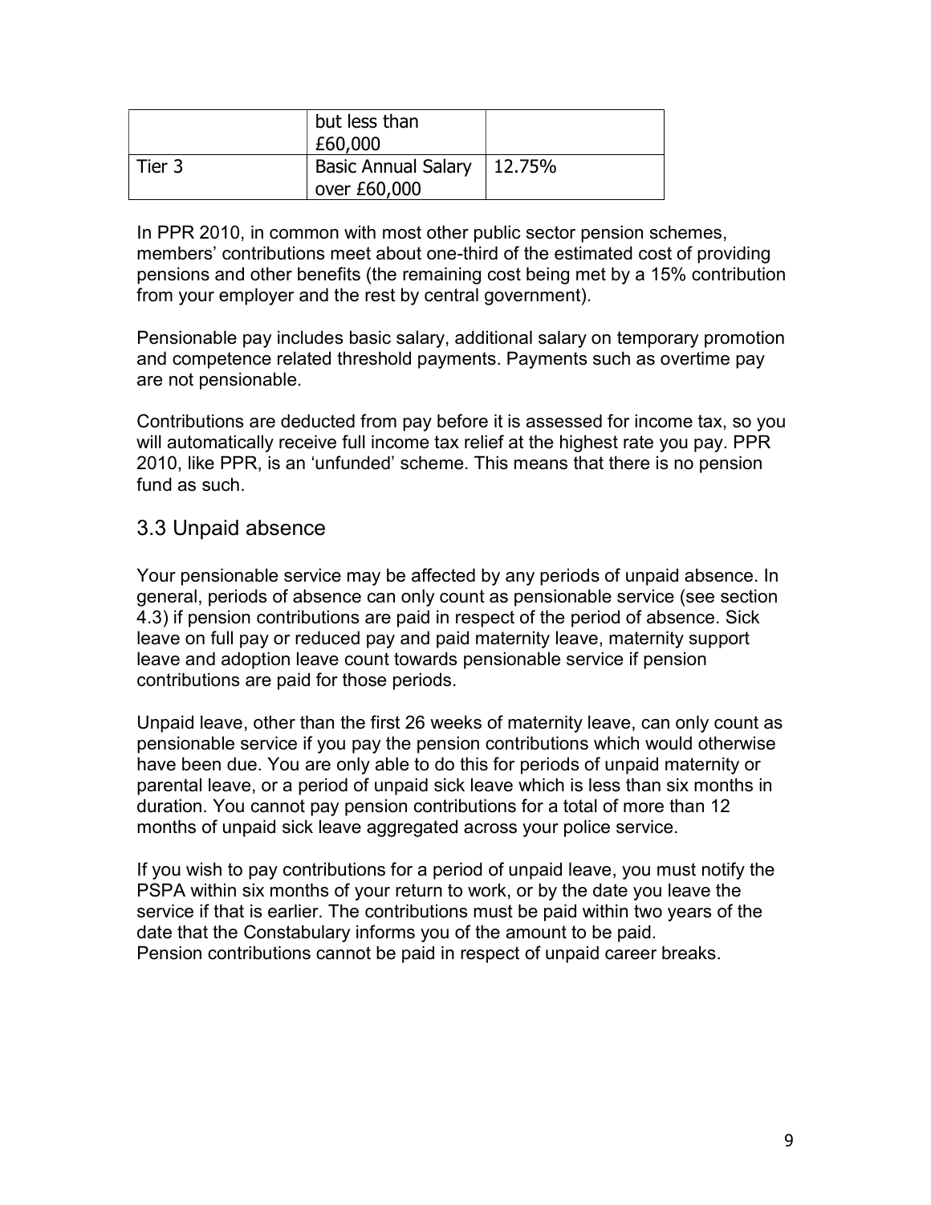| | | |
|---|---|---|
| | but less than £60,000 | |
| Tier 3 | Basic Annual Salary over £60,000 | 12.75% |

In PPR 2010, in common with most other public sector pension schemes, members' contributions meet about one-third of the estimated cost of providing pensions and other benefits (the remaining cost being met by a 15% contribution from your employer and the rest by central government).

Pensionable pay includes basic salary, additional salary on temporary promotion and competence related threshold payments. Payments such as overtime pay are not pensionable.

Contributions are deducted from pay before it is assessed for income tax, so you will automatically receive full income tax relief at the highest rate you pay. PPR 2010, like PPR, is an 'unfunded' scheme. This means that there is no pension fund as such.

## 3.3 Unpaid absence

Your pensionable service may be affected by any periods of unpaid absence. In general, periods of absence can only count as pensionable service (see section 4.3) if pension contributions are paid in respect of the period of absence. Sick leave on full pay or reduced pay and paid maternity leave, maternity support leave and adoption leave count towards pensionable service if pension contributions are paid for those periods.

Unpaid leave, other than the first 26 weeks of maternity leave, can only count as pensionable service if you pay the pension contributions which would otherwise have been due. You are only able to do this for periods of unpaid maternity or parental leave, or a period of unpaid sick leave which is less than six months in duration. You cannot pay pension contributions for a total of more than 12 months of unpaid sick leave aggregated across your police service.

If you wish to pay contributions for a period of unpaid leave, you must notify the PSPA within six months of your return to work, or by the date you leave the service if that is earlier. The contributions must be paid within two years of the date that the Constabulary informs you of the amount to be paid.
Pension contributions cannot be paid in respect of unpaid career breaks.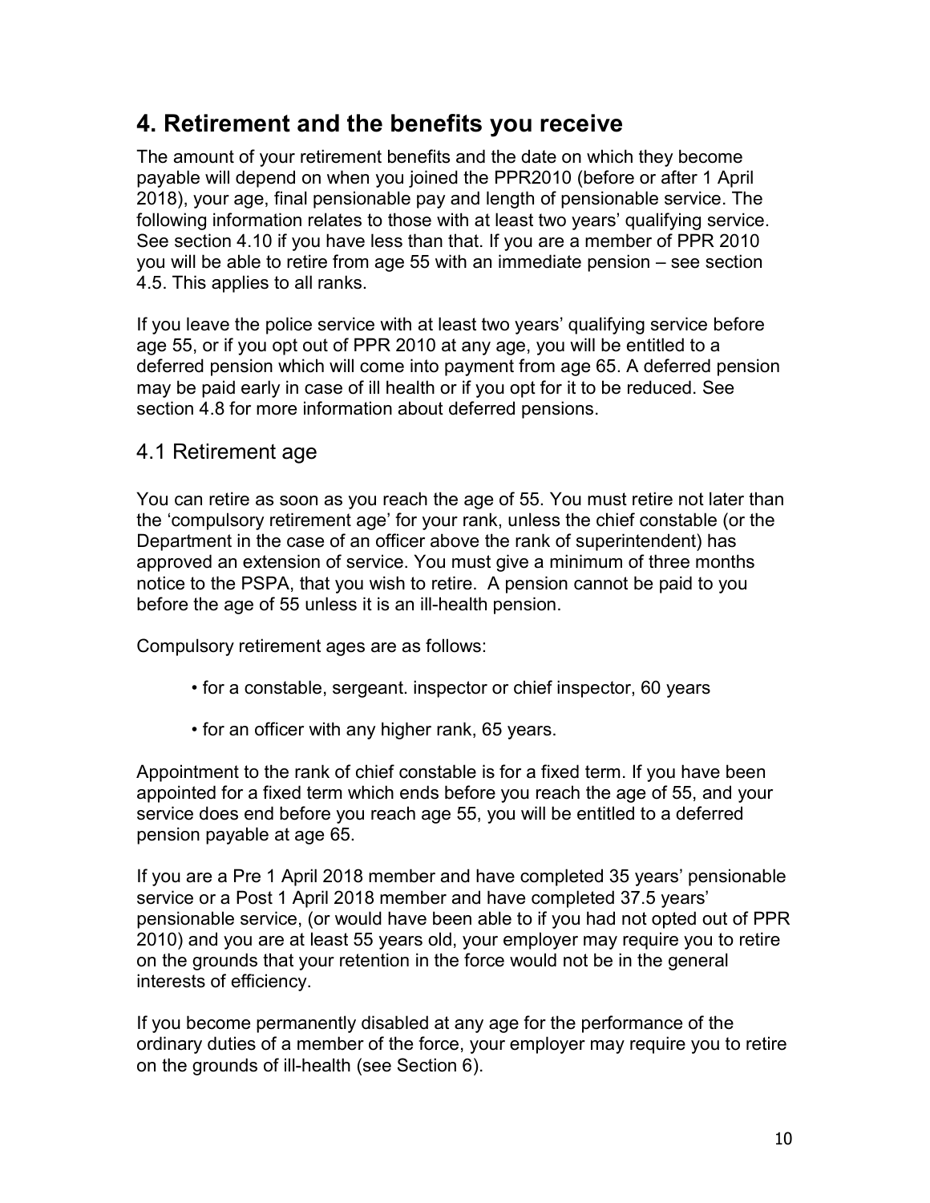# 4. Retirement and the benefits you receive

The amount of your retirement benefits and the date on which they become payable will depend on when you joined the PPR2010 (before or after 1 April 2018), your age, final pensionable pay and length of pensionable service. The following information relates to those with at least two years' qualifying service. See section 4.10 if you have less than that. If you are a member of PPR 2010 you will be able to retire from age 55 with an immediate pension – see section 4.5. This applies to all ranks.

If you leave the police service with at least two years' qualifying service before age 55, or if you opt out of PPR 2010 at any age, you will be entitled to a deferred pension which will come into payment from age 65. A deferred pension may be paid early in case of ill health or if you opt for it to be reduced. See section 4.8 for more information about deferred pensions.

## 4.1 Retirement age

You can retire as soon as you reach the age of 55. You must retire not later than the 'compulsory retirement age' for your rank, unless the chief constable (or the Department in the case of an officer above the rank of superintendent) has approved an extension of service. You must give a minimum of three months notice to the PSPA, that you wish to retire. A pension cannot be paid to you before the age of 55 unless it is an ill-health pension.

Compulsory retirement ages are as follows:

- for a constable, sergeant. inspector or chief inspector, 60 years
- for an officer with any higher rank, 65 years.

Appointment to the rank of chief constable is for a fixed term. If you have been appointed for a fixed term which ends before you reach the age of 55, and your service does end before you reach age 55, you will be entitled to a deferred pension payable at age 65.

If you are a Pre 1 April 2018 member and have completed 35 years' pensionable service or a Post 1 April 2018 member and have completed 37.5 years' pensionable service, (or would have been able to if you had not opted out of PPR 2010) and you are at least 55 years old, your employer may require you to retire on the grounds that your retention in the force would not be in the general interests of efficiency.

If you become permanently disabled at any age for the performance of the ordinary duties of a member of the force, your employer may require you to retire on the grounds of ill-health (see Section 6).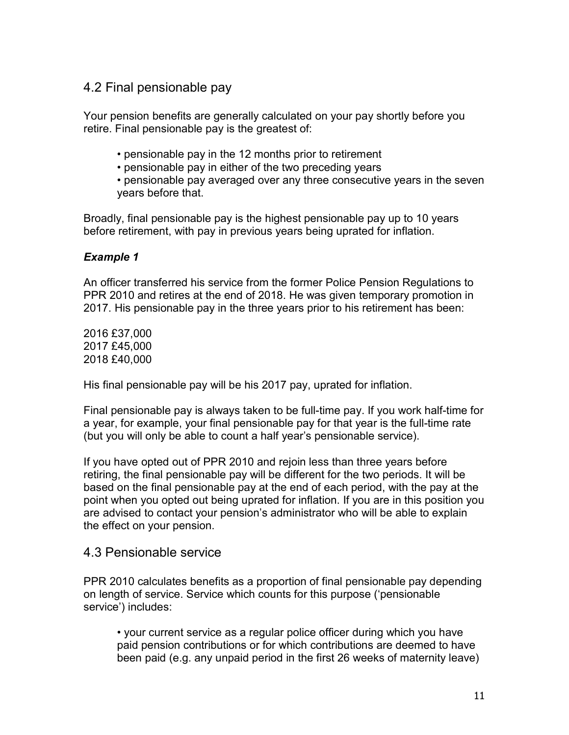## 4.2 Final pensionable pay

Your pension benefits are generally calculated on your pay shortly before you retire. Final pensionable pay is the greatest of:

- pensionable pay in the 12 months prior to retirement
- pensionable pay in either of the two preceding years
- pensionable pay averaged over any three consecutive years in the seven years before that.

Broadly, final pensionable pay is the highest pensionable pay up to 10 years before retirement, with pay in previous years being uprated for inflation.

***Example 1***

An officer transferred his service from the former Police Pension Regulations to PPR 2010 and retires at the end of 2018. He was given temporary promotion in 2017. His pensionable pay in the three years prior to his retirement has been:

2016 £37,000
2017 £45,000
2018 £40,000

His final pensionable pay will be his 2017 pay, uprated for inflation.

Final pensionable pay is always taken to be full-time pay. If you work half-time for a year, for example, your final pensionable pay for that year is the full-time rate (but you will only be able to count a half year's pensionable service).

If you have opted out of PPR 2010 and rejoin less than three years before retiring, the final pensionable pay will be different for the two periods. It will be based on the final pensionable pay at the end of each period, with the pay at the point when you opted out being uprated for inflation. If you are in this position you are advised to contact your pension's administrator who will be able to explain the effect on your pension.

## 4.3 Pensionable service

PPR 2010 calculates benefits as a proportion of final pensionable pay depending on length of service. Service which counts for this purpose ('pensionable service') includes:

- your current service as a regular police officer during which you have paid pension contributions or for which contributions are deemed to have been paid (e.g. any unpaid period in the first 26 weeks of maternity leave)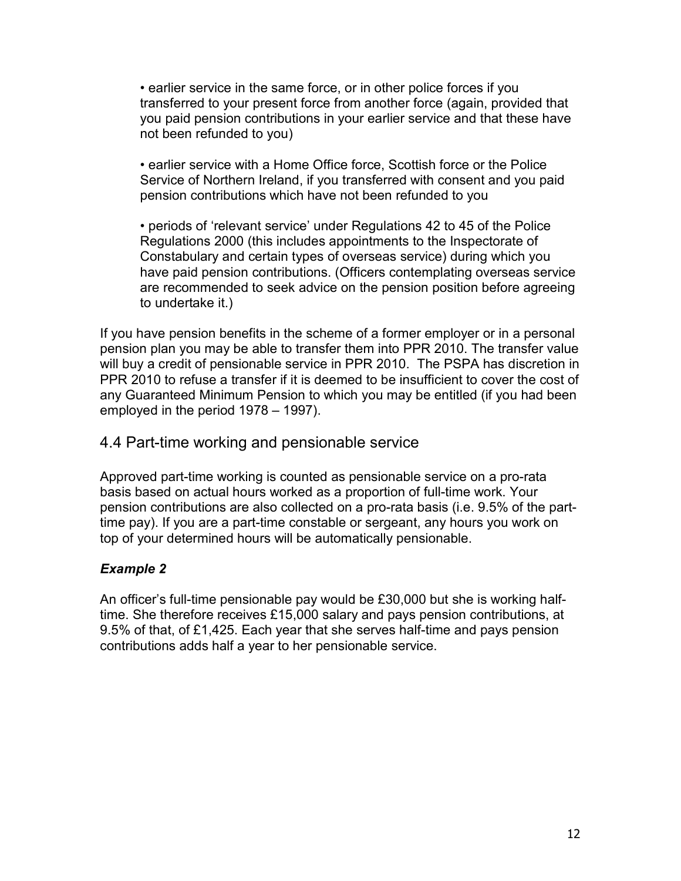- earlier service in the same force, or in other police forces if you transferred to your present force from another force (again, provided that you paid pension contributions in your earlier service and that these have not been refunded to you)

- earlier service with a Home Office force, Scottish force or the Police Service of Northern Ireland, if you transferred with consent and you paid pension contributions which have not been refunded to you

- periods of 'relevant service' under Regulations 42 to 45 of the Police Regulations 2000 (this includes appointments to the Inspectorate of Constabulary and certain types of overseas service) during which you have paid pension contributions. (Officers contemplating overseas service are recommended to seek advice on the pension position before agreeing to undertake it.)

If you have pension benefits in the scheme of a former employer or in a personal pension plan you may be able to transfer them into PPR 2010. The transfer value will buy a credit of pensionable service in PPR 2010. The PSPA has discretion in PPR 2010 to refuse a transfer if it is deemed to be insufficient to cover the cost of any Guaranteed Minimum Pension to which you may be entitled (if you had been employed in the period 1978 – 1997).

## 4.4 Part-time working and pensionable service

Approved part-time working is counted as pensionable service on a pro-rata basis based on actual hours worked as a proportion of full-time work. Your pension contributions are also collected on a pro-rata basis (i.e. 9.5% of the part-time pay). If you are a part-time constable or sergeant, any hours you work on top of your determined hours will be automatically pensionable.

***Example 2***

An officer's full-time pensionable pay would be £30,000 but she is working half-time. She therefore receives £15,000 salary and pays pension contributions, at 9.5% of that, of £1,425. Each year that she serves half-time and pays pension contributions adds half a year to her pensionable service.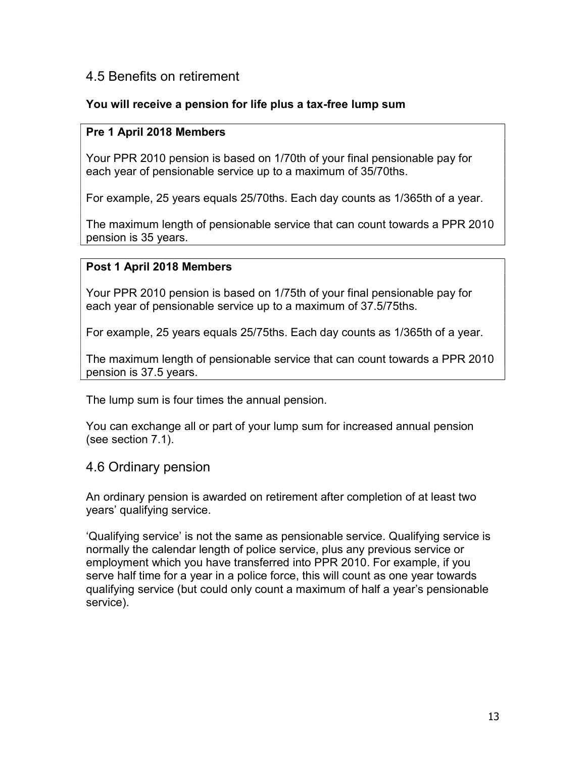## 4.5 Benefits on retirement

**You will receive a pension for life plus a tax-free lump sum**

**Pre 1 April 2018 Members**

Your PPR 2010 pension is based on 1/70th of your final pensionable pay for each year of pensionable service up to a maximum of 35/70ths.

For example, 25 years equals 25/70ths. Each day counts as 1/365th of a year.

The maximum length of pensionable service that can count towards a PPR 2010 pension is 35 years.

**Post 1 April 2018 Members**

Your PPR 2010 pension is based on 1/75th of your final pensionable pay for each year of pensionable service up to a maximum of 37.5/75ths.

For example, 25 years equals 25/75ths. Each day counts as 1/365th of a year.

The maximum length of pensionable service that can count towards a PPR 2010 pension is 37.5 years.

The lump sum is four times the annual pension.

You can exchange all or part of your lump sum for increased annual pension (see section 7.1).

## 4.6 Ordinary pension

An ordinary pension is awarded on retirement after completion of at least two years' qualifying service.

'Qualifying service' is not the same as pensionable service. Qualifying service is normally the calendar length of police service, plus any previous service or employment which you have transferred into PPR 2010. For example, if you serve half time for a year in a police force, this will count as one year towards qualifying service (but could only count a maximum of half a year's pensionable service).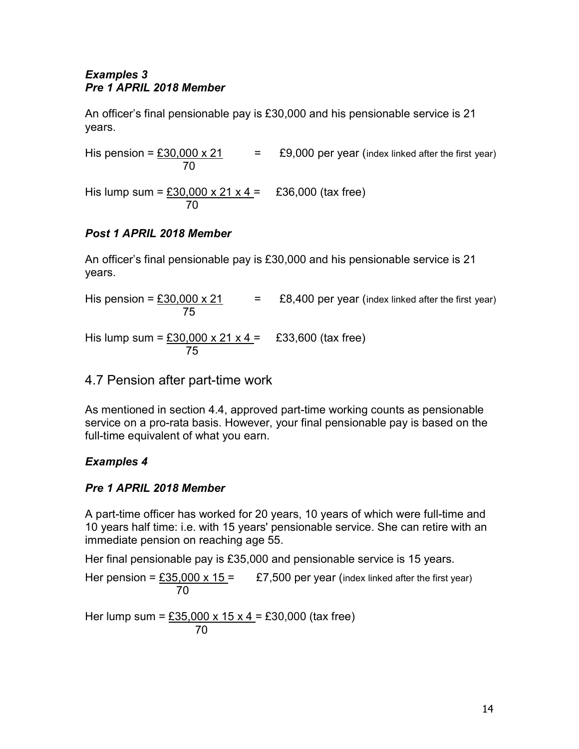### *Examples 3*
### *Pre 1 APRIL 2018 Member*

An officer's final pensionable pay is £30,000 and his pensionable service is 21 years.

His pension = $\frac{£30{,}000 \times 21}{70}$ = £9,000 per year (index linked after the first year)

His lump sum = $\frac{£30{,}000 \times 21 \times 4}{70}$ = £36,000 (tax free)

### *Post 1 APRIL 2018 Member*

An officer's final pensionable pay is £30,000 and his pensionable service is 21 years.

His pension = $\frac{£30{,}000 \times 21}{75}$ = £8,400 per year (index linked after the first year)

His lump sum = $\frac{£30{,}000 \times 21 \times 4}{75}$ = £33,600 (tax free)

## 4.7 Pension after part-time work

As mentioned in section 4.4, approved part-time working counts as pensionable service on a pro-rata basis. However, your final pensionable pay is based on the full-time equivalent of what you earn.

### *Examples 4*

### *Pre 1 APRIL 2018 Member*

A part-time officer has worked for 20 years, 10 years of which were full-time and 10 years half time: i.e. with 15 years' pensionable service. She can retire with an immediate pension on reaching age 55.

Her final pensionable pay is £35,000 and pensionable service is 15 years.

Her pension = $\frac{£35{,}000 \times 15}{70}$ = £7,500 per year (index linked after the first year)

Her lump sum = $\frac{£35{,}000 \times 15 \times 4}{70}$ = £30,000 (tax free)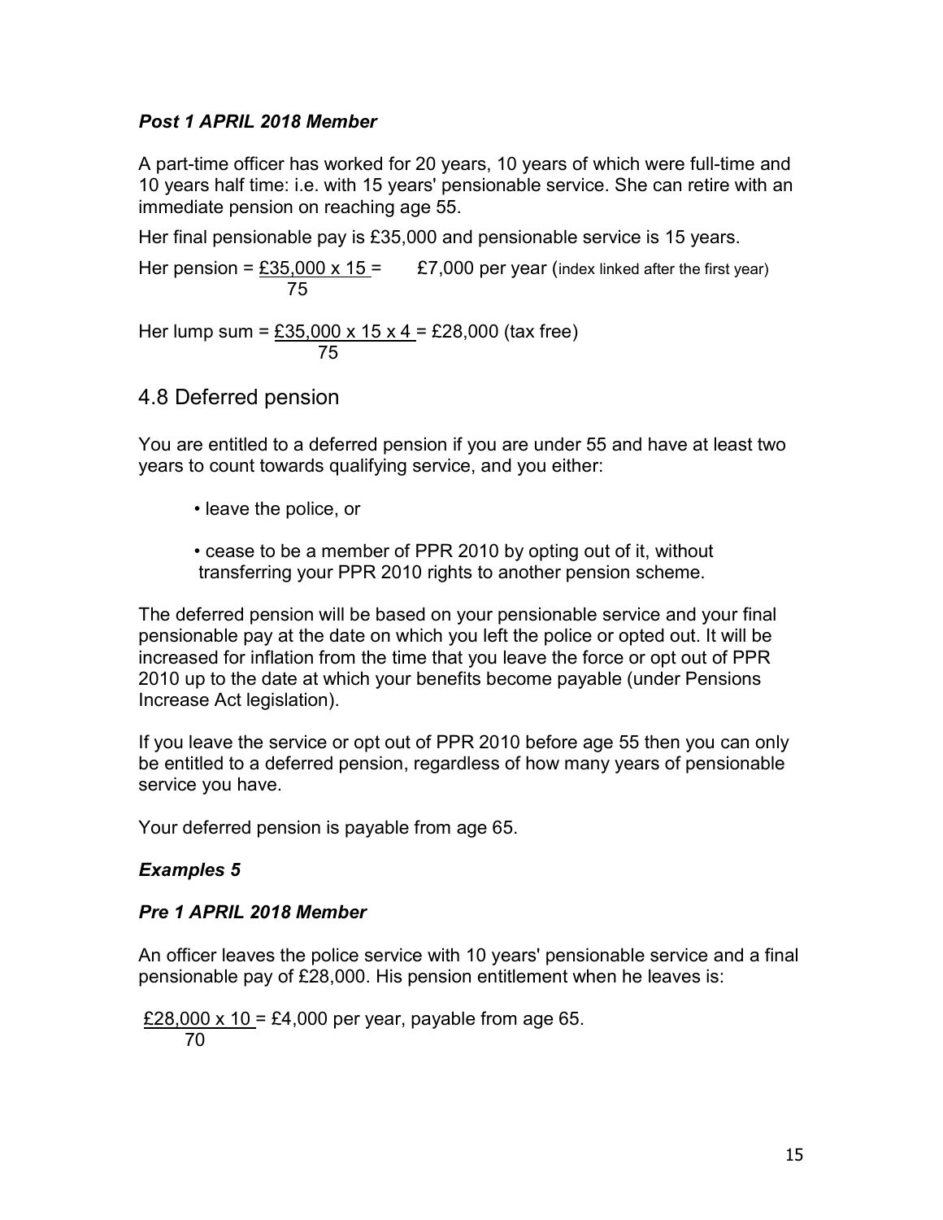### *Post 1 APRIL 2018 Member*

A part-time officer has worked for 20 years, 10 years of which were full-time and 10 years half time: i.e. with 15 years' pensionable service. She can retire with an immediate pension on reaching age 55.

Her final pensionable pay is £35,000 and pensionable service is 15 years.

Her pension = $\frac{£35,000 \times 15}{75}$ = £7,000 per year (index linked after the first year)

Her lump sum = $\frac{£35,000 \times 15 \times 4}{75}$ = £28,000 (tax free)

## 4.8 Deferred pension

You are entitled to a deferred pension if you are under 55 and have at least two years to count towards qualifying service, and you either:

- leave the police, or
- cease to be a member of PPR 2010 by opting out of it, without transferring your PPR 2010 rights to another pension scheme.

The deferred pension will be based on your pensionable service and your final pensionable pay at the date on which you left the police or opted out. It will be increased for inflation from the time that you leave the force or opt out of PPR 2010 up to the date at which your benefits become payable (under Pensions Increase Act legislation).

If you leave the service or opt out of PPR 2010 before age 55 then you can only be entitled to a deferred pension, regardless of how many years of pensionable service you have.

Your deferred pension is payable from age 65.

### *Examples 5*

### *Pre 1 APRIL 2018 Member*

An officer leaves the police service with 10 years' pensionable service and a final pensionable pay of £28,000. His pension entitlement when he leaves is:

$\frac{£28,000 \times 10}{70}$ = £4,000 per year, payable from age 65.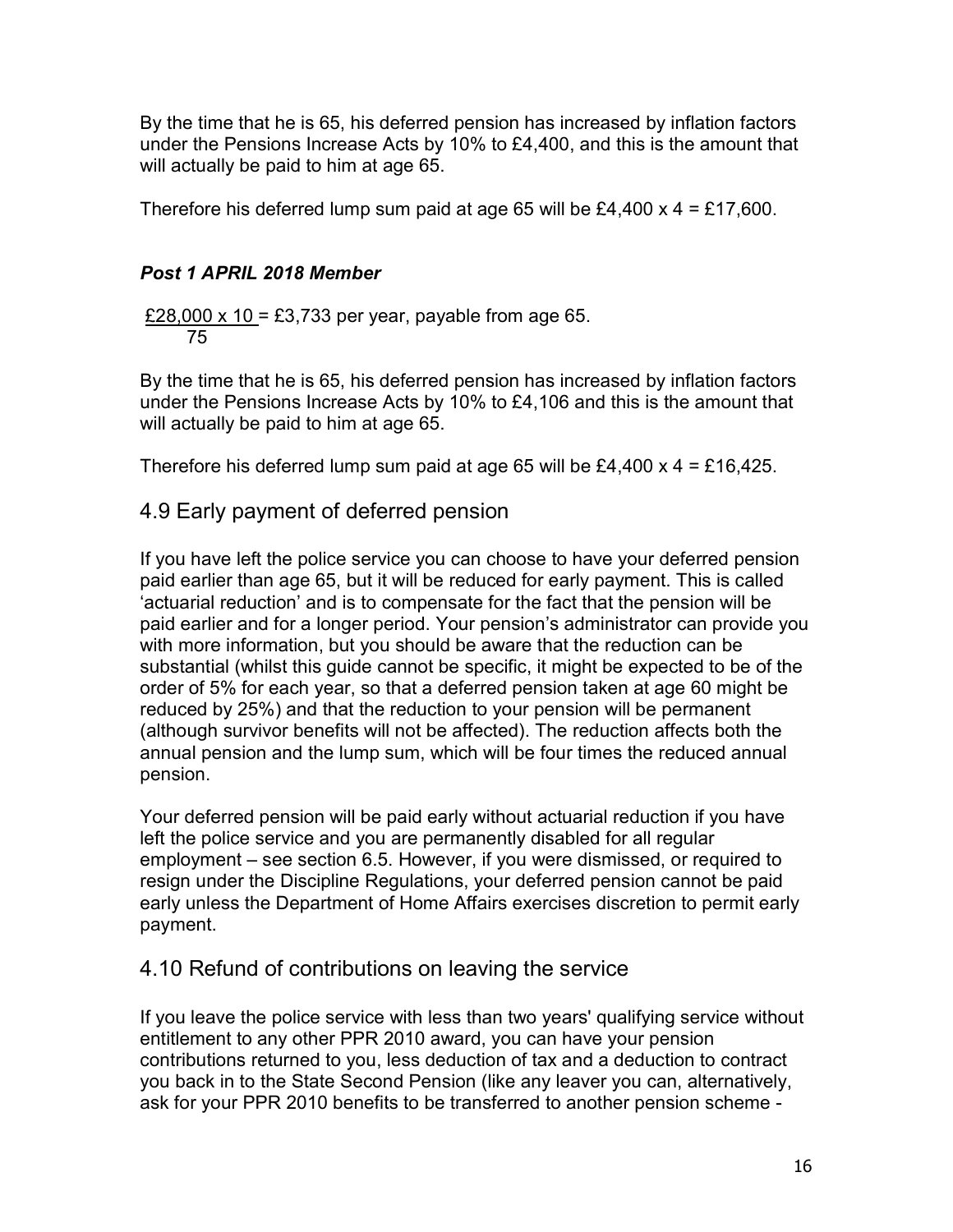By the time that he is 65, his deferred pension has increased by inflation factors under the Pensions Increase Acts by 10% to £4,400, and this is the amount that will actually be paid to him at age 65.

Therefore his deferred lump sum paid at age 65 will be £4,400 x 4 = £17,600.

***Post 1 APRIL 2018 Member***

$$\frac{£28{,}000 \times 10}{75} = £3{,}733 \text{ per year, payable from age 65.}$$

By the time that he is 65, his deferred pension has increased by inflation factors under the Pensions Increase Acts by 10% to £4,106 and this is the amount that will actually be paid to him at age 65.

Therefore his deferred lump sum paid at age 65 will be £4,400 x 4 = £16,425.

## 4.9 Early payment of deferred pension

If you have left the police service you can choose to have your deferred pension paid earlier than age 65, but it will be reduced for early payment. This is called 'actuarial reduction' and is to compensate for the fact that the pension will be paid earlier and for a longer period. Your pension's administrator can provide you with more information, but you should be aware that the reduction can be substantial (whilst this guide cannot be specific, it might be expected to be of the order of 5% for each year, so that a deferred pension taken at age 60 might be reduced by 25%) and that the reduction to your pension will be permanent (although survivor benefits will not be affected). The reduction affects both the annual pension and the lump sum, which will be four times the reduced annual pension.

Your deferred pension will be paid early without actuarial reduction if you have left the police service and you are permanently disabled for all regular employment – see section 6.5. However, if you were dismissed, or required to resign under the Discipline Regulations, your deferred pension cannot be paid early unless the Department of Home Affairs exercises discretion to permit early payment.

## 4.10 Refund of contributions on leaving the service

If you leave the police service with less than two years' qualifying service without entitlement to any other PPR 2010 award, you can have your pension contributions returned to you, less deduction of tax and a deduction to contract you back in to the State Second Pension (like any leaver you can, alternatively, ask for your PPR 2010 benefits to be transferred to another pension scheme -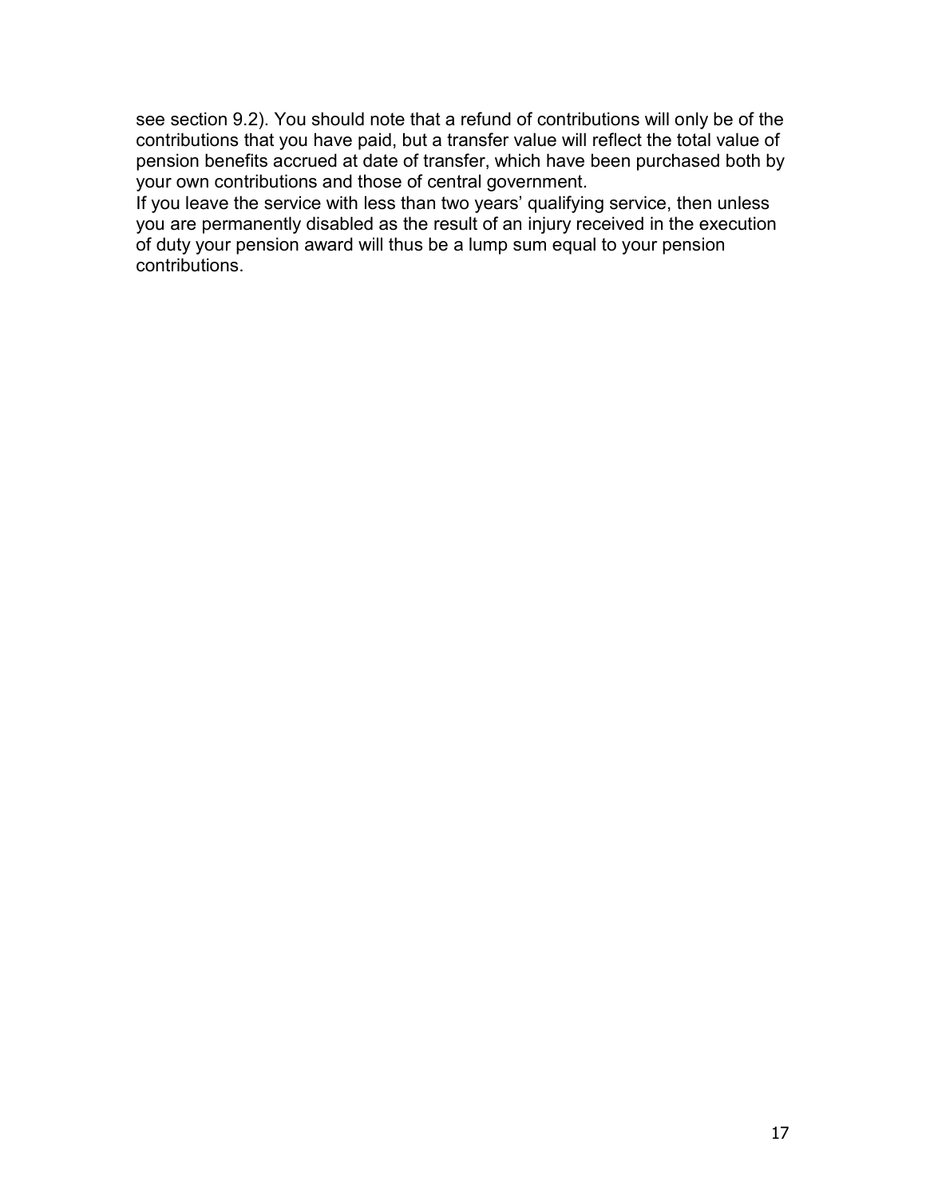see section 9.2). You should note that a refund of contributions will only be of the contributions that you have paid, but a transfer value will reflect the total value of pension benefits accrued at date of transfer, which have been purchased both by your own contributions and those of central government.

If you leave the service with less than two years' qualifying service, then unless you are permanently disabled as the result of an injury received in the execution of duty your pension award will thus be a lump sum equal to your pension contributions.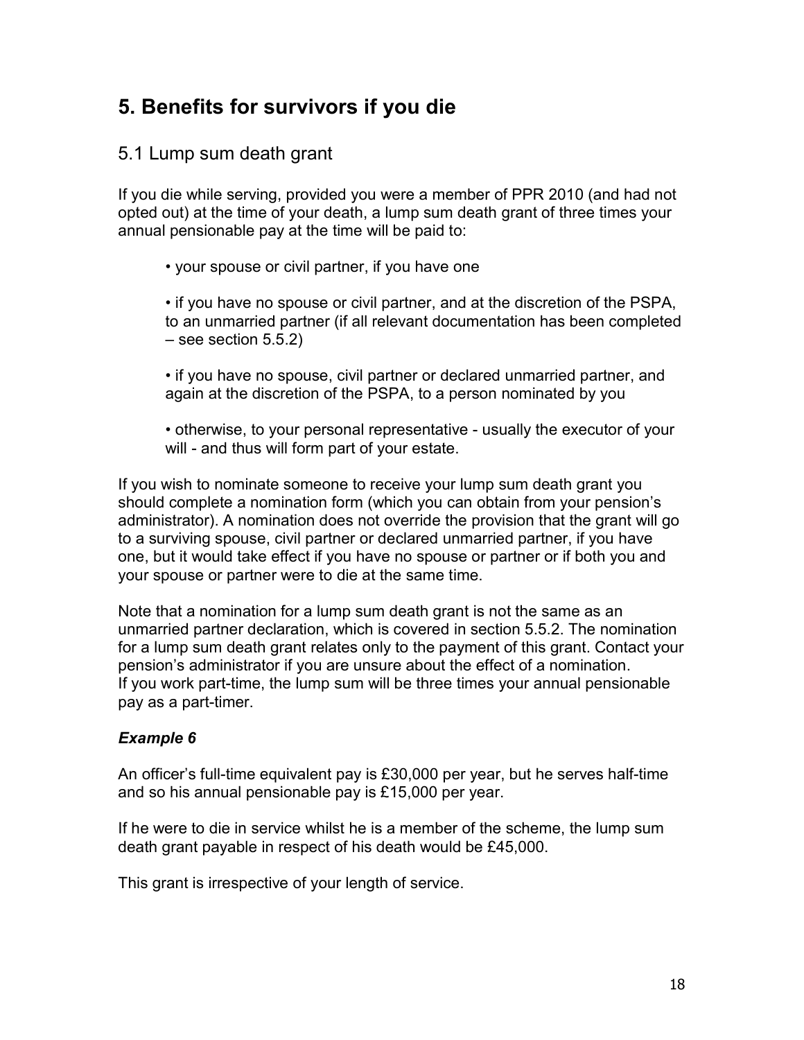# 5. Benefits for survivors if you die

## 5.1 Lump sum death grant

If you die while serving, provided you were a member of PPR 2010 (and had not opted out) at the time of your death, a lump sum death grant of three times your annual pensionable pay at the time will be paid to:

- your spouse or civil partner, if you have one
- if you have no spouse or civil partner, and at the discretion of the PSPA, to an unmarried partner (if all relevant documentation has been completed – see section 5.5.2)
- if you have no spouse, civil partner or declared unmarried partner, and again at the discretion of the PSPA, to a person nominated by you
- otherwise, to your personal representative - usually the executor of your will - and thus will form part of your estate.

If you wish to nominate someone to receive your lump sum death grant you should complete a nomination form (which you can obtain from your pension's administrator). A nomination does not override the provision that the grant will go to a surviving spouse, civil partner or declared unmarried partner, if you have one, but it would take effect if you have no spouse or partner or if both you and your spouse or partner were to die at the same time.

Note that a nomination for a lump sum death grant is not the same as an unmarried partner declaration, which is covered in section 5.5.2. The nomination for a lump sum death grant relates only to the payment of this grant. Contact your pension's administrator if you are unsure about the effect of a nomination.
If you work part-time, the lump sum will be three times your annual pensionable pay as a part-timer.

***Example 6***

An officer's full-time equivalent pay is £30,000 per year, but he serves half-time and so his annual pensionable pay is £15,000 per year.

If he were to die in service whilst he is a member of the scheme, the lump sum death grant payable in respect of his death would be £45,000.

This grant is irrespective of your length of service.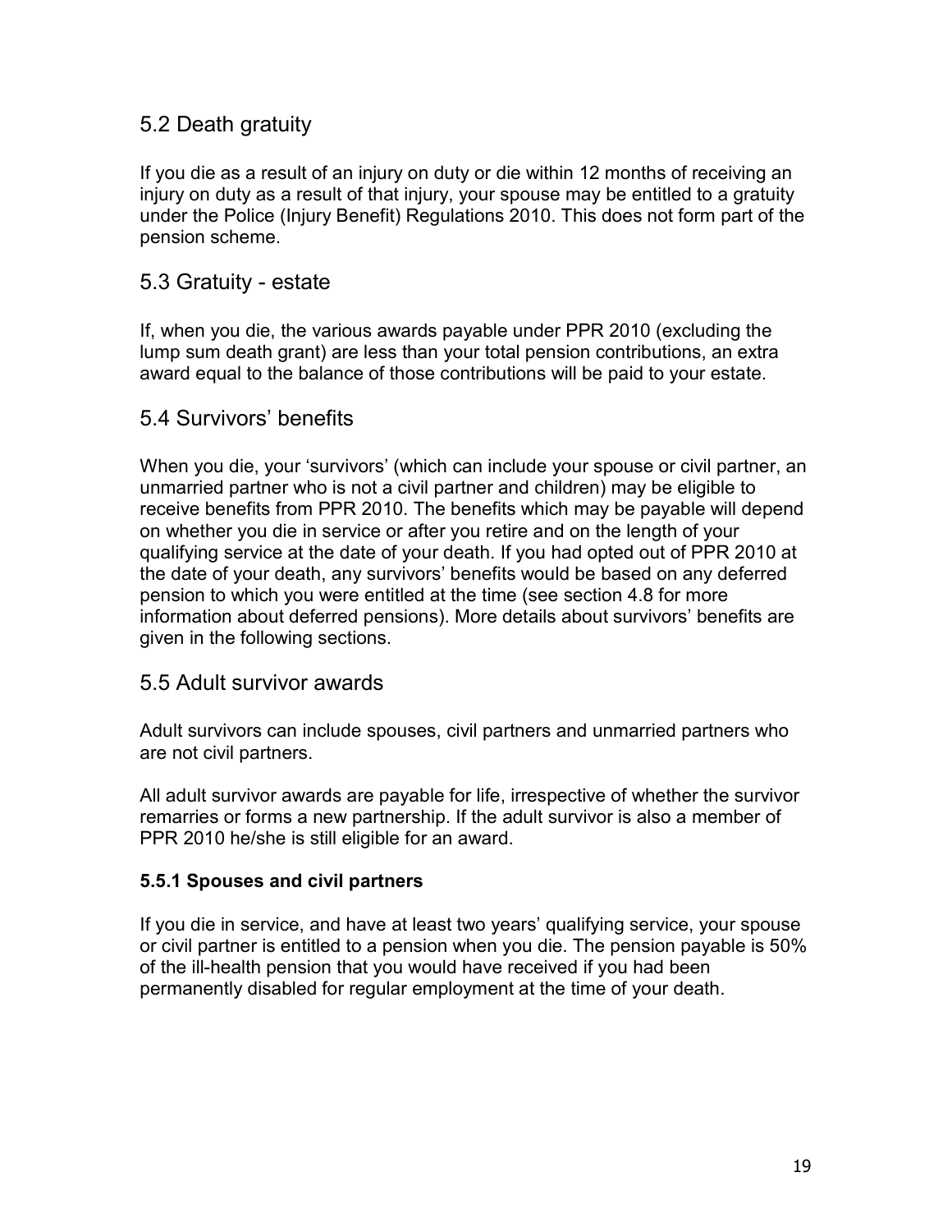## 5.2 Death gratuity

If you die as a result of an injury on duty or die within 12 months of receiving an injury on duty as a result of that injury, your spouse may be entitled to a gratuity under the Police (Injury Benefit) Regulations 2010. This does not form part of the pension scheme.

## 5.3 Gratuity - estate

If, when you die, the various awards payable under PPR 2010 (excluding the lump sum death grant) are less than your total pension contributions, an extra award equal to the balance of those contributions will be paid to your estate.

## 5.4 Survivors' benefits

When you die, your 'survivors' (which can include your spouse or civil partner, an unmarried partner who is not a civil partner and children) may be eligible to receive benefits from PPR 2010. The benefits which may be payable will depend on whether you die in service or after you retire and on the length of your qualifying service at the date of your death. If you had opted out of PPR 2010 at the date of your death, any survivors' benefits would be based on any deferred pension to which you were entitled at the time (see section 4.8 for more information about deferred pensions). More details about survivors' benefits are given in the following sections.

## 5.5 Adult survivor awards

Adult survivors can include spouses, civil partners and unmarried partners who are not civil partners.

All adult survivor awards are payable for life, irrespective of whether the survivor remarries or forms a new partnership. If the adult survivor is also a member of PPR 2010 he/she is still eligible for an award.

### 5.5.1 Spouses and civil partners

If you die in service, and have at least two years' qualifying service, your spouse or civil partner is entitled to a pension when you die. The pension payable is 50% of the ill-health pension that you would have received if you had been permanently disabled for regular employment at the time of your death.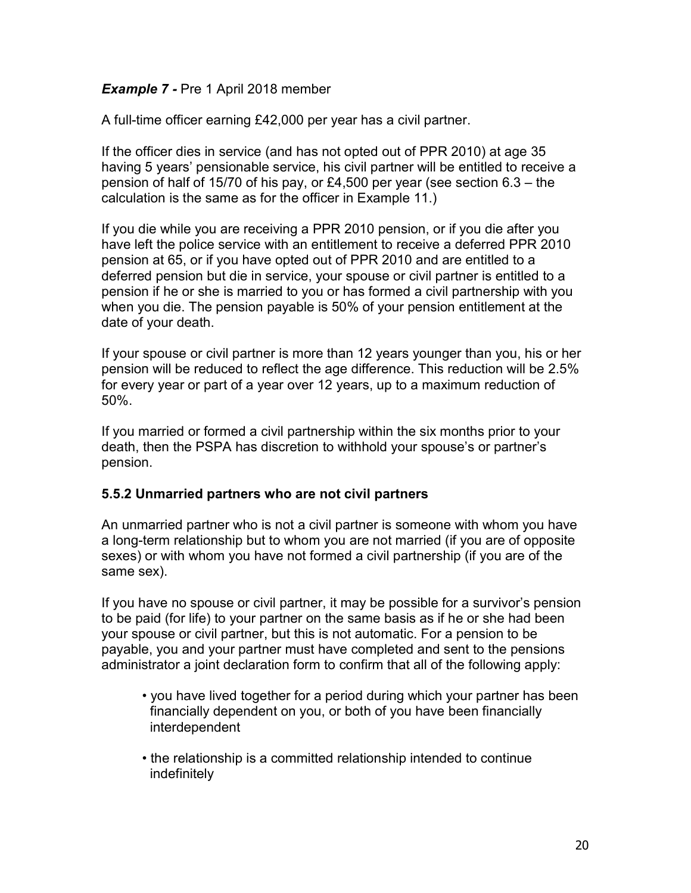***Example 7 -*** Pre 1 April 2018 member

A full-time officer earning £42,000 per year has a civil partner.

If the officer dies in service (and has not opted out of PPR 2010) at age 35 having 5 years' pensionable service, his civil partner will be entitled to receive a pension of half of 15/70 of his pay, or £4,500 per year (see section 6.3 – the calculation is the same as for the officer in Example 11.)

If you die while you are receiving a PPR 2010 pension, or if you die after you have left the police service with an entitlement to receive a deferred PPR 2010 pension at 65, or if you have opted out of PPR 2010 and are entitled to a deferred pension but die in service, your spouse or civil partner is entitled to a pension if he or she is married to you or has formed a civil partnership with you when you die. The pension payable is 50% of your pension entitlement at the date of your death.

If your spouse or civil partner is more than 12 years younger than you, his or her pension will be reduced to reflect the age difference. This reduction will be 2.5% for every year or part of a year over 12 years, up to a maximum reduction of 50%.

If you married or formed a civil partnership within the six months prior to your death, then the PSPA has discretion to withhold your spouse's or partner's pension.

### 5.5.2 Unmarried partners who are not civil partners

An unmarried partner who is not a civil partner is someone with whom you have a long-term relationship but to whom you are not married (if you are of opposite sexes) or with whom you have not formed a civil partnership (if you are of the same sex).

If you have no spouse or civil partner, it may be possible for a survivor's pension to be paid (for life) to your partner on the same basis as if he or she had been your spouse or civil partner, but this is not automatic. For a pension to be payable, you and your partner must have completed and sent to the pensions administrator a joint declaration form to confirm that all of the following apply:

- you have lived together for a period during which your partner has been financially dependent on you, or both of you have been financially interdependent
- the relationship is a committed relationship intended to continue indefinitely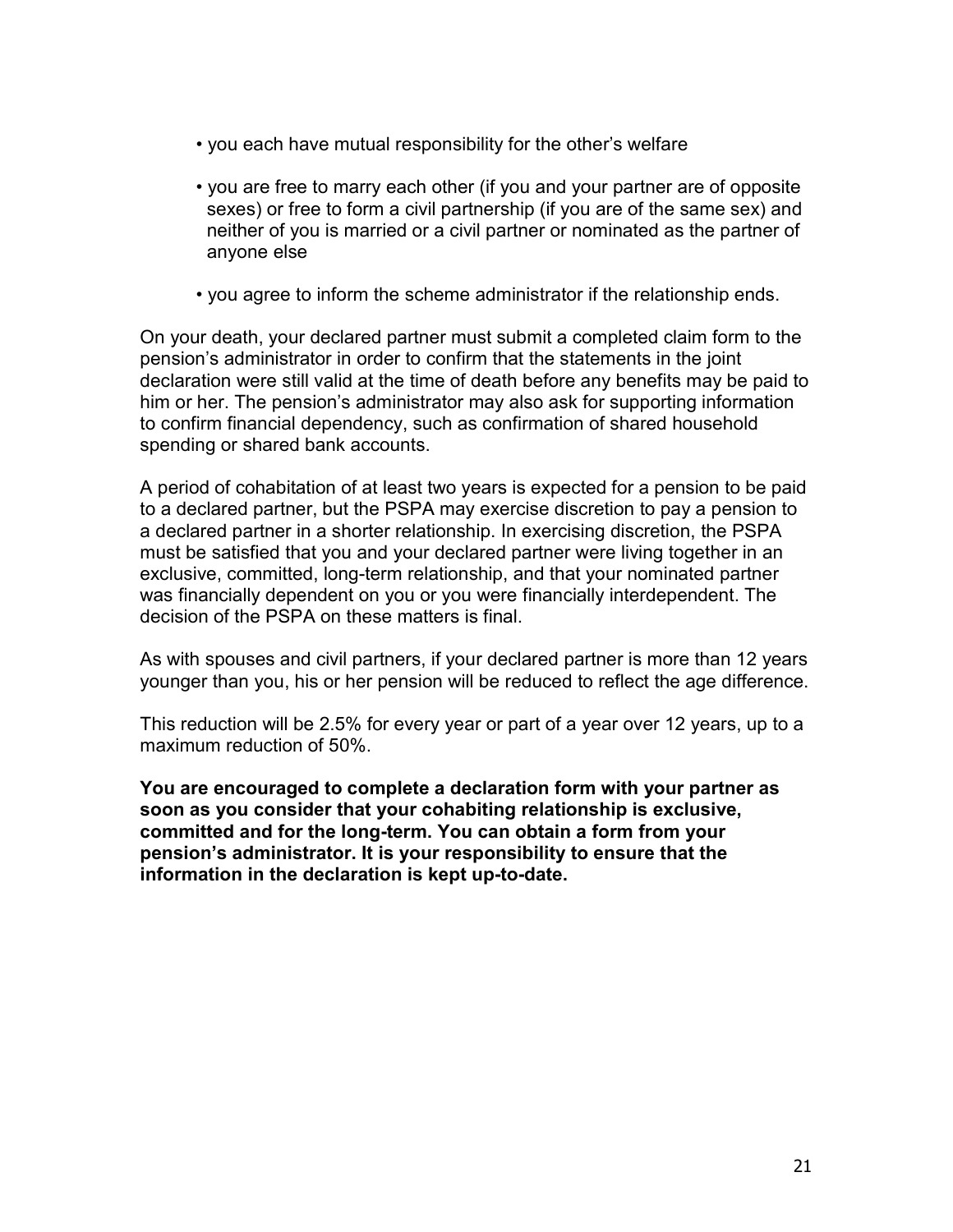- you each have mutual responsibility for the other's welfare
- you are free to marry each other (if you and your partner are of opposite sexes) or free to form a civil partnership (if you are of the same sex) and neither of you is married or a civil partner or nominated as the partner of anyone else
- you agree to inform the scheme administrator if the relationship ends.

On your death, your declared partner must submit a completed claim form to the pension's administrator in order to confirm that the statements in the joint declaration were still valid at the time of death before any benefits may be paid to him or her. The pension's administrator may also ask for supporting information to confirm financial dependency, such as confirmation of shared household spending or shared bank accounts.

A period of cohabitation of at least two years is expected for a pension to be paid to a declared partner, but the PSPA may exercise discretion to pay a pension to a declared partner in a shorter relationship. In exercising discretion, the PSPA must be satisfied that you and your declared partner were living together in an exclusive, committed, long-term relationship, and that your nominated partner was financially dependent on you or you were financially interdependent. The decision of the PSPA on these matters is final.

As with spouses and civil partners, if your declared partner is more than 12 years younger than you, his or her pension will be reduced to reflect the age difference.

This reduction will be 2.5% for every year or part of a year over 12 years, up to a maximum reduction of 50%.

**You are encouraged to complete a declaration form with your partner as soon as you consider that your cohabiting relationship is exclusive, committed and for the long-term. You can obtain a form from your pension's administrator. It is your responsibility to ensure that the information in the declaration is kept up-to-date.**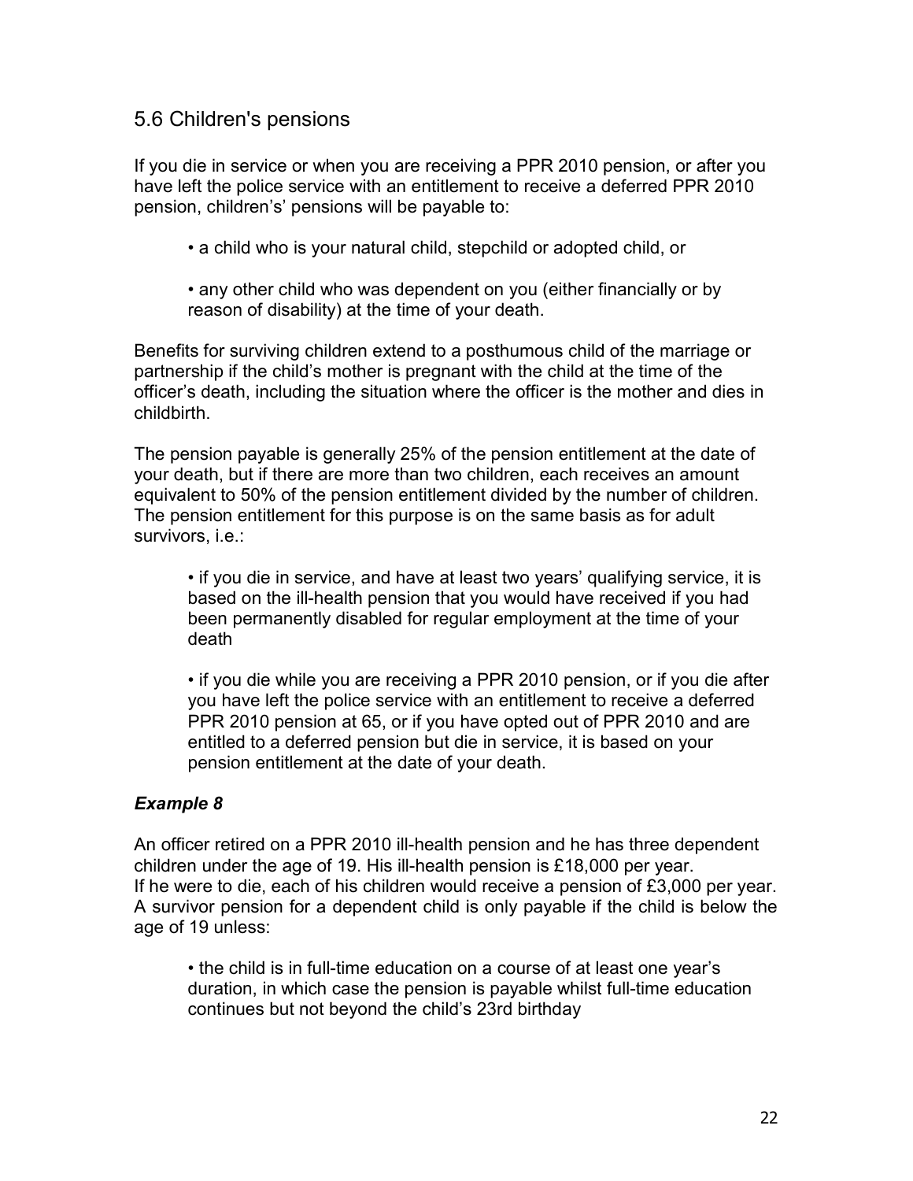## 5.6 Children's pensions

If you die in service or when you are receiving a PPR 2010 pension, or after you have left the police service with an entitlement to receive a deferred PPR 2010 pension, children's' pensions will be payable to:

- a child who is your natural child, stepchild or adopted child, or
- any other child who was dependent on you (either financially or by reason of disability) at the time of your death.

Benefits for surviving children extend to a posthumous child of the marriage or partnership if the child's mother is pregnant with the child at the time of the officer's death, including the situation where the officer is the mother and dies in childbirth.

The pension payable is generally 25% of the pension entitlement at the date of your death, but if there are more than two children, each receives an amount equivalent to 50% of the pension entitlement divided by the number of children. The pension entitlement for this purpose is on the same basis as for adult survivors, i.e.:

- if you die in service, and have at least two years' qualifying service, it is based on the ill-health pension that you would have received if you had been permanently disabled for regular employment at the time of your death
- if you die while you are receiving a PPR 2010 pension, or if you die after you have left the police service with an entitlement to receive a deferred PPR 2010 pension at 65, or if you have opted out of PPR 2010 and are entitled to a deferred pension but die in service, it is based on your pension entitlement at the date of your death.

### *Example 8*

An officer retired on a PPR 2010 ill-health pension and he has three dependent children under the age of 19. His ill-health pension is £18,000 per year.
If he were to die, each of his children would receive a pension of £3,000 per year.
A survivor pension for a dependent child is only payable if the child is below the age of 19 unless:

- the child is in full-time education on a course of at least one year's duration, in which case the pension is payable whilst full-time education continues but not beyond the child's 23rd birthday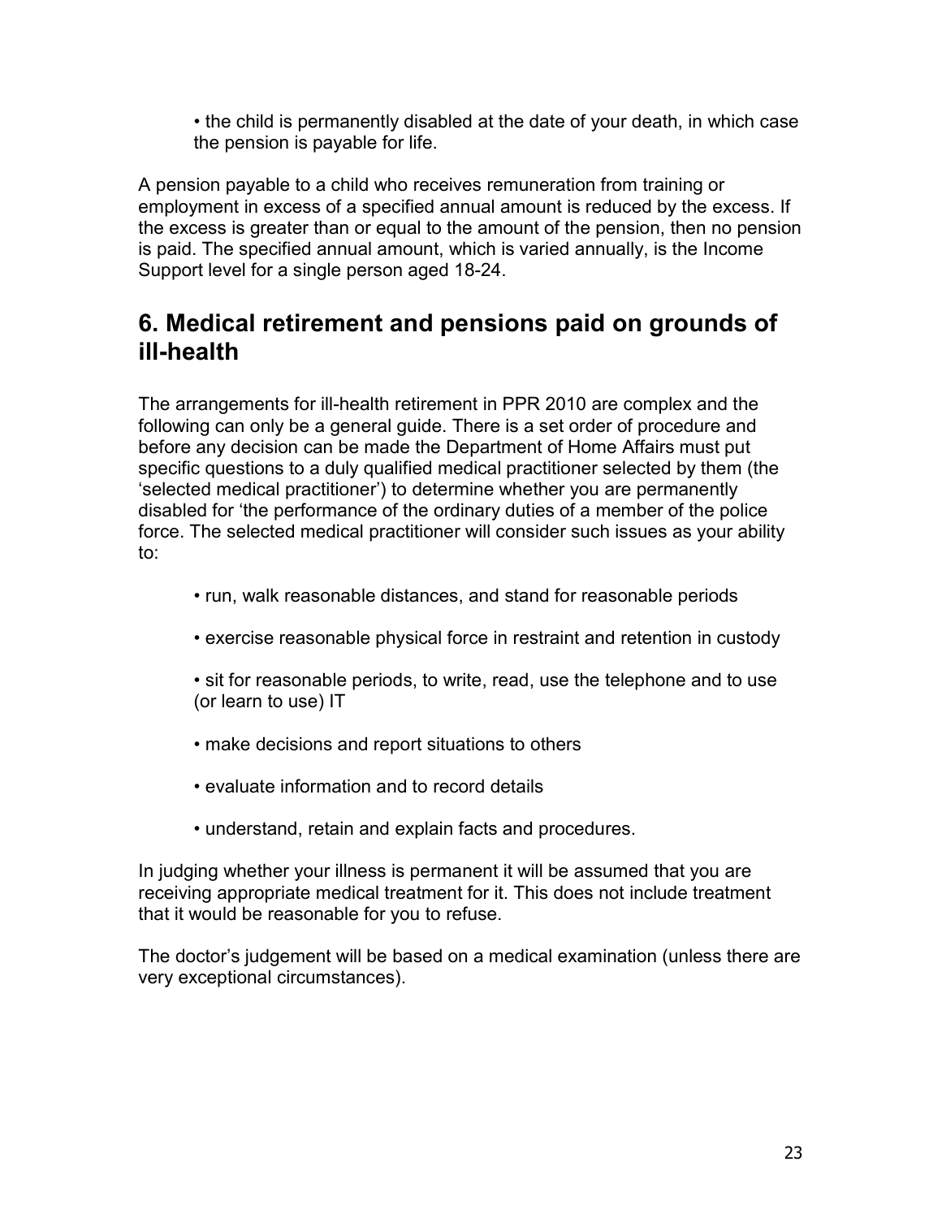- the child is permanently disabled at the date of your death, in which case the pension is payable for life.

A pension payable to a child who receives remuneration from training or employment in excess of a specified annual amount is reduced by the excess. If the excess is greater than or equal to the amount of the pension, then no pension is paid. The specified annual amount, which is varied annually, is the Income Support level for a single person aged 18-24.

## 6. Medical retirement and pensions paid on grounds of ill-health

The arrangements for ill-health retirement in PPR 2010 are complex and the following can only be a general guide. There is a set order of procedure and before any decision can be made the Department of Home Affairs must put specific questions to a duly qualified medical practitioner selected by them (the 'selected medical practitioner') to determine whether you are permanently disabled for 'the performance of the ordinary duties of a member of the police force. The selected medical practitioner will consider such issues as your ability to:

- run, walk reasonable distances, and stand for reasonable periods
- exercise reasonable physical force in restraint and retention in custody
- sit for reasonable periods, to write, read, use the telephone and to use (or learn to use) IT
- make decisions and report situations to others
- evaluate information and to record details
- understand, retain and explain facts and procedures.

In judging whether your illness is permanent it will be assumed that you are receiving appropriate medical treatment for it. This does not include treatment that it would be reasonable for you to refuse.

The doctor's judgement will be based on a medical examination (unless there are very exceptional circumstances).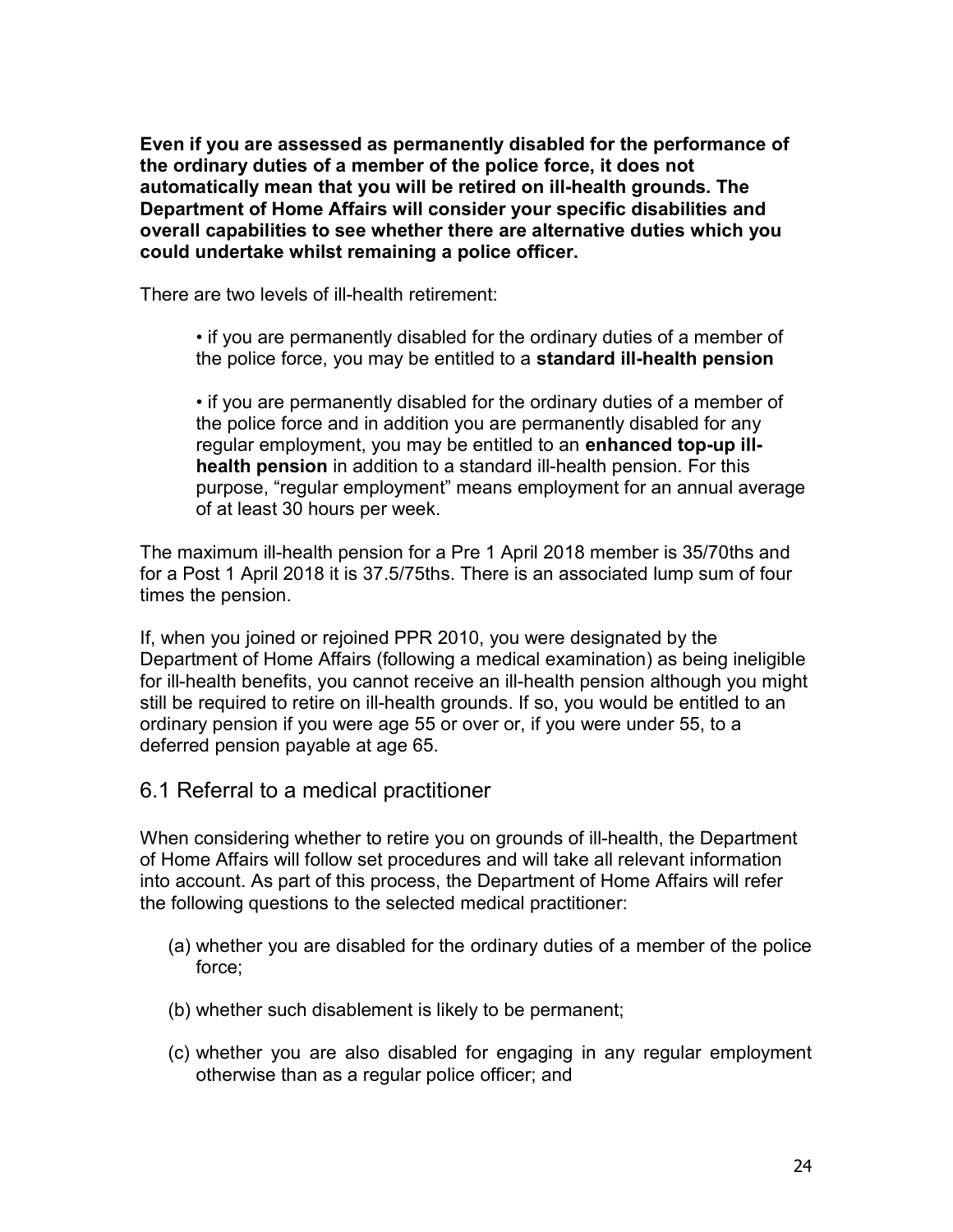**Even if you are assessed as permanently disabled for the performance of the ordinary duties of a member of the police force, it does not automatically mean that you will be retired on ill-health grounds. The Department of Home Affairs will consider your specific disabilities and overall capabilities to see whether there are alternative duties which you could undertake whilst remaining a police officer.**

There are two levels of ill-health retirement:

- if you are permanently disabled for the ordinary duties of a member of the police force, you may be entitled to a **standard ill-health pension**

- if you are permanently disabled for the ordinary duties of a member of the police force and in addition you are permanently disabled for any regular employment, you may be entitled to an **enhanced top-up ill-health pension** in addition to a standard ill-health pension. For this purpose, "regular employment" means employment for an annual average of at least 30 hours per week.

The maximum ill-health pension for a Pre 1 April 2018 member is 35/70ths and for a Post 1 April 2018 it is 37.5/75ths. There is an associated lump sum of four times the pension.

If, when you joined or rejoined PPR 2010, you were designated by the Department of Home Affairs (following a medical examination) as being ineligible for ill-health benefits, you cannot receive an ill-health pension although you might still be required to retire on ill-health grounds. If so, you would be entitled to an ordinary pension if you were age 55 or over or, if you were under 55, to a deferred pension payable at age 65.

## 6.1 Referral to a medical practitioner

When considering whether to retire you on grounds of ill-health, the Department of Home Affairs will follow set procedures and will take all relevant information into account. As part of this process, the Department of Home Affairs will refer the following questions to the selected medical practitioner:

(a) whether you are disabled for the ordinary duties of a member of the police force;

(b) whether such disablement is likely to be permanent;

(c) whether you are also disabled for engaging in any regular employment otherwise than as a regular police officer; and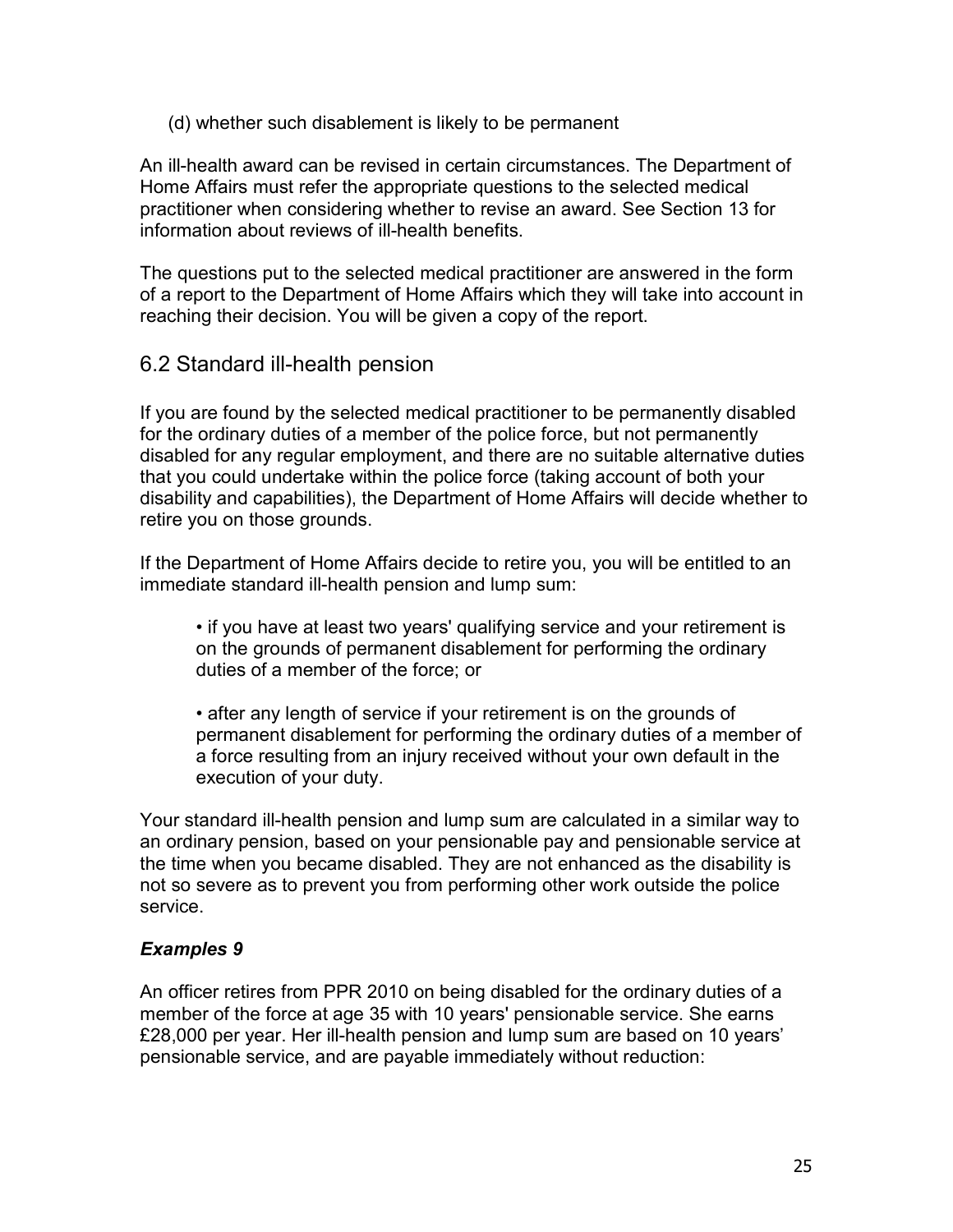(d) whether such disablement is likely to be permanent

An ill-health award can be revised in certain circumstances. The Department of Home Affairs must refer the appropriate questions to the selected medical practitioner when considering whether to revise an award. See Section 13 for information about reviews of ill-health benefits.

The questions put to the selected medical practitioner are answered in the form of a report to the Department of Home Affairs which they will take into account in reaching their decision. You will be given a copy of the report.

## 6.2 Standard ill-health pension

If you are found by the selected medical practitioner to be permanently disabled for the ordinary duties of a member of the police force, but not permanently disabled for any regular employment, and there are no suitable alternative duties that you could undertake within the police force (taking account of both your disability and capabilities), the Department of Home Affairs will decide whether to retire you on those grounds.

If the Department of Home Affairs decide to retire you, you will be entitled to an immediate standard ill-health pension and lump sum:

- if you have at least two years' qualifying service and your retirement is on the grounds of permanent disablement for performing the ordinary duties of a member of the force; or

- after any length of service if your retirement is on the grounds of permanent disablement for performing the ordinary duties of a member of a force resulting from an injury received without your own default in the execution of your duty.

Your standard ill-health pension and lump sum are calculated in a similar way to an ordinary pension, based on your pensionable pay and pensionable service at the time when you became disabled. They are not enhanced as the disability is not so severe as to prevent you from performing other work outside the police service.

### *Examples 9*

An officer retires from PPR 2010 on being disabled for the ordinary duties of a member of the force at age 35 with 10 years' pensionable service. She earns £28,000 per year. Her ill-health pension and lump sum are based on 10 years' pensionable service, and are payable immediately without reduction: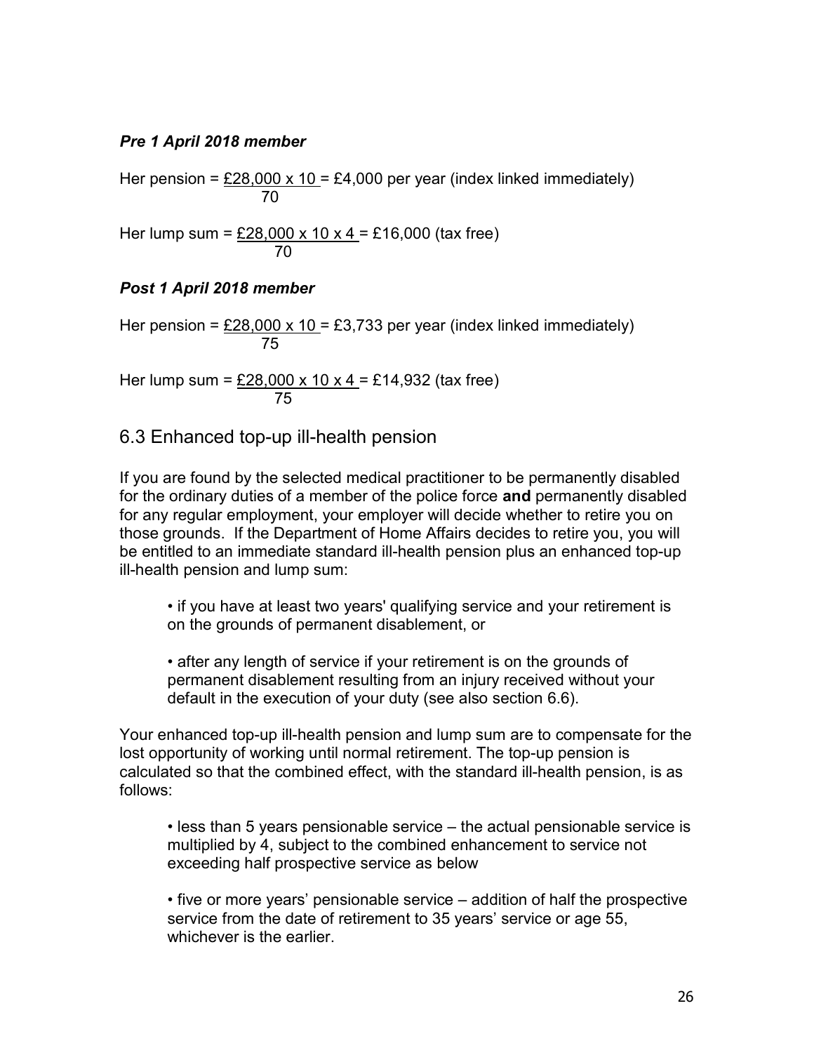***Pre 1 April 2018 member***

Her pension = $\frac{£28,000 \times 10}{70}$ = £4,000 per year (index linked immediately)

Her lump sum = $\frac{£28,000 \times 10 \times 4}{70}$ = £16,000 (tax free)

***Post 1 April 2018 member***

Her pension = $\frac{£28,000 \times 10}{75}$ = £3,733 per year (index linked immediately)

Her lump sum = $\frac{£28,000 \times 10 \times 4}{75}$ = £14,932 (tax free)

## 6.3 Enhanced top-up ill-health pension

If you are found by the selected medical practitioner to be permanently disabled for the ordinary duties of a member of the police force **and** permanently disabled for any regular employment, your employer will decide whether to retire you on those grounds. If the Department of Home Affairs decides to retire you, you will be entitled to an immediate standard ill-health pension plus an enhanced top-up ill-health pension and lump sum:

- if you have at least two years' qualifying service and your retirement is on the grounds of permanent disablement, or
- after any length of service if your retirement is on the grounds of permanent disablement resulting from an injury received without your default in the execution of your duty (see also section 6.6).

Your enhanced top-up ill-health pension and lump sum are to compensate for the lost opportunity of working until normal retirement. The top-up pension is calculated so that the combined effect, with the standard ill-health pension, is as follows:

- less than 5 years pensionable service – the actual pensionable service is multiplied by 4, subject to the combined enhancement to service not exceeding half prospective service as below
- five or more years' pensionable service – addition of half the prospective service from the date of retirement to 35 years' service or age 55, whichever is the earlier.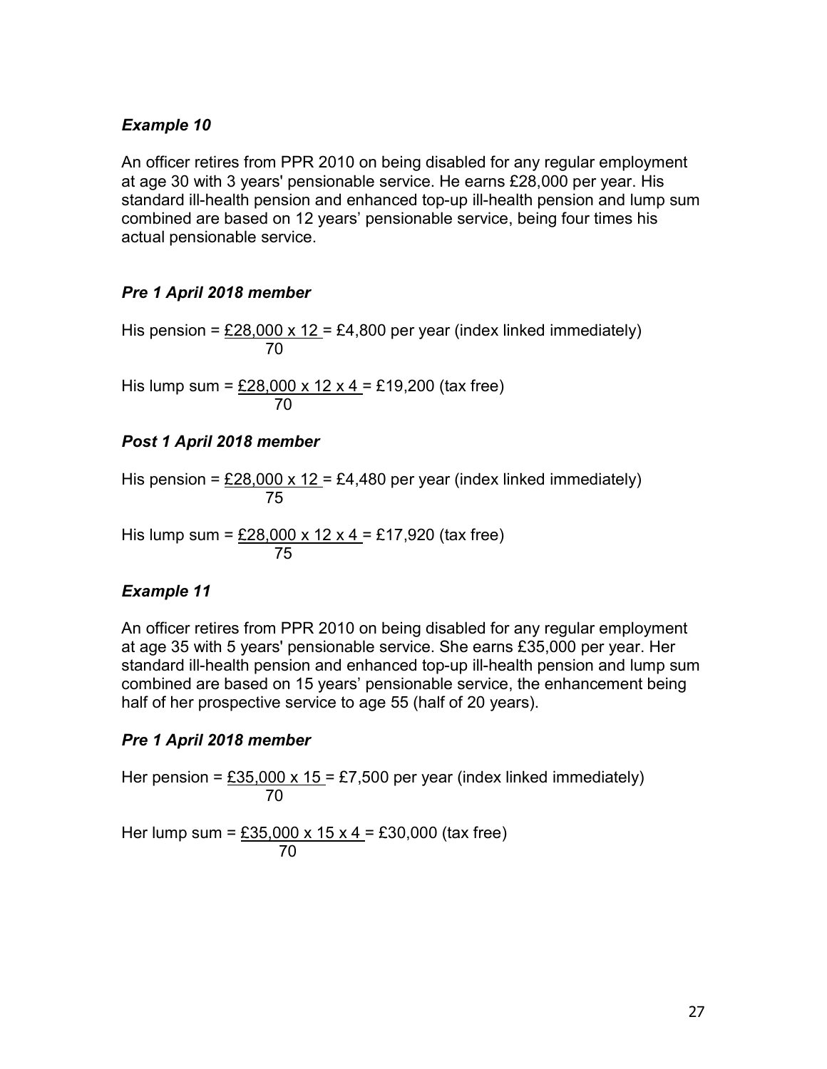***Example 10***

An officer retires from PPR 2010 on being disabled for any regular employment at age 30 with 3 years' pensionable service. He earns £28,000 per year. His standard ill-health pension and enhanced top-up ill-health pension and lump sum combined are based on 12 years' pensionable service, being four times his actual pensionable service.

***Pre 1 April 2018 member***

His pension = $\frac{£28{,}000 \times 12}{70}$ = £4,800 per year (index linked immediately)

His lump sum = $\frac{£28{,}000 \times 12 \times 4}{70}$ = £19,200 (tax free)

***Post 1 April 2018 member***

His pension = $\frac{£28{,}000 \times 12}{75}$ = £4,480 per year (index linked immediately)

His lump sum = $\frac{£28{,}000 \times 12 \times 4}{75}$ = £17,920 (tax free)

***Example 11***

An officer retires from PPR 2010 on being disabled for any regular employment at age 35 with 5 years' pensionable service. She earns £35,000 per year. Her standard ill-health pension and enhanced top-up ill-health pension and lump sum combined are based on 15 years' pensionable service, the enhancement being half of her prospective service to age 55 (half of 20 years).

***Pre 1 April 2018 member***

Her pension = $\frac{£35{,}000 \times 15}{70}$ = £7,500 per year (index linked immediately)

Her lump sum = $\frac{£35{,}000 \times 15 \times 4}{70}$ = £30,000 (tax free)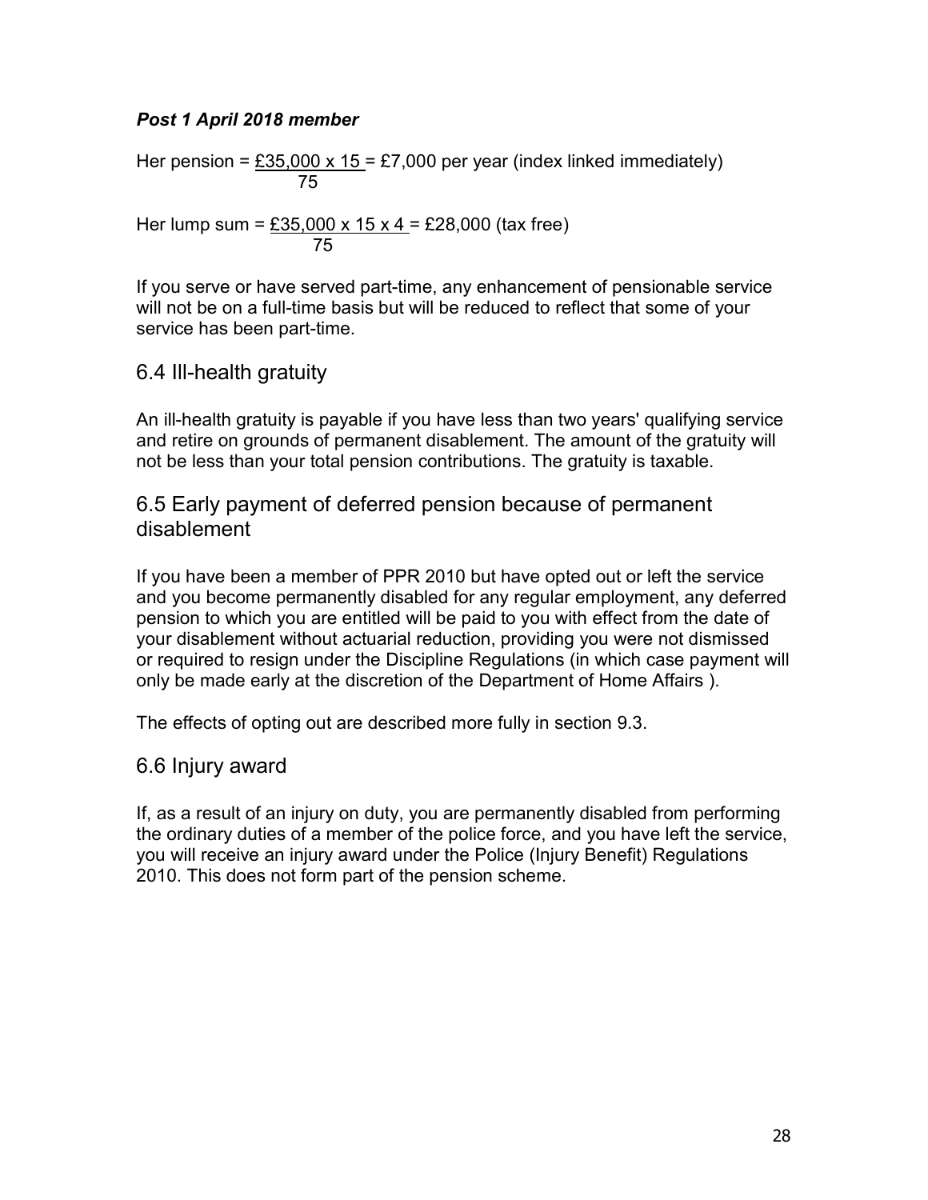***Post 1 April 2018 member***

Her pension = $\frac{£35{,}000 \times 15}{75}$ = £7,000 per year (index linked immediately)

Her lump sum = $\frac{£35{,}000 \times 15 \times 4}{75}$ = £28,000 (tax free)

If you serve or have served part-time, any enhancement of pensionable service will not be on a full-time basis but will be reduced to reflect that some of your service has been part-time.

## 6.4 Ill-health gratuity

An ill-health gratuity is payable if you have less than two years' qualifying service and retire on grounds of permanent disablement. The amount of the gratuity will not be less than your total pension contributions. The gratuity is taxable.

## 6.5 Early payment of deferred pension because of permanent disablement

If you have been a member of PPR 2010 but have opted out or left the service and you become permanently disabled for any regular employment, any deferred pension to which you are entitled will be paid to you with effect from the date of your disablement without actuarial reduction, providing you were not dismissed or required to resign under the Discipline Regulations (in which case payment will only be made early at the discretion of the Department of Home Affairs ).

The effects of opting out are described more fully in section 9.3.

## 6.6 Injury award

If, as a result of an injury on duty, you are permanently disabled from performing the ordinary duties of a member of the police force, and you have left the service, you will receive an injury award under the Police (Injury Benefit) Regulations 2010. This does not form part of the pension scheme.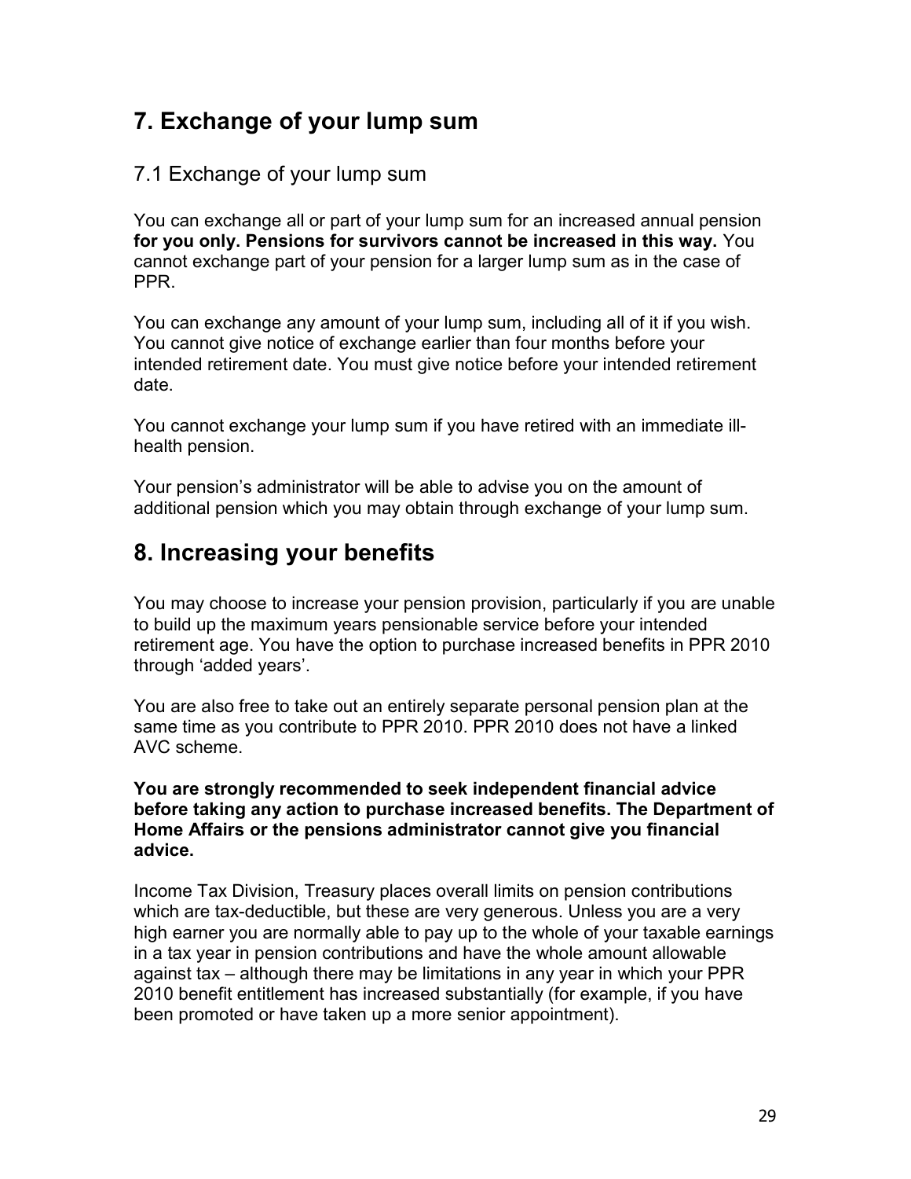## 7. Exchange of your lump sum

### 7.1 Exchange of your lump sum

You can exchange all or part of your lump sum for an increased annual pension **for you only. Pensions for survivors cannot be increased in this way.** You cannot exchange part of your pension for a larger lump sum as in the case of PPR.

You can exchange any amount of your lump sum, including all of it if you wish. You cannot give notice of exchange earlier than four months before your intended retirement date. You must give notice before your intended retirement date.

You cannot exchange your lump sum if you have retired with an immediate ill-health pension.

Your pension's administrator will be able to advise you on the amount of additional pension which you may obtain through exchange of your lump sum.

## 8. Increasing your benefits

You may choose to increase your pension provision, particularly if you are unable to build up the maximum years pensionable service before your intended retirement age. You have the option to purchase increased benefits in PPR 2010 through 'added years'.

You are also free to take out an entirely separate personal pension plan at the same time as you contribute to PPR 2010. PPR 2010 does not have a linked AVC scheme.

**You are strongly recommended to seek independent financial advice before taking any action to purchase increased benefits. The Department of Home Affairs or the pensions administrator cannot give you financial advice.**

Income Tax Division, Treasury places overall limits on pension contributions which are tax-deductible, but these are very generous. Unless you are a very high earner you are normally able to pay up to the whole of your taxable earnings in a tax year in pension contributions and have the whole amount allowable against tax – although there may be limitations in any year in which your PPR 2010 benefit entitlement has increased substantially (for example, if you have been promoted or have taken up a more senior appointment).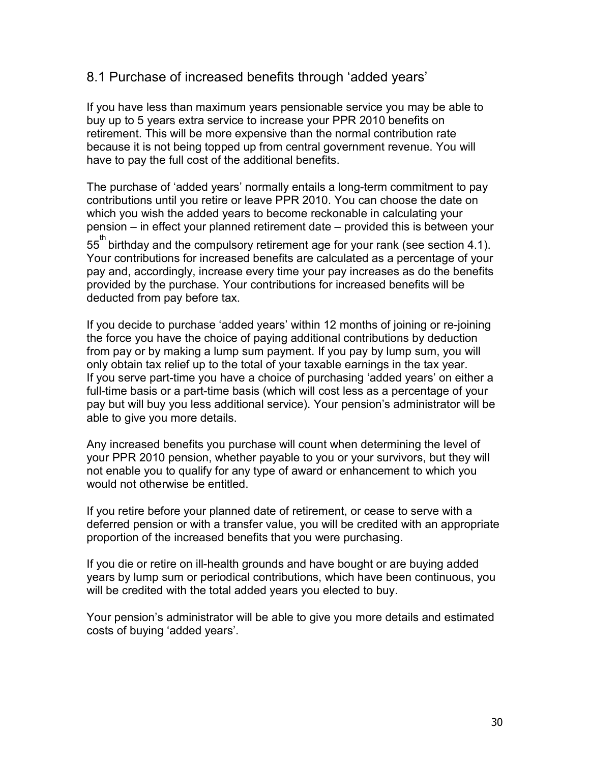## 8.1 Purchase of increased benefits through 'added years'

If you have less than maximum years pensionable service you may be able to buy up to 5 years extra service to increase your PPR 2010 benefits on retirement. This will be more expensive than the normal contribution rate because it is not being topped up from central government revenue. You will have to pay the full cost of the additional benefits.

The purchase of 'added years' normally entails a long-term commitment to pay contributions until you retire or leave PPR 2010. You can choose the date on which you wish the added years to become reckonable in calculating your pension – in effect your planned retirement date – provided this is between your 55th birthday and the compulsory retirement age for your rank (see section 4.1). Your contributions for increased benefits are calculated as a percentage of your pay and, accordingly, increase every time your pay increases as do the benefits provided by the purchase. Your contributions for increased benefits will be deducted from pay before tax.

If you decide to purchase 'added years' within 12 months of joining or re-joining the force you have the choice of paying additional contributions by deduction from pay or by making a lump sum payment. If you pay by lump sum, you will only obtain tax relief up to the total of your taxable earnings in the tax year. If you serve part-time you have a choice of purchasing 'added years' on either a full-time basis or a part-time basis (which will cost less as a percentage of your pay but will buy you less additional service). Your pension's administrator will be able to give you more details.

Any increased benefits you purchase will count when determining the level of your PPR 2010 pension, whether payable to you or your survivors, but they will not enable you to qualify for any type of award or enhancement to which you would not otherwise be entitled.

If you retire before your planned date of retirement, or cease to serve with a deferred pension or with a transfer value, you will be credited with an appropriate proportion of the increased benefits that you were purchasing.

If you die or retire on ill-health grounds and have bought or are buying added years by lump sum or periodical contributions, which have been continuous, you will be credited with the total added years you elected to buy.

Your pension's administrator will be able to give you more details and estimated costs of buying 'added years'.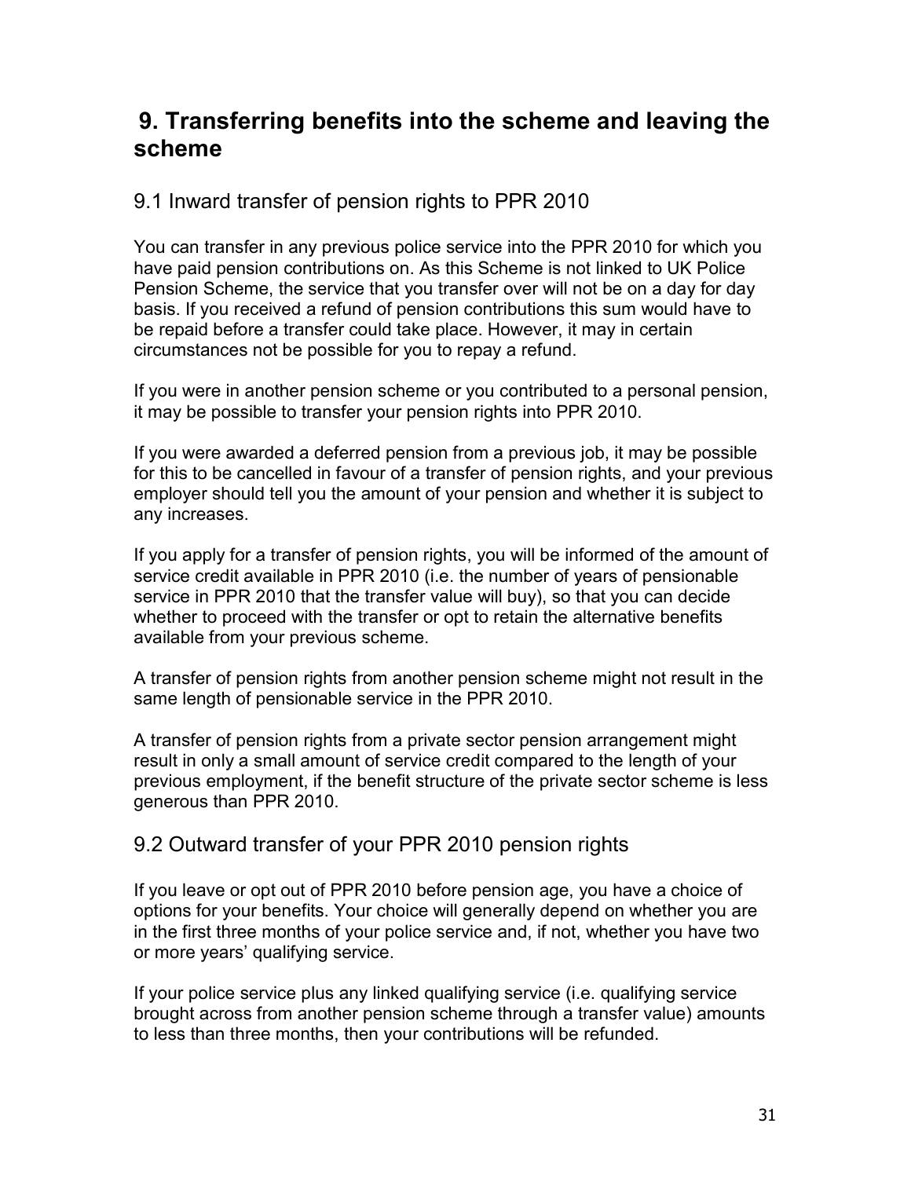## 9. Transferring benefits into the scheme and leaving the scheme

### 9.1 Inward transfer of pension rights to PPR 2010

You can transfer in any previous police service into the PPR 2010 for which you have paid pension contributions on. As this Scheme is not linked to UK Police Pension Scheme, the service that you transfer over will not be on a day for day basis. If you received a refund of pension contributions this sum would have to be repaid before a transfer could take place. However, it may in certain circumstances not be possible for you to repay a refund.

If you were in another pension scheme or you contributed to a personal pension, it may be possible to transfer your pension rights into PPR 2010.

If you were awarded a deferred pension from a previous job, it may be possible for this to be cancelled in favour of a transfer of pension rights, and your previous employer should tell you the amount of your pension and whether it is subject to any increases.

If you apply for a transfer of pension rights, you will be informed of the amount of service credit available in PPR 2010 (i.e. the number of years of pensionable service in PPR 2010 that the transfer value will buy), so that you can decide whether to proceed with the transfer or opt to retain the alternative benefits available from your previous scheme.

A transfer of pension rights from another pension scheme might not result in the same length of pensionable service in the PPR 2010.

A transfer of pension rights from a private sector pension arrangement might result in only a small amount of service credit compared to the length of your previous employment, if the benefit structure of the private sector scheme is less generous than PPR 2010.

### 9.2 Outward transfer of your PPR 2010 pension rights

If you leave or opt out of PPR 2010 before pension age, you have a choice of options for your benefits. Your choice will generally depend on whether you are in the first three months of your police service and, if not, whether you have two or more years' qualifying service.

If your police service plus any linked qualifying service (i.e. qualifying service brought across from another pension scheme through a transfer value) amounts to less than three months, then your contributions will be refunded.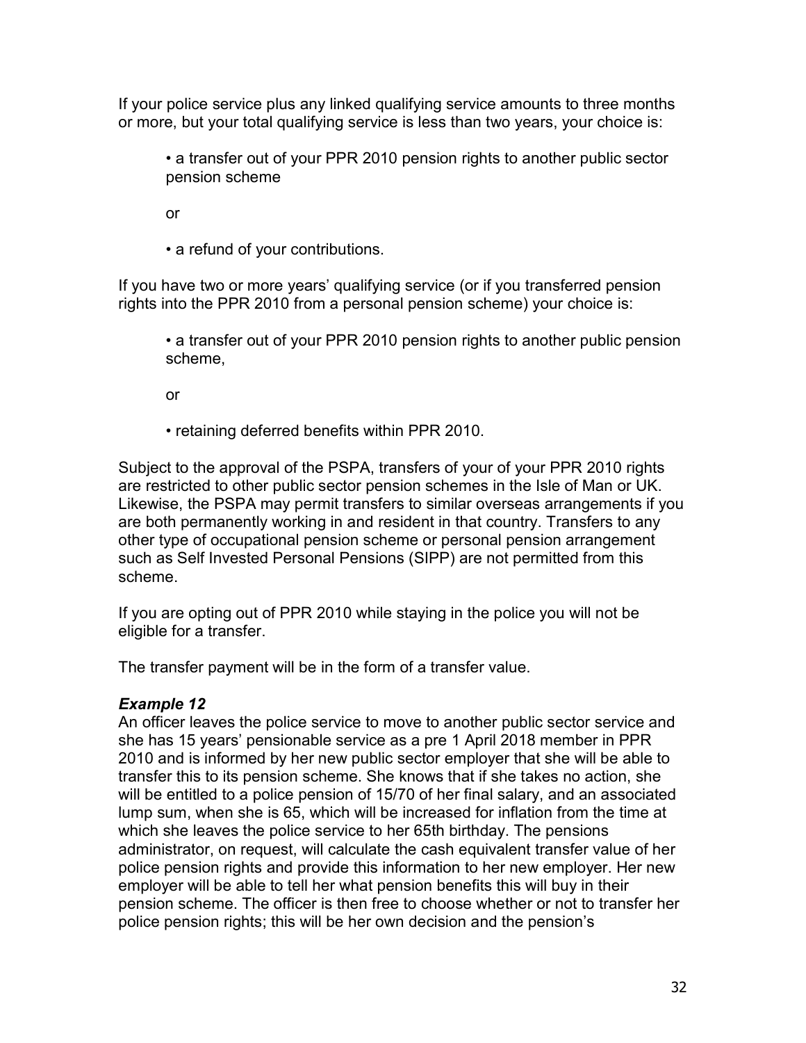If your police service plus any linked qualifying service amounts to three months or more, but your total qualifying service is less than two years, your choice is:

- a transfer out of your PPR 2010 pension rights to another public sector pension scheme

or

- a refund of your contributions.

If you have two or more years' qualifying service (or if you transferred pension rights into the PPR 2010 from a personal pension scheme) your choice is:

- a transfer out of your PPR 2010 pension rights to another public pension scheme,

or

- retaining deferred benefits within PPR 2010.

Subject to the approval of the PSPA, transfers of your of your PPR 2010 rights are restricted to other public sector pension schemes in the Isle of Man or UK. Likewise, the PSPA may permit transfers to similar overseas arrangements if you are both permanently working in and resident in that country. Transfers to any other type of occupational pension scheme or personal pension arrangement such as Self Invested Personal Pensions (SIPP) are not permitted from this scheme.

If you are opting out of PPR 2010 while staying in the police you will not be eligible for a transfer.

The transfer payment will be in the form of a transfer value.

***Example 12***

An officer leaves the police service to move to another public sector service and she has 15 years' pensionable service as a pre 1 April 2018 member in PPR 2010 and is informed by her new public sector employer that she will be able to transfer this to its pension scheme. She knows that if she takes no action, she will be entitled to a police pension of 15/70 of her final salary, and an associated lump sum, when she is 65, which will be increased for inflation from the time at which she leaves the police service to her 65th birthday. The pensions administrator, on request, will calculate the cash equivalent transfer value of her police pension rights and provide this information to her new employer. Her new employer will be able to tell her what pension benefits this will buy in their pension scheme. The officer is then free to choose whether or not to transfer her police pension rights; this will be her own decision and the pension's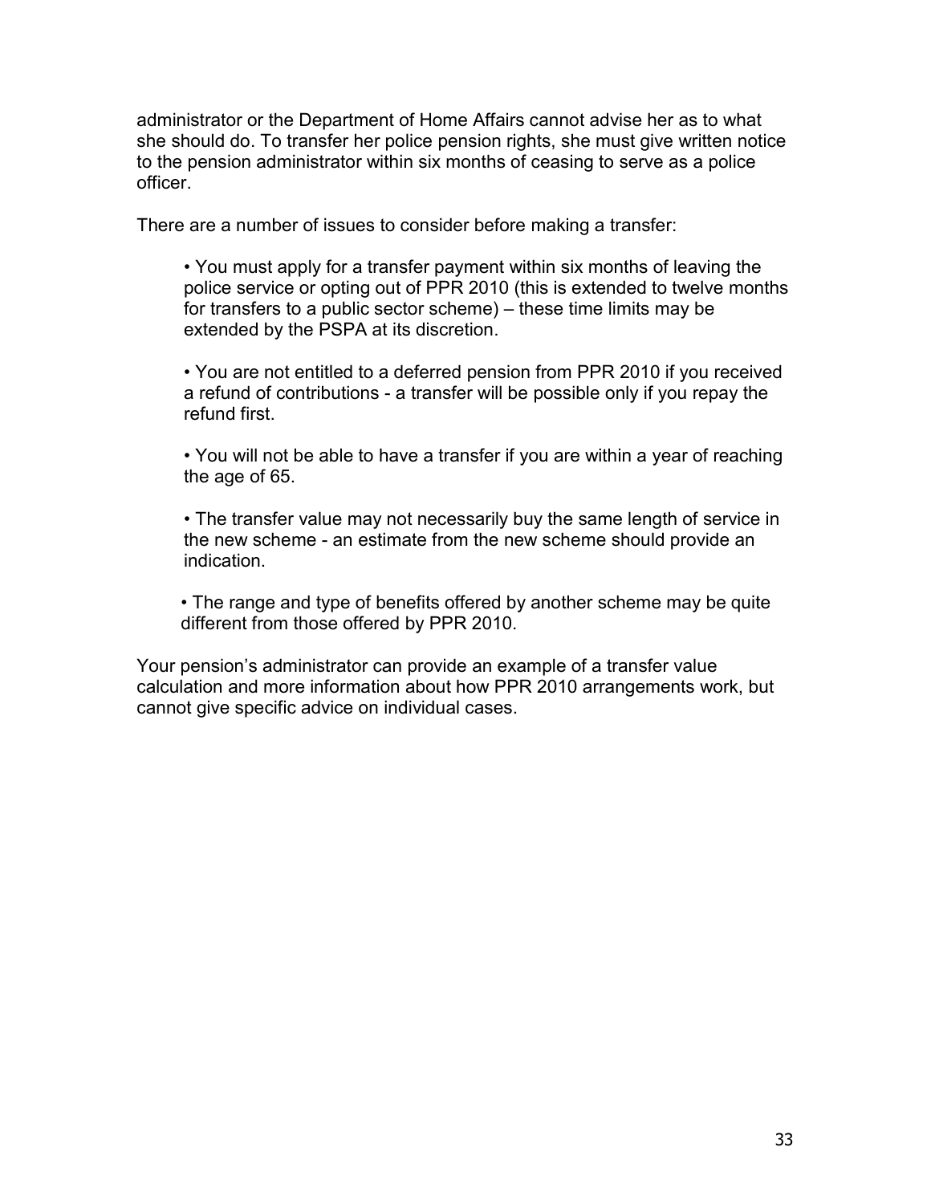administrator or the Department of Home Affairs cannot advise her as to what she should do. To transfer her police pension rights, she must give written notice to the pension administrator within six months of ceasing to serve as a police officer.

There are a number of issues to consider before making a transfer:

- You must apply for a transfer payment within six months of leaving the police service or opting out of PPR 2010 (this is extended to twelve months for transfers to a public sector scheme) – these time limits may be extended by the PSPA at its discretion.

- You are not entitled to a deferred pension from PPR 2010 if you received a refund of contributions - a transfer will be possible only if you repay the refund first.

- You will not be able to have a transfer if you are within a year of reaching the age of 65.

- The transfer value may not necessarily buy the same length of service in the new scheme - an estimate from the new scheme should provide an indication.

- The range and type of benefits offered by another scheme may be quite different from those offered by PPR 2010.

Your pension's administrator can provide an example of a transfer value calculation and more information about how PPR 2010 arrangements work, but cannot give specific advice on individual cases.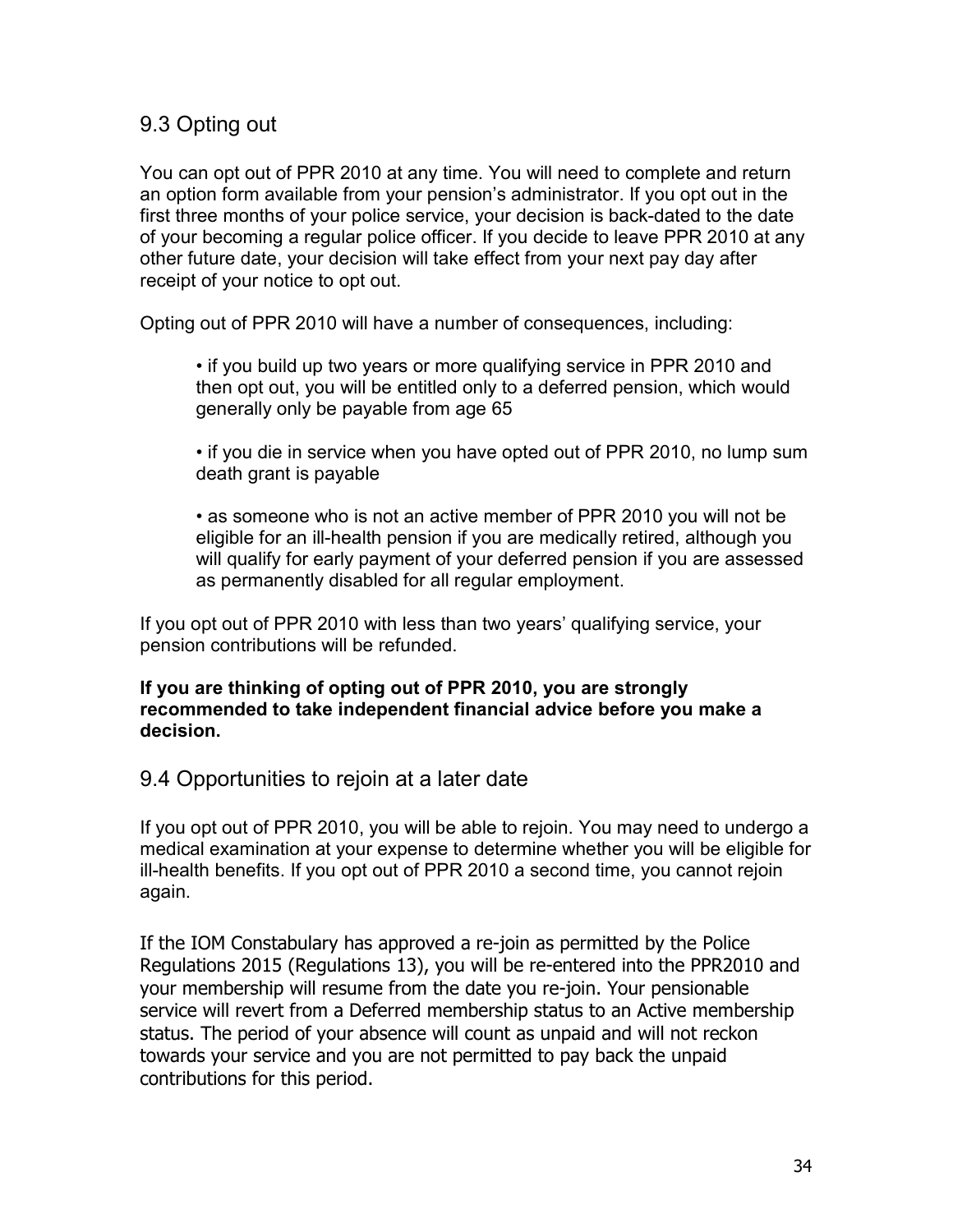## 9.3 Opting out

You can opt out of PPR 2010 at any time. You will need to complete and return an option form available from your pension's administrator. If you opt out in the first three months of your police service, your decision is back-dated to the date of your becoming a regular police officer. If you decide to leave PPR 2010 at any other future date, your decision will take effect from your next pay day after receipt of your notice to opt out.

Opting out of PPR 2010 will have a number of consequences, including:

- if you build up two years or more qualifying service in PPR 2010 and then opt out, you will be entitled only to a deferred pension, which would generally only be payable from age 65

- if you die in service when you have opted out of PPR 2010, no lump sum death grant is payable

- as someone who is not an active member of PPR 2010 you will not be eligible for an ill-health pension if you are medically retired, although you will qualify for early payment of your deferred pension if you are assessed as permanently disabled for all regular employment.

If you opt out of PPR 2010 with less than two years' qualifying service, your pension contributions will be refunded.

**If you are thinking of opting out of PPR 2010, you are strongly recommended to take independent financial advice before you make a decision.**

## 9.4 Opportunities to rejoin at a later date

If you opt out of PPR 2010, you will be able to rejoin. You may need to undergo a medical examination at your expense to determine whether you will be eligible for ill-health benefits. If you opt out of PPR 2010 a second time, you cannot rejoin again.

If the IOM Constabulary has approved a re-join as permitted by the Police Regulations 2015 (Regulations 13), you will be re-entered into the PPR2010 and your membership will resume from the date you re-join. Your pensionable service will revert from a Deferred membership status to an Active membership status. The period of your absence will count as unpaid and will not reckon towards your service and you are not permitted to pay back the unpaid contributions for this period.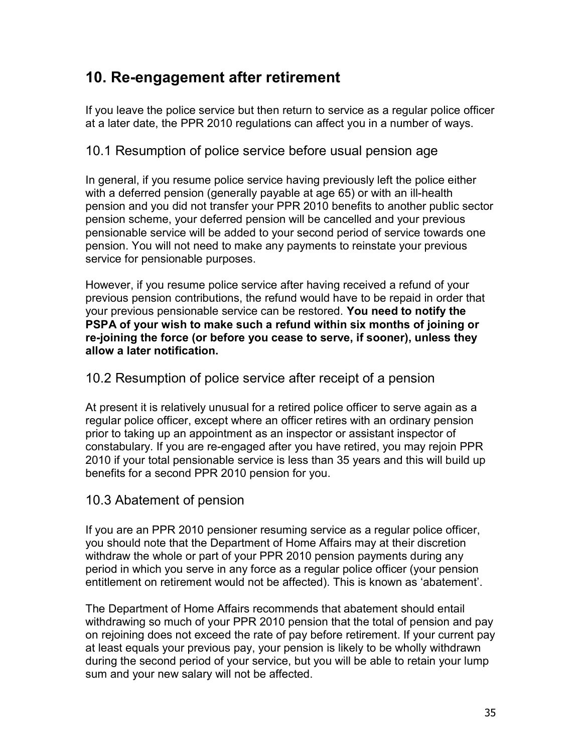## 10. Re-engagement after retirement

If you leave the police service but then return to service as a regular police officer at a later date, the PPR 2010 regulations can affect you in a number of ways.

### 10.1 Resumption of police service before usual pension age

In general, if you resume police service having previously left the police either with a deferred pension (generally payable at age 65) or with an ill-health pension and you did not transfer your PPR 2010 benefits to another public sector pension scheme, your deferred pension will be cancelled and your previous pensionable service will be added to your second period of service towards one pension. You will not need to make any payments to reinstate your previous service for pensionable purposes.

However, if you resume police service after having received a refund of your previous pension contributions, the refund would have to be repaid in order that your previous pensionable service can be restored. **You need to notify the PSPA of your wish to make such a refund within six months of joining or re-joining the force (or before you cease to serve, if sooner), unless they allow a later notification.**

### 10.2 Resumption of police service after receipt of a pension

At present it is relatively unusual for a retired police officer to serve again as a regular police officer, except where an officer retires with an ordinary pension prior to taking up an appointment as an inspector or assistant inspector of constabulary. If you are re-engaged after you have retired, you may rejoin PPR 2010 if your total pensionable service is less than 35 years and this will build up benefits for a second PPR 2010 pension for you.

### 10.3 Abatement of pension

If you are an PPR 2010 pensioner resuming service as a regular police officer, you should note that the Department of Home Affairs may at their discretion withdraw the whole or part of your PPR 2010 pension payments during any period in which you serve in any force as a regular police officer (your pension entitlement on retirement would not be affected). This is known as 'abatement'.

The Department of Home Affairs recommends that abatement should entail withdrawing so much of your PPR 2010 pension that the total of pension and pay on rejoining does not exceed the rate of pay before retirement. If your current pay at least equals your previous pay, your pension is likely to be wholly withdrawn during the second period of your service, but you will be able to retain your lump sum and your new salary will not be affected.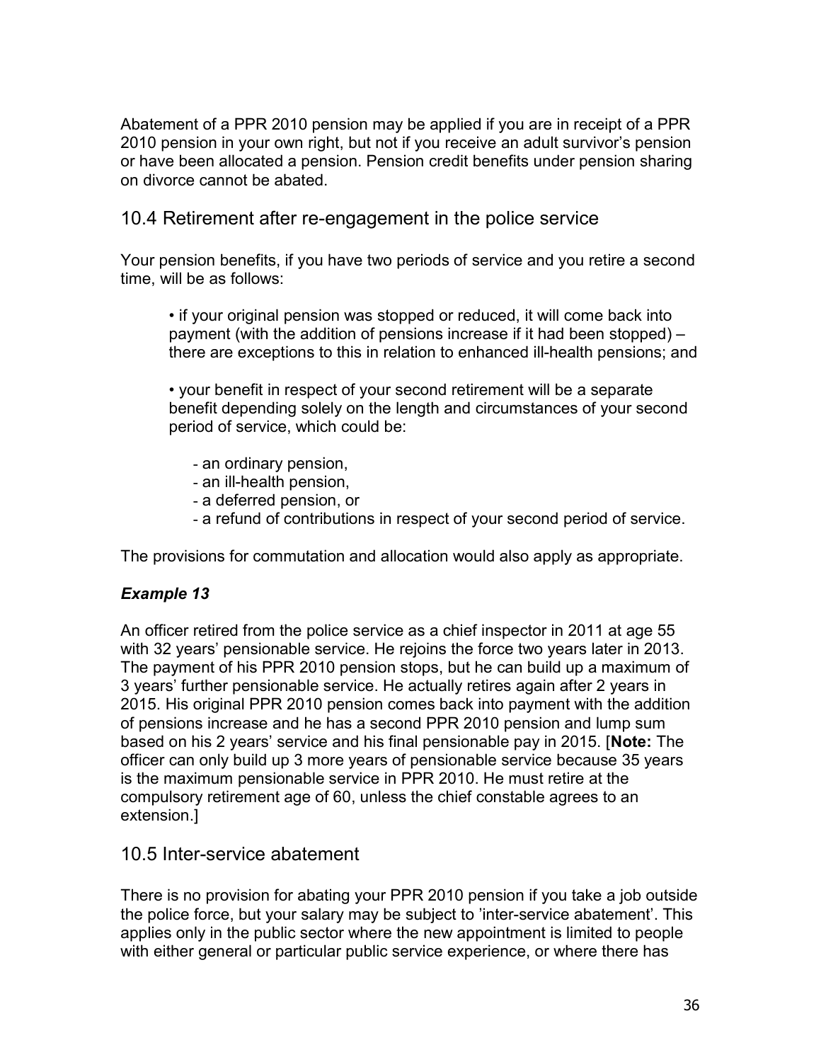Abatement of a PPR 2010 pension may be applied if you are in receipt of a PPR 2010 pension in your own right, but not if you receive an adult survivor's pension or have been allocated a pension. Pension credit benefits under pension sharing on divorce cannot be abated.

## 10.4 Retirement after re-engagement in the police service

Your pension benefits, if you have two periods of service and you retire a second time, will be as follows:

- if your original pension was stopped or reduced, it will come back into payment (with the addition of pensions increase if it had been stopped) – there are exceptions to this in relation to enhanced ill-health pensions; and

- your benefit in respect of your second retirement will be a separate benefit depending solely on the length and circumstances of your second period of service, which could be:

  - an ordinary pension,
  - an ill-health pension,
  - a deferred pension, or
  - a refund of contributions in respect of your second period of service.

The provisions for commutation and allocation would also apply as appropriate.

***Example 13***

An officer retired from the police service as a chief inspector in 2011 at age 55 with 32 years' pensionable service. He rejoins the force two years later in 2013. The payment of his PPR 2010 pension stops, but he can build up a maximum of 3 years' further pensionable service. He actually retires again after 2 years in 2015. His original PPR 2010 pension comes back into payment with the addition of pensions increase and he has a second PPR 2010 pension and lump sum based on his 2 years' service and his final pensionable pay in 2015. [**Note:** The officer can only build up 3 more years of pensionable service because 35 years is the maximum pensionable service in PPR 2010. He must retire at the compulsory retirement age of 60, unless the chief constable agrees to an extension.]

## 10.5 Inter-service abatement

There is no provision for abating your PPR 2010 pension if you take a job outside the police force, but your salary may be subject to 'inter-service abatement'. This applies only in the public sector where the new appointment is limited to people with either general or particular public service experience, or where there has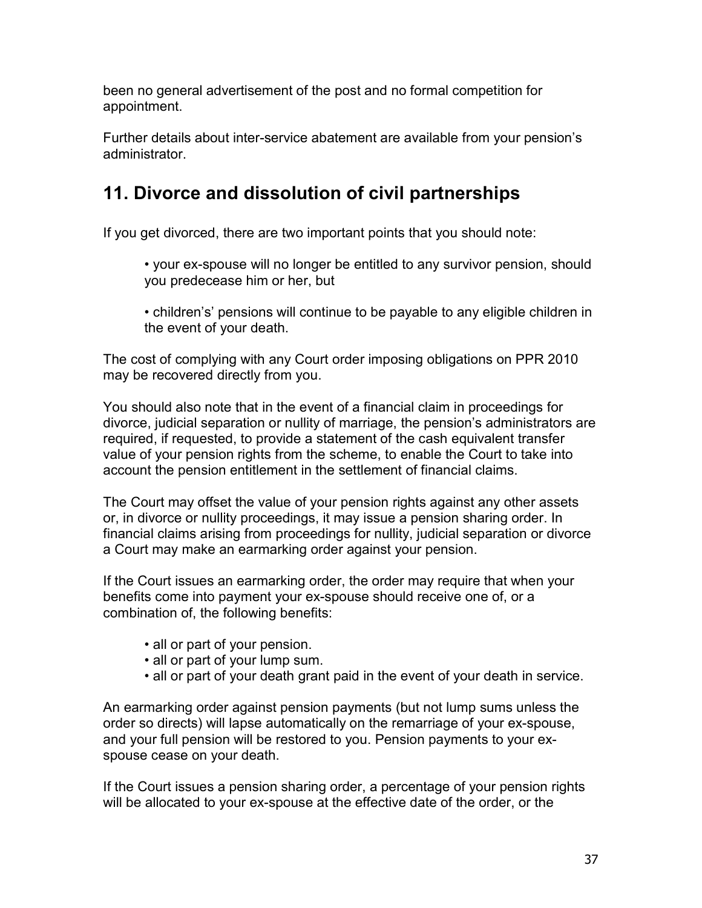been no general advertisement of the post and no formal competition for appointment.

Further details about inter-service abatement are available from your pension's administrator.

## 11. Divorce and dissolution of civil partnerships

If you get divorced, there are two important points that you should note:

- your ex-spouse will no longer be entitled to any survivor pension, should you predecease him or her, but

- children's' pensions will continue to be payable to any eligible children in the event of your death.

The cost of complying with any Court order imposing obligations on PPR 2010 may be recovered directly from you.

You should also note that in the event of a financial claim in proceedings for divorce, judicial separation or nullity of marriage, the pension's administrators are required, if requested, to provide a statement of the cash equivalent transfer value of your pension rights from the scheme, to enable the Court to take into account the pension entitlement in the settlement of financial claims.

The Court may offset the value of your pension rights against any other assets or, in divorce or nullity proceedings, it may issue a pension sharing order. In financial claims arising from proceedings for nullity, judicial separation or divorce a Court may make an earmarking order against your pension.

If the Court issues an earmarking order, the order may require that when your benefits come into payment your ex-spouse should receive one of, or a combination of, the following benefits:

- all or part of your pension.
- all or part of your lump sum.
- all or part of your death grant paid in the event of your death in service.

An earmarking order against pension payments (but not lump sums unless the order so directs) will lapse automatically on the remarriage of your ex-spouse, and your full pension will be restored to you. Pension payments to your ex-spouse cease on your death.

If the Court issues a pension sharing order, a percentage of your pension rights will be allocated to your ex-spouse at the effective date of the order, or the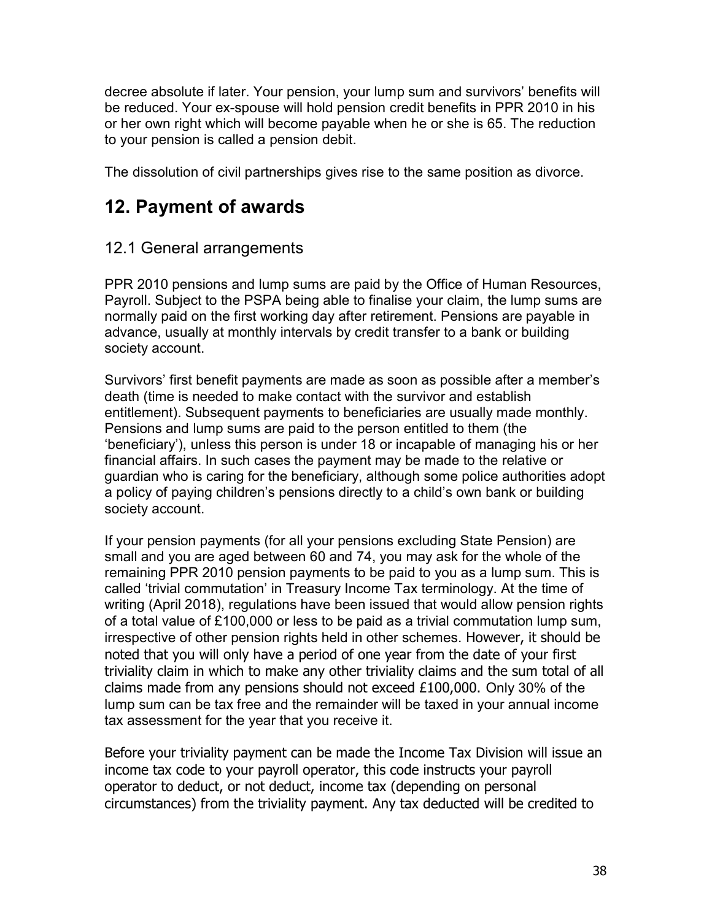decree absolute if later. Your pension, your lump sum and survivors' benefits will be reduced. Your ex-spouse will hold pension credit benefits in PPR 2010 in his or her own right which will become payable when he or she is 65. The reduction to your pension is called a pension debit.

The dissolution of civil partnerships gives rise to the same position as divorce.

## 12. Payment of awards

### 12.1 General arrangements

PPR 2010 pensions and lump sums are paid by the Office of Human Resources, Payroll. Subject to the PSPA being able to finalise your claim, the lump sums are normally paid on the first working day after retirement. Pensions are payable in advance, usually at monthly intervals by credit transfer to a bank or building society account.

Survivors' first benefit payments are made as soon as possible after a member's death (time is needed to make contact with the survivor and establish entitlement). Subsequent payments to beneficiaries are usually made monthly. Pensions and lump sums are paid to the person entitled to them (the 'beneficiary'), unless this person is under 18 or incapable of managing his or her financial affairs. In such cases the payment may be made to the relative or guardian who is caring for the beneficiary, although some police authorities adopt a policy of paying children's pensions directly to a child's own bank or building society account.

If your pension payments (for all your pensions excluding State Pension) are small and you are aged between 60 and 74, you may ask for the whole of the remaining PPR 2010 pension payments to be paid to you as a lump sum. This is called 'trivial commutation' in Treasury Income Tax terminology. At the time of writing (April 2018), regulations have been issued that would allow pension rights of a total value of £100,000 or less to be paid as a trivial commutation lump sum, irrespective of other pension rights held in other schemes. However, it should be noted that you will only have a period of one year from the date of your first triviality claim in which to make any other triviality claims and the sum total of all claims made from any pensions should not exceed £100,000. Only 30% of the lump sum can be tax free and the remainder will be taxed in your annual income tax assessment for the year that you receive it.

Before your triviality payment can be made the Income Tax Division will issue an income tax code to your payroll operator, this code instructs your payroll operator to deduct, or not deduct, income tax (depending on personal circumstances) from the triviality payment. Any tax deducted will be credited to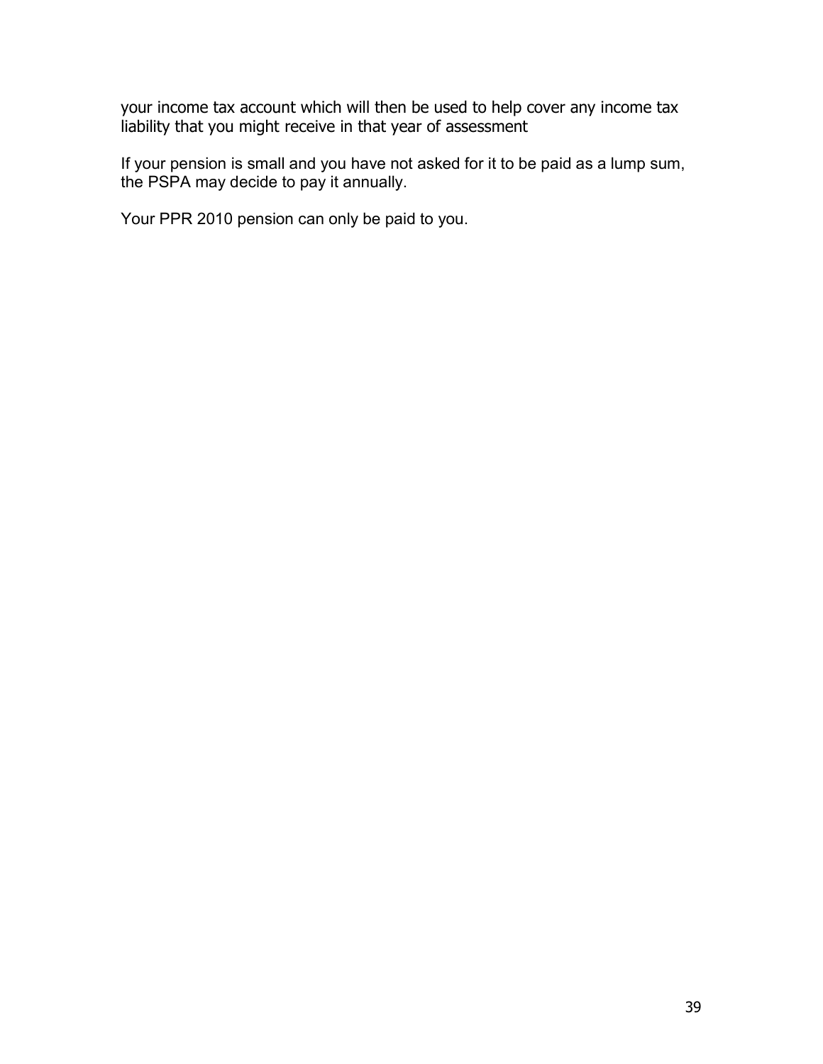your income tax account which will then be used to help cover any income tax liability that you might receive in that year of assessment

If your pension is small and you have not asked for it to be paid as a lump sum, the PSPA may decide to pay it annually.

Your PPR 2010 pension can only be paid to you.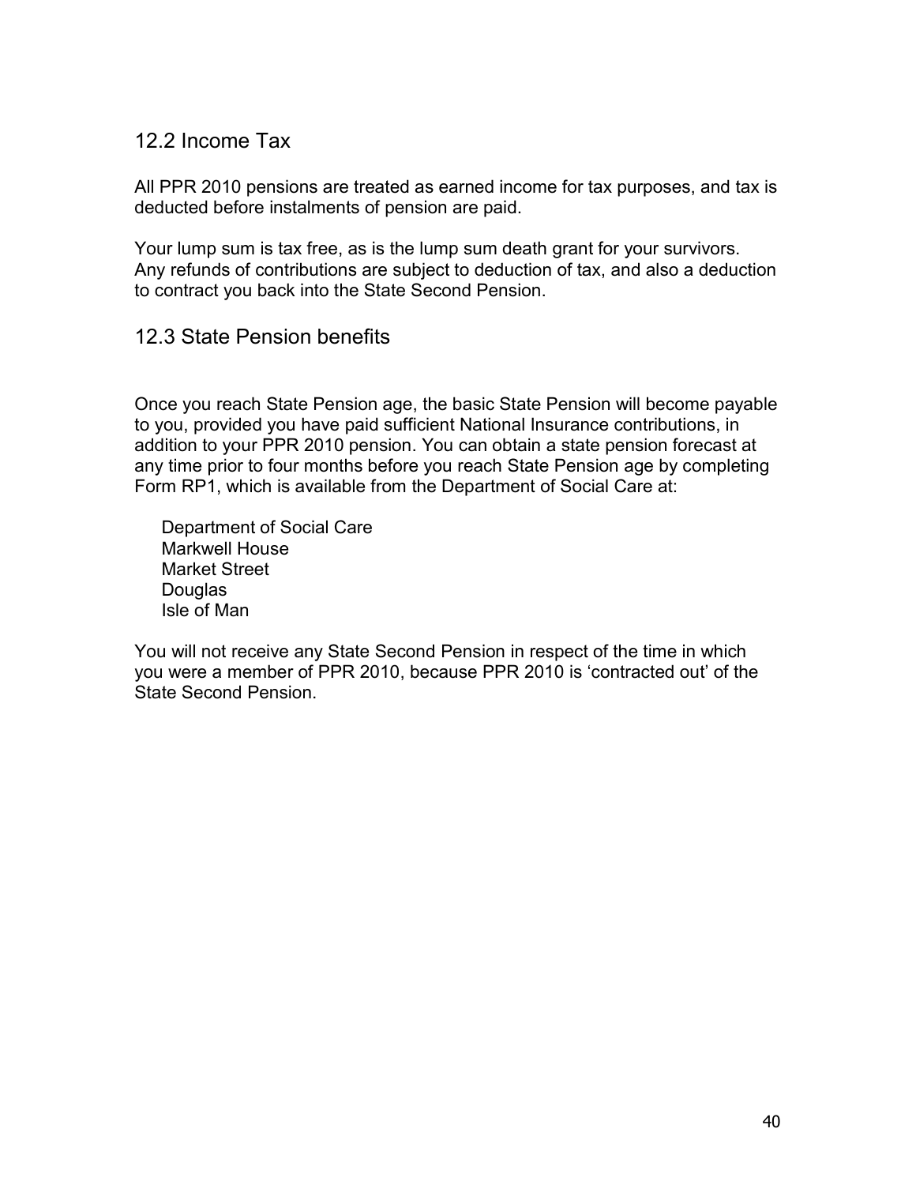## 12.2 Income Tax

All PPR 2010 pensions are treated as earned income for tax purposes, and tax is deducted before instalments of pension are paid.

Your lump sum is tax free, as is the lump sum death grant for your survivors. Any refunds of contributions are subject to deduction of tax, and also a deduction to contract you back into the State Second Pension.

## 12.3 State Pension benefits

Once you reach State Pension age, the basic State Pension will become payable to you, provided you have paid sufficient National Insurance contributions, in addition to your PPR 2010 pension. You can obtain a state pension forecast at any time prior to four months before you reach State Pension age by completing Form RP1, which is available from the Department of Social Care at:

Department of Social Care  
Markwell House  
Market Street  
Douglas  
Isle of Man

You will not receive any State Second Pension in respect of the time in which you were a member of PPR 2010, because PPR 2010 is 'contracted out' of the State Second Pension.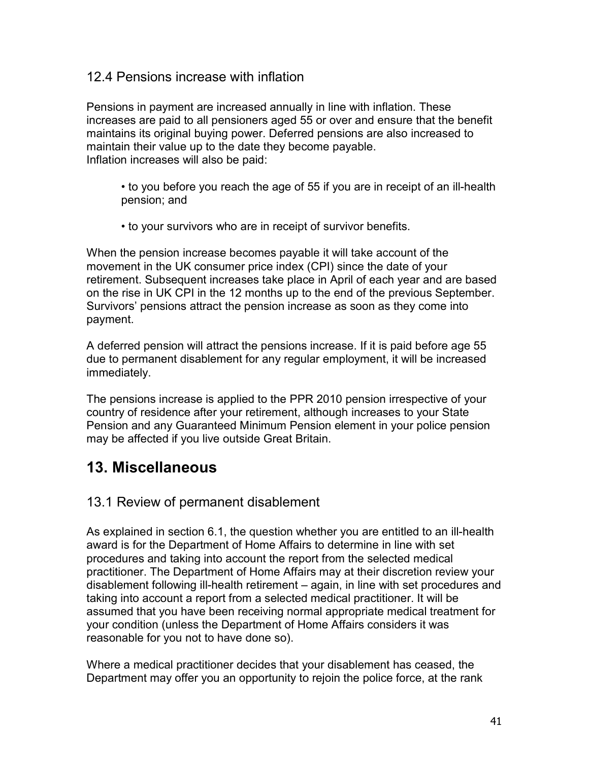### 12.4 Pensions increase with inflation

Pensions in payment are increased annually in line with inflation. These increases are paid to all pensioners aged 55 or over and ensure that the benefit maintains its original buying power. Deferred pensions are also increased to maintain their value up to the date they become payable.
Inflation increases will also be paid:

- to you before you reach the age of 55 if you are in receipt of an ill-health pension; and
- to your survivors who are in receipt of survivor benefits.

When the pension increase becomes payable it will take account of the movement in the UK consumer price index (CPI) since the date of your retirement. Subsequent increases take place in April of each year and are based on the rise in UK CPI in the 12 months up to the end of the previous September. Survivors' pensions attract the pension increase as soon as they come into payment.

A deferred pension will attract the pensions increase. If it is paid before age 55 due to permanent disablement for any regular employment, it will be increased immediately.

The pensions increase is applied to the PPR 2010 pension irrespective of your country of residence after your retirement, although increases to your State Pension and any Guaranteed Minimum Pension element in your police pension may be affected if you live outside Great Britain.

## 13. Miscellaneous

### 13.1 Review of permanent disablement

As explained in section 6.1, the question whether you are entitled to an ill-health award is for the Department of Home Affairs to determine in line with set procedures and taking into account the report from the selected medical practitioner. The Department of Home Affairs may at their discretion review your disablement following ill-health retirement – again, in line with set procedures and taking into account a report from a selected medical practitioner. It will be assumed that you have been receiving normal appropriate medical treatment for your condition (unless the Department of Home Affairs considers it was reasonable for you not to have done so).

Where a medical practitioner decides that your disablement has ceased, the Department may offer you an opportunity to rejoin the police force, at the rank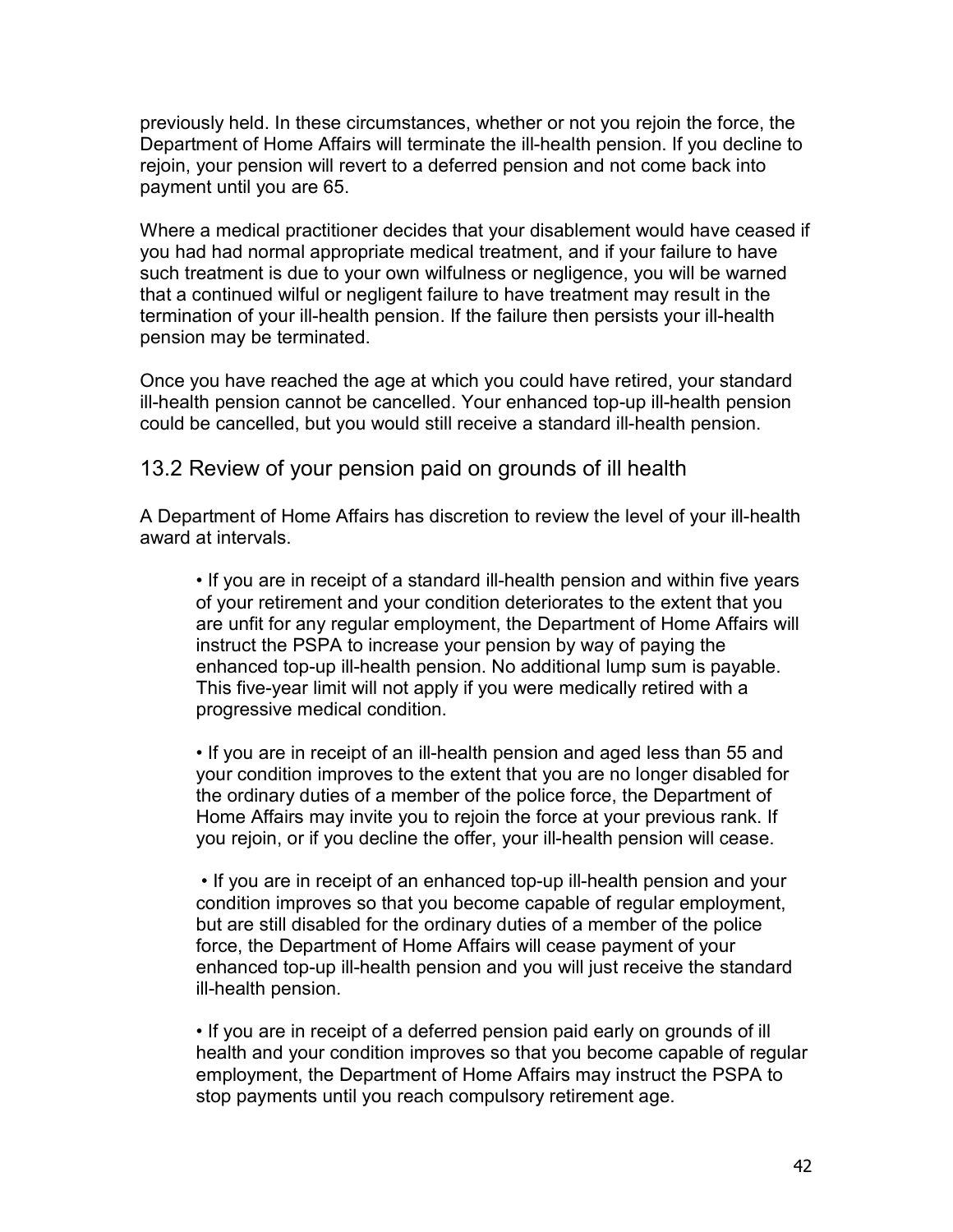previously held. In these circumstances, whether or not you rejoin the force, the Department of Home Affairs will terminate the ill-health pension. If you decline to rejoin, your pension will revert to a deferred pension and not come back into payment until you are 65.

Where a medical practitioner decides that your disablement would have ceased if you had had normal appropriate medical treatment, and if your failure to have such treatment is due to your own wilfulness or negligence, you will be warned that a continued wilful or negligent failure to have treatment may result in the termination of your ill-health pension. If the failure then persists your ill-health pension may be terminated.

Once you have reached the age at which you could have retired, your standard ill-health pension cannot be cancelled. Your enhanced top-up ill-health pension could be cancelled, but you would still receive a standard ill-health pension.

## 13.2 Review of your pension paid on grounds of ill health

A Department of Home Affairs has discretion to review the level of your ill-health award at intervals.

- If you are in receipt of a standard ill-health pension and within five years of your retirement and your condition deteriorates to the extent that you are unfit for any regular employment, the Department of Home Affairs will instruct the PSPA to increase your pension by way of paying the enhanced top-up ill-health pension. No additional lump sum is payable. This five-year limit will not apply if you were medically retired with a progressive medical condition.

- If you are in receipt of an ill-health pension and aged less than 55 and your condition improves to the extent that you are no longer disabled for the ordinary duties of a member of the police force, the Department of Home Affairs may invite you to rejoin the force at your previous rank. If you rejoin, or if you decline the offer, your ill-health pension will cease.

- If you are in receipt of an enhanced top-up ill-health pension and your condition improves so that you become capable of regular employment, but are still disabled for the ordinary duties of a member of the police force, the Department of Home Affairs will cease payment of your enhanced top-up ill-health pension and you will just receive the standard ill-health pension.

- If you are in receipt of a deferred pension paid early on grounds of ill health and your condition improves so that you become capable of regular employment, the Department of Home Affairs may instruct the PSPA to stop payments until you reach compulsory retirement age.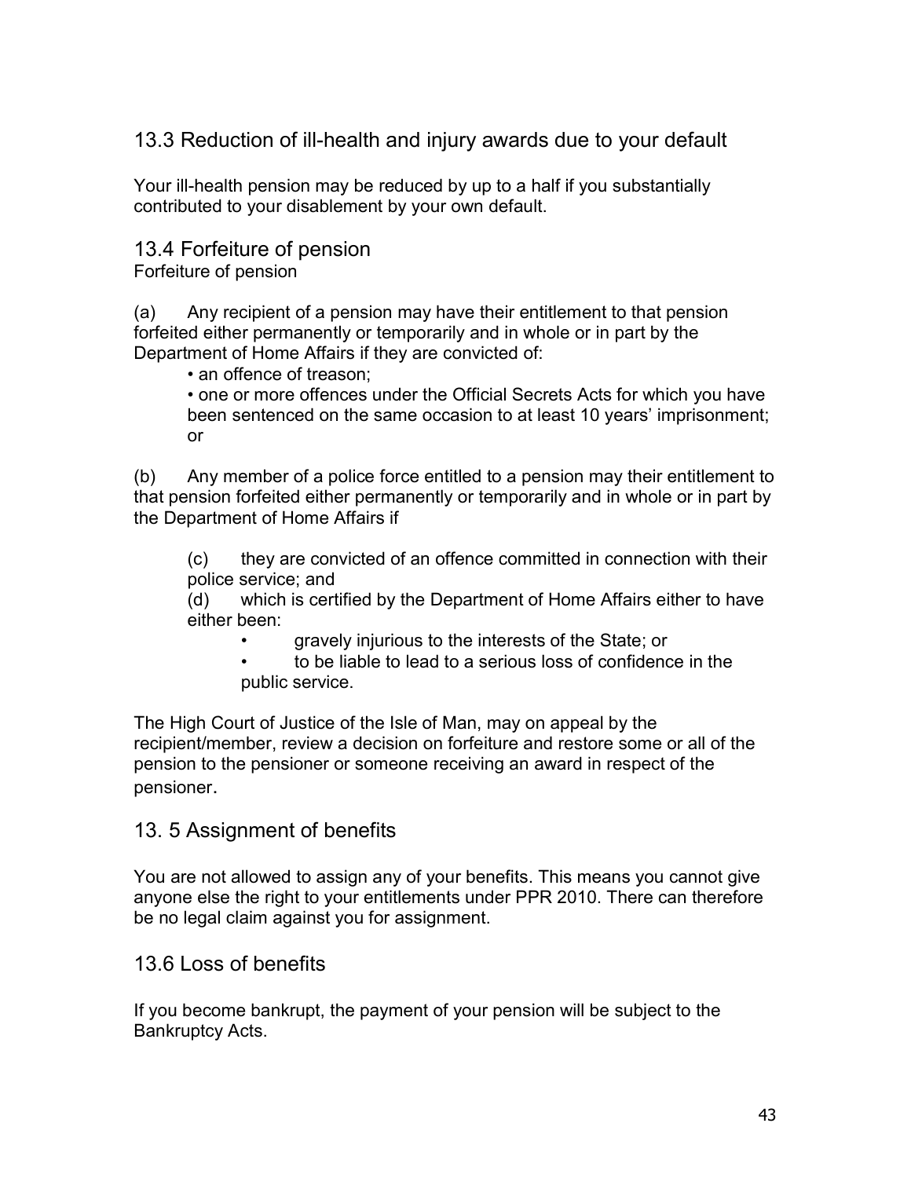## 13.3 Reduction of ill-health and injury awards due to your default

Your ill-health pension may be reduced by up to a half if you substantially contributed to your disablement by your own default.

## 13.4 Forfeiture of pension

Forfeiture of pension

(a) Any recipient of a pension may have their entitlement to that pension forfeited either permanently or temporarily and in whole or in part by the Department of Home Affairs if they are convicted of:

- an offence of treason;
- one or more offences under the Official Secrets Acts for which you have been sentenced on the same occasion to at least 10 years' imprisonment; or

(b) Any member of a police force entitled to a pension may their entitlement to that pension forfeited either permanently or temporarily and in whole or in part by the Department of Home Affairs if

> (c) they are convicted of an offence committed in connection with their police service; and
>
> (d) which is certified by the Department of Home Affairs either to have either been:
>
> - gravely injurious to the interests of the State; or
> - to be liable to lead to a serious loss of confidence in the public service.

The High Court of Justice of the Isle of Man, may on appeal by the recipient/member, review a decision on forfeiture and restore some or all of the pension to the pensioner or someone receiving an award in respect of the pensioner.

## 13. 5 Assignment of benefits

You are not allowed to assign any of your benefits. This means you cannot give anyone else the right to your entitlements under PPR 2010. There can therefore be no legal claim against you for assignment.

## 13.6 Loss of benefits

If you become bankrupt, the payment of your pension will be subject to the Bankruptcy Acts.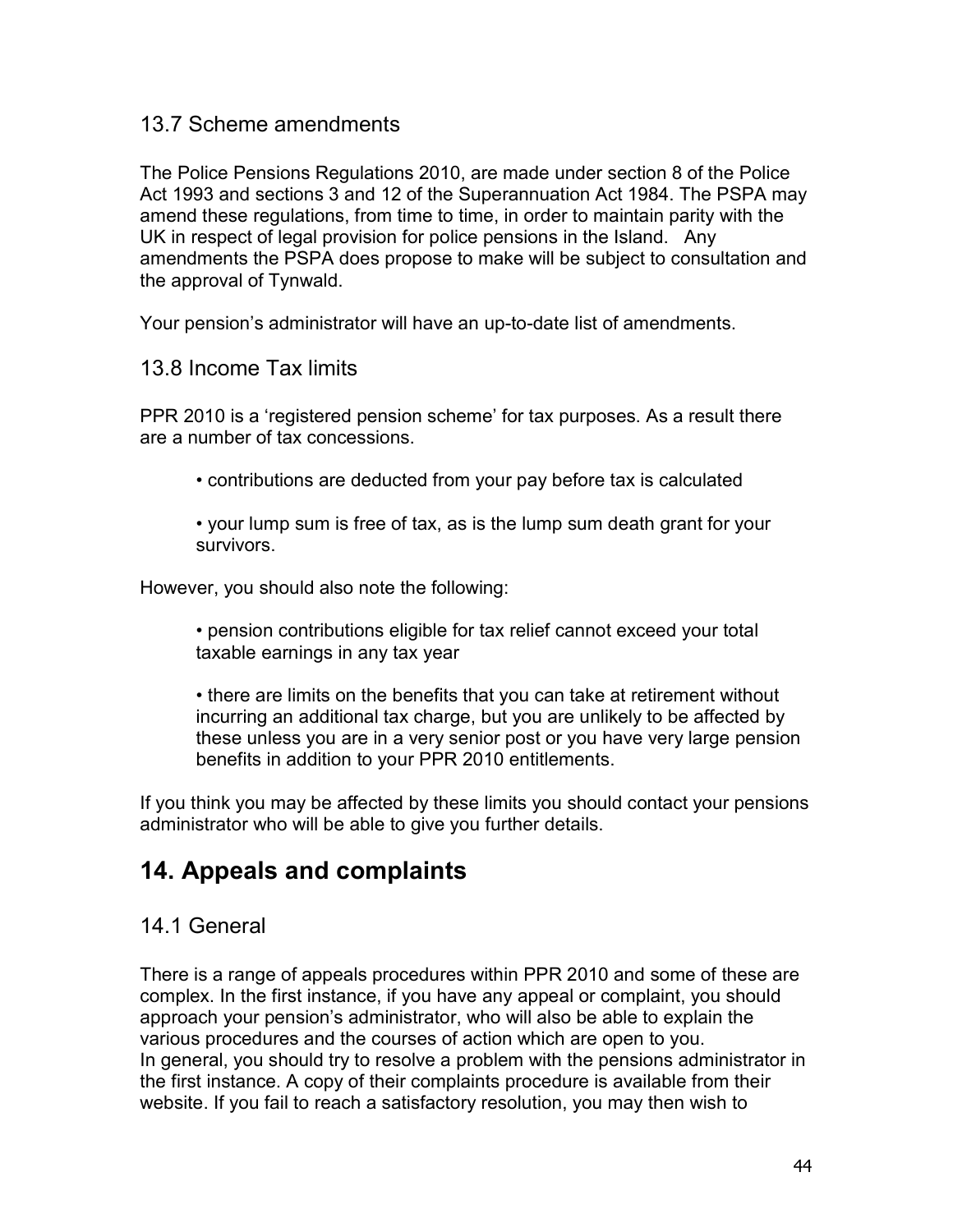### 13.7 Scheme amendments

The Police Pensions Regulations 2010, are made under section 8 of the Police Act 1993 and sections 3 and 12 of the Superannuation Act 1984. The PSPA may amend these regulations, from time to time, in order to maintain parity with the UK in respect of legal provision for police pensions in the Island. Any amendments the PSPA does propose to make will be subject to consultation and the approval of Tynwald.

Your pension's administrator will have an up-to-date list of amendments.

### 13.8 Income Tax limits

PPR 2010 is a 'registered pension scheme' for tax purposes. As a result there are a number of tax concessions.

- contributions are deducted from your pay before tax is calculated
- your lump sum is free of tax, as is the lump sum death grant for your survivors.

However, you should also note the following:

- pension contributions eligible for tax relief cannot exceed your total taxable earnings in any tax year
- there are limits on the benefits that you can take at retirement without incurring an additional tax charge, but you are unlikely to be affected by these unless you are in a very senior post or you have very large pension benefits in addition to your PPR 2010 entitlements.

If you think you may be affected by these limits you should contact your pensions administrator who will be able to give you further details.

## 14. Appeals and complaints

### 14.1 General

There is a range of appeals procedures within PPR 2010 and some of these are complex. In the first instance, if you have any appeal or complaint, you should approach your pension's administrator, who will also be able to explain the various procedures and the courses of action which are open to you.
In general, you should try to resolve a problem with the pensions administrator in the first instance. A copy of their complaints procedure is available from their website. If you fail to reach a satisfactory resolution, you may then wish to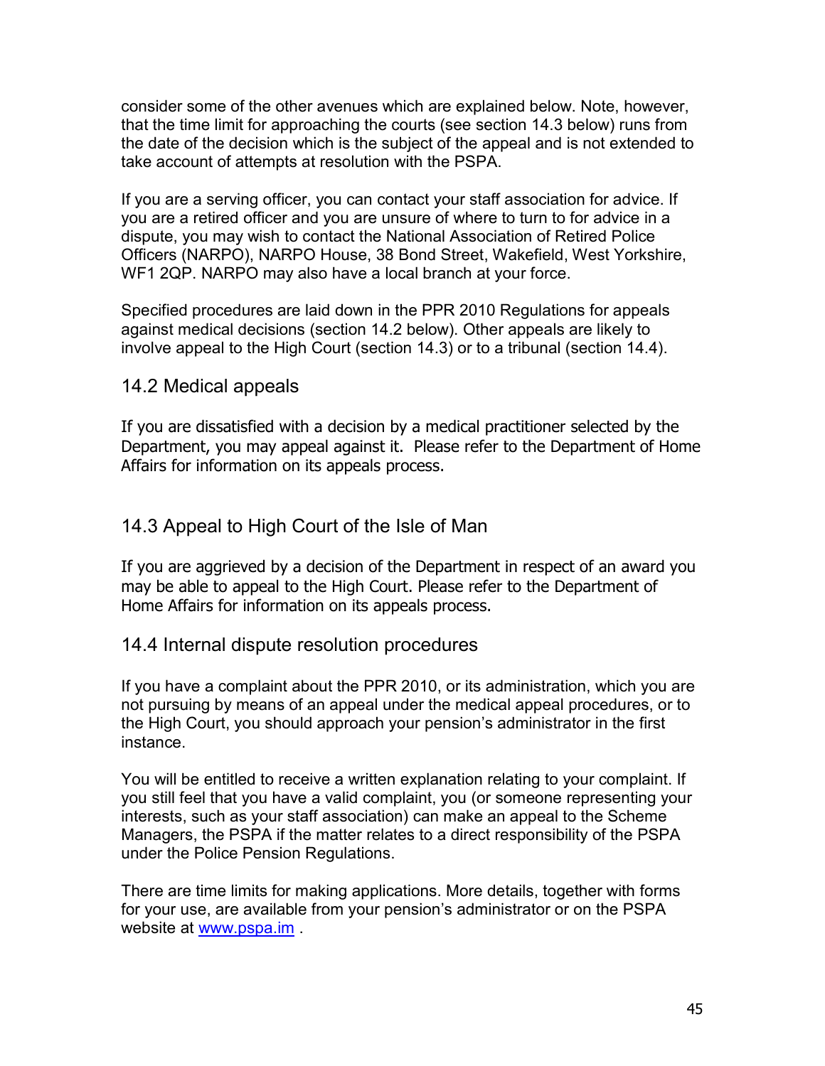consider some of the other avenues which are explained below. Note, however, that the time limit for approaching the courts (see section 14.3 below) runs from the date of the decision which is the subject of the appeal and is not extended to take account of attempts at resolution with the PSPA.

If you are a serving officer, you can contact your staff association for advice. If you are a retired officer and you are unsure of where to turn to for advice in a dispute, you may wish to contact the National Association of Retired Police Officers (NARPO), NARPO House, 38 Bond Street, Wakefield, West Yorkshire, WF1 2QP. NARPO may also have a local branch at your force.

Specified procedures are laid down in the PPR 2010 Regulations for appeals against medical decisions (section 14.2 below). Other appeals are likely to involve appeal to the High Court (section 14.3) or to a tribunal (section 14.4).

## 14.2 Medical appeals

If you are dissatisfied with a decision by a medical practitioner selected by the Department, you may appeal against it. Please refer to the Department of Home Affairs for information on its appeals process.

## 14.3 Appeal to High Court of the Isle of Man

If you are aggrieved by a decision of the Department in respect of an award you may be able to appeal to the High Court. Please refer to the Department of Home Affairs for information on its appeals process.

## 14.4 Internal dispute resolution procedures

If you have a complaint about the PPR 2010, or its administration, which you are not pursuing by means of an appeal under the medical appeal procedures, or to the High Court, you should approach your pension's administrator in the first instance.

You will be entitled to receive a written explanation relating to your complaint. If you still feel that you have a valid complaint, you (or someone representing your interests, such as your staff association) can make an appeal to the Scheme Managers, the PSPA if the matter relates to a direct responsibility of the PSPA under the Police Pension Regulations.

There are time limits for making applications. More details, together with forms for your use, are available from your pension's administrator or on the PSPA website at [www.pspa.im](http://www.pspa.im) .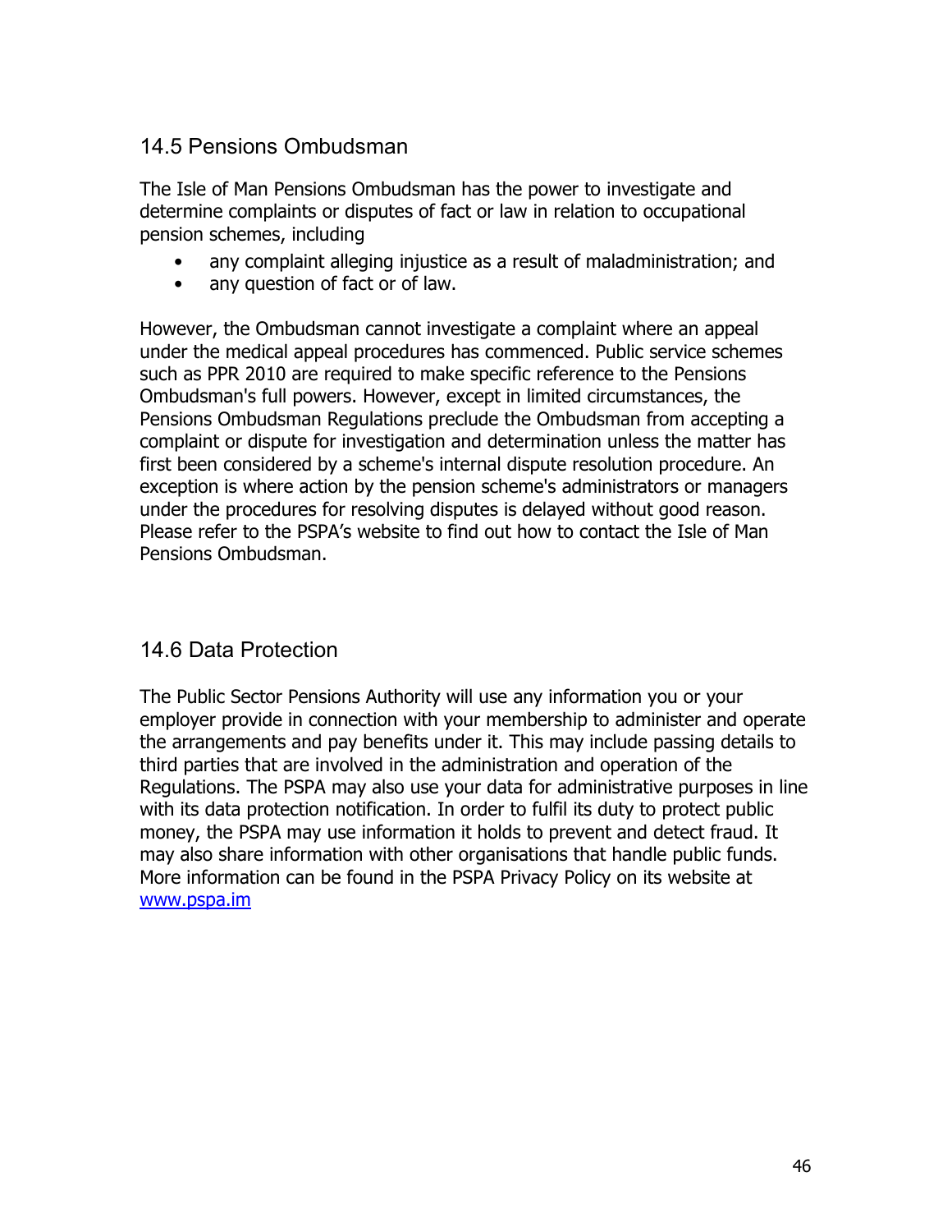## 14.5 Pensions Ombudsman

The Isle of Man Pensions Ombudsman has the power to investigate and determine complaints or disputes of fact or law in relation to occupational pension schemes, including

- any complaint alleging injustice as a result of maladministration; and
- any question of fact or of law.

However, the Ombudsman cannot investigate a complaint where an appeal under the medical appeal procedures has commenced. Public service schemes such as PPR 2010 are required to make specific reference to the Pensions Ombudsman's full powers. However, except in limited circumstances, the Pensions Ombudsman Regulations preclude the Ombudsman from accepting a complaint or dispute for investigation and determination unless the matter has first been considered by a scheme's internal dispute resolution procedure. An exception is where action by the pension scheme's administrators or managers under the procedures for resolving disputes is delayed without good reason. Please refer to the PSPA's website to find out how to contact the Isle of Man Pensions Ombudsman.

## 14.6 Data Protection

The Public Sector Pensions Authority will use any information you or your employer provide in connection with your membership to administer and operate the arrangements and pay benefits under it. This may include passing details to third parties that are involved in the administration and operation of the Regulations. The PSPA may also use your data for administrative purposes in line with its data protection notification. In order to fulfil its duty to protect public money, the PSPA may use information it holds to prevent and detect fraud. It may also share information with other organisations that handle public funds. More information can be found in the PSPA Privacy Policy on its website at [www.pspa.im](http://www.pspa.im)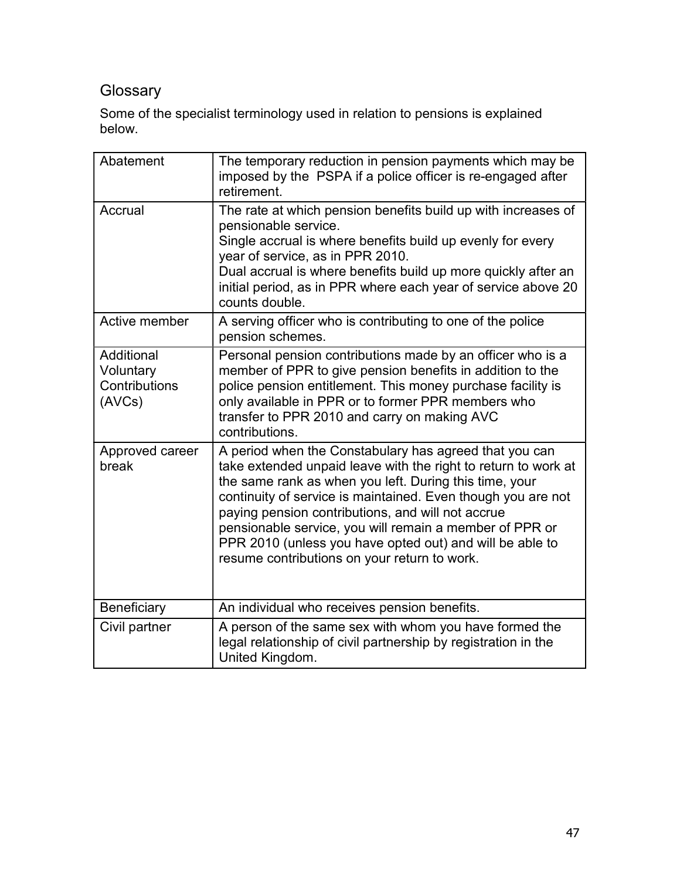## Glossary

Some of the specialist terminology used in relation to pensions is explained below.

| Term | Definition |
|---|---|
| Abatement | The temporary reduction in pension payments which may be imposed by the PSPA if a police officer is re-engaged after retirement. |
| Accrual | The rate at which pension benefits build up with increases of pensionable service.<br>Single accrual is where benefits build up evenly for every year of service, as in PPR 2010.<br>Dual accrual is where benefits build up more quickly after an initial period, as in PPR where each year of service above 20 counts double. |
| Active member | A serving officer who is contributing to one of the police pension schemes. |
| Additional Voluntary Contributions (AVCs) | Personal pension contributions made by an officer who is a member of PPR to give pension benefits in addition to the police pension entitlement. This money purchase facility is only available in PPR or to former PPR members who transfer to PPR 2010 and carry on making AVC contributions. |
| Approved career break | A period when the Constabulary has agreed that you can take extended unpaid leave with the right to return to work at the same rank as when you left. During this time, your continuity of service is maintained. Even though you are not paying pension contributions, and will not accrue pensionable service, you will remain a member of PPR or PPR 2010 (unless you have opted out) and will be able to resume contributions on your return to work. |
| Beneficiary | An individual who receives pension benefits. |
| Civil partner | A person of the same sex with whom you have formed the legal relationship of civil partnership by registration in the United Kingdom. |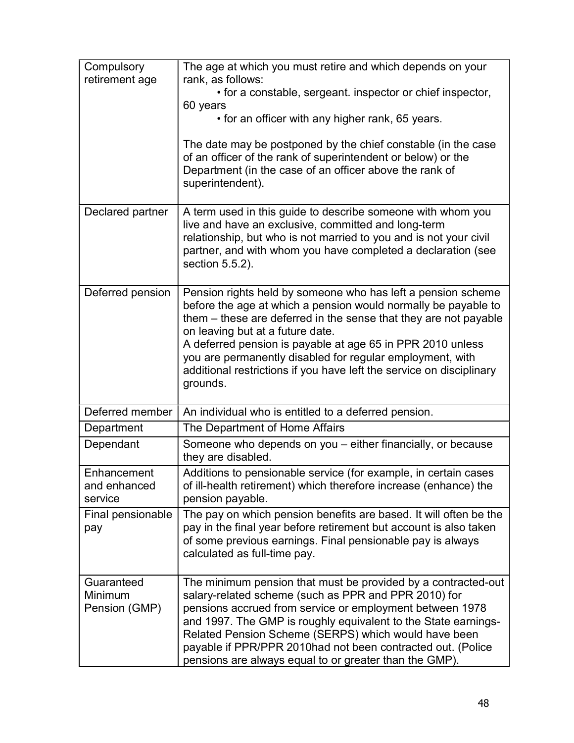| | |
|---|---|
| Compulsory retirement age | The age at which you must retire and which depends on your rank, as follows:<br>• for a constable, sergeant. inspector or chief inspector, 60 years<br>• for an officer with any higher rank, 65 years.<br><br>The date may be postponed by the chief constable (in the case of an officer of the rank of superintendent or below) or the Department (in the case of an officer above the rank of superintendent). |
| Declared partner | A term used in this guide to describe someone with whom you live and have an exclusive, committed and long-term relationship, but who is not married to you and is not your civil partner, and with whom you have completed a declaration (see section 5.5.2). |
| Deferred pension | Pension rights held by someone who has left a pension scheme before the age at which a pension would normally be payable to them – these are deferred in the sense that they are not payable on leaving but at a future date.<br>A deferred pension is payable at age 65 in PPR 2010 unless you are permanently disabled for regular employment, with additional restrictions if you have left the service on disciplinary grounds. |
| Deferred member | An individual who is entitled to a deferred pension. |
| Department | The Department of Home Affairs |
| Dependant | Someone who depends on you – either financially, or because they are disabled. |
| Enhancement and enhanced service | Additions to pensionable service (for example, in certain cases of ill-health retirement) which therefore increase (enhance) the pension payable. |
| Final pensionable pay | The pay on which pension benefits are based. It will often be the pay in the final year before retirement but account is also taken of some previous earnings. Final pensionable pay is always calculated as full-time pay. |
| Guaranteed Minimum Pension (GMP) | The minimum pension that must be provided by a contracted-out salary-related scheme (such as PPR and PPR 2010) for pensions accrued from service or employment between 1978 and 1997. The GMP is roughly equivalent to the State earnings-Related Pension Scheme (SERPS) which would have been payable if PPR/PPR 2010had not been contracted out. (Police pensions are always equal to or greater than the GMP). |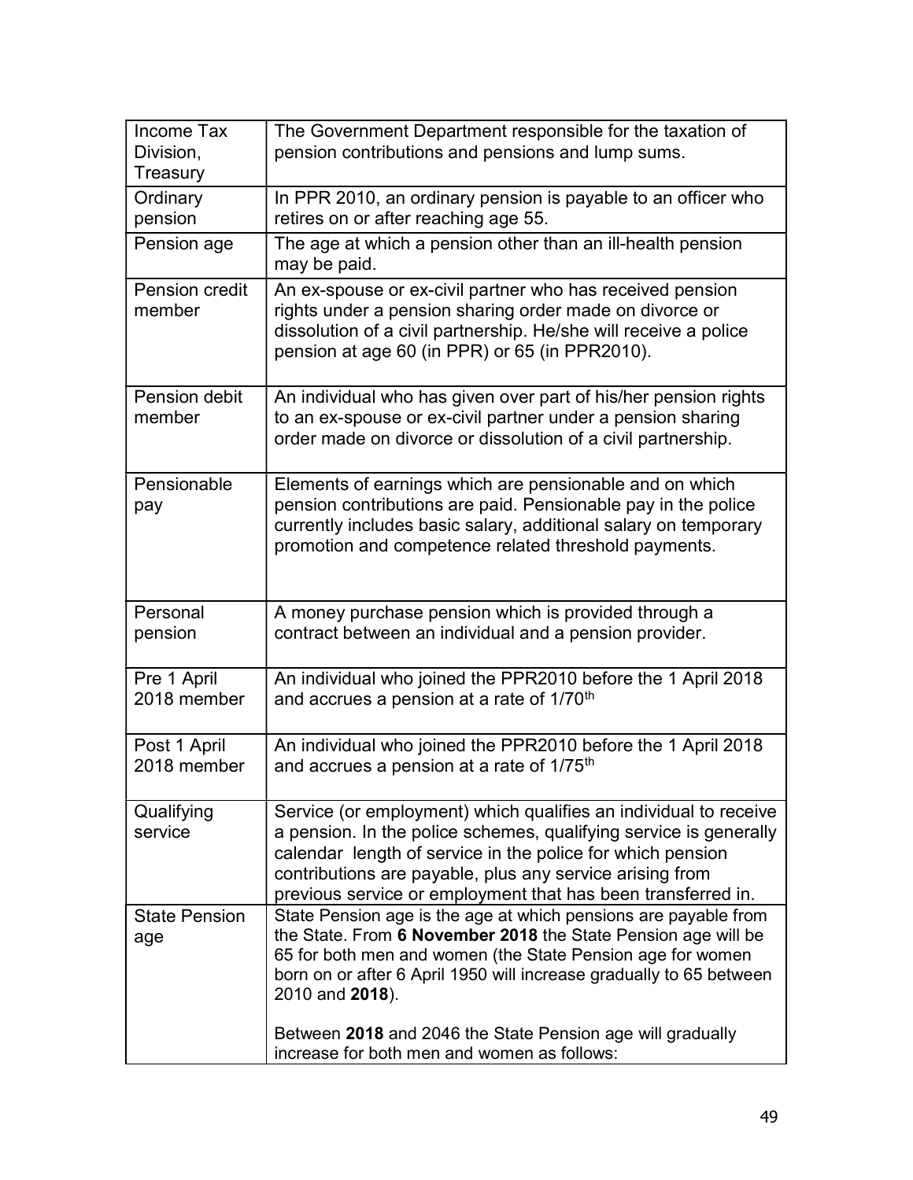| | |
|---|---|
| Income Tax Division, Treasury | The Government Department responsible for the taxation of pension contributions and pensions and lump sums. |
| Ordinary pension | In PPR 2010, an ordinary pension is payable to an officer who retires on or after reaching age 55. |
| Pension age | The age at which a pension other than an ill-health pension may be paid. |
| Pension credit member | An ex-spouse or ex-civil partner who has received pension rights under a pension sharing order made on divorce or dissolution of a civil partnership. He/she will receive a police pension at age 60 (in PPR) or 65 (in PPR2010). |
| Pension debit member | An individual who has given over part of his/her pension rights to an ex-spouse or ex-civil partner under a pension sharing order made on divorce or dissolution of a civil partnership. |
| Pensionable pay | Elements of earnings which are pensionable and on which pension contributions are paid. Pensionable pay in the police currently includes basic salary, additional salary on temporary promotion and competence related threshold payments. |
| Personal pension | A money purchase pension which is provided through a contract between an individual and a pension provider. |
| Pre 1 April 2018 member | An individual who joined the PPR2010 before the 1 April 2018 and accrues a pension at a rate of 1/70th |
| Post 1 April 2018 member | An individual who joined the PPR2010 before the 1 April 2018 and accrues a pension at a rate of 1/75th |
| Qualifying service | Service (or employment) which qualifies an individual to receive a pension. In the police schemes, qualifying service is generally calendar length of service in the police for which pension contributions are payable, plus any service arising from previous service or employment that has been transferred in. |
| State Pension age | State Pension age is the age at which pensions are payable from the State. From **6 November 2018** the State Pension age will be 65 for both men and women (the State Pension age for women born on or after 6 April 1950 will increase gradually to 65 between 2010 and **2018**).<br><br>Between **2018** and 2046 the State Pension age will gradually increase for both men and women as follows: |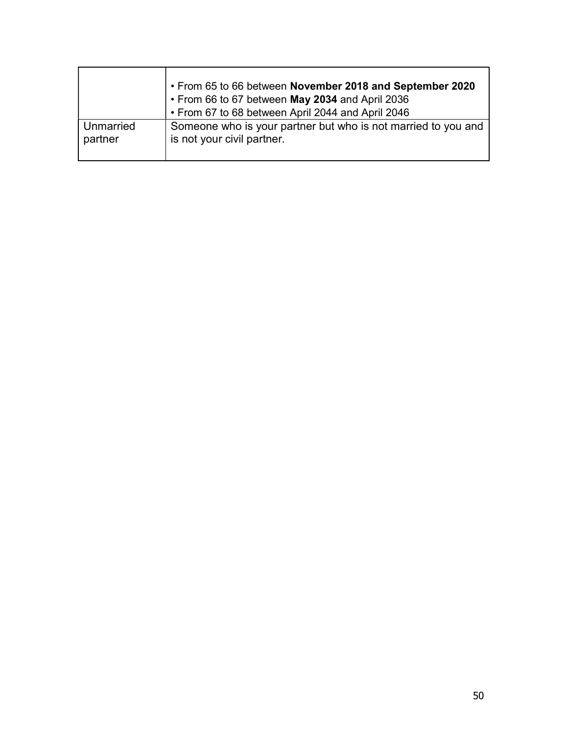| | |
|---|---|
| | • From 65 to 66 between **November 2018 and September 2020**<br>• From 66 to 67 between **May 2034** and April 2036<br>• From 67 to 68 between April 2044 and April 2046 |
| Unmarried partner | Someone who is your partner but who is not married to you and is not your civil partner. |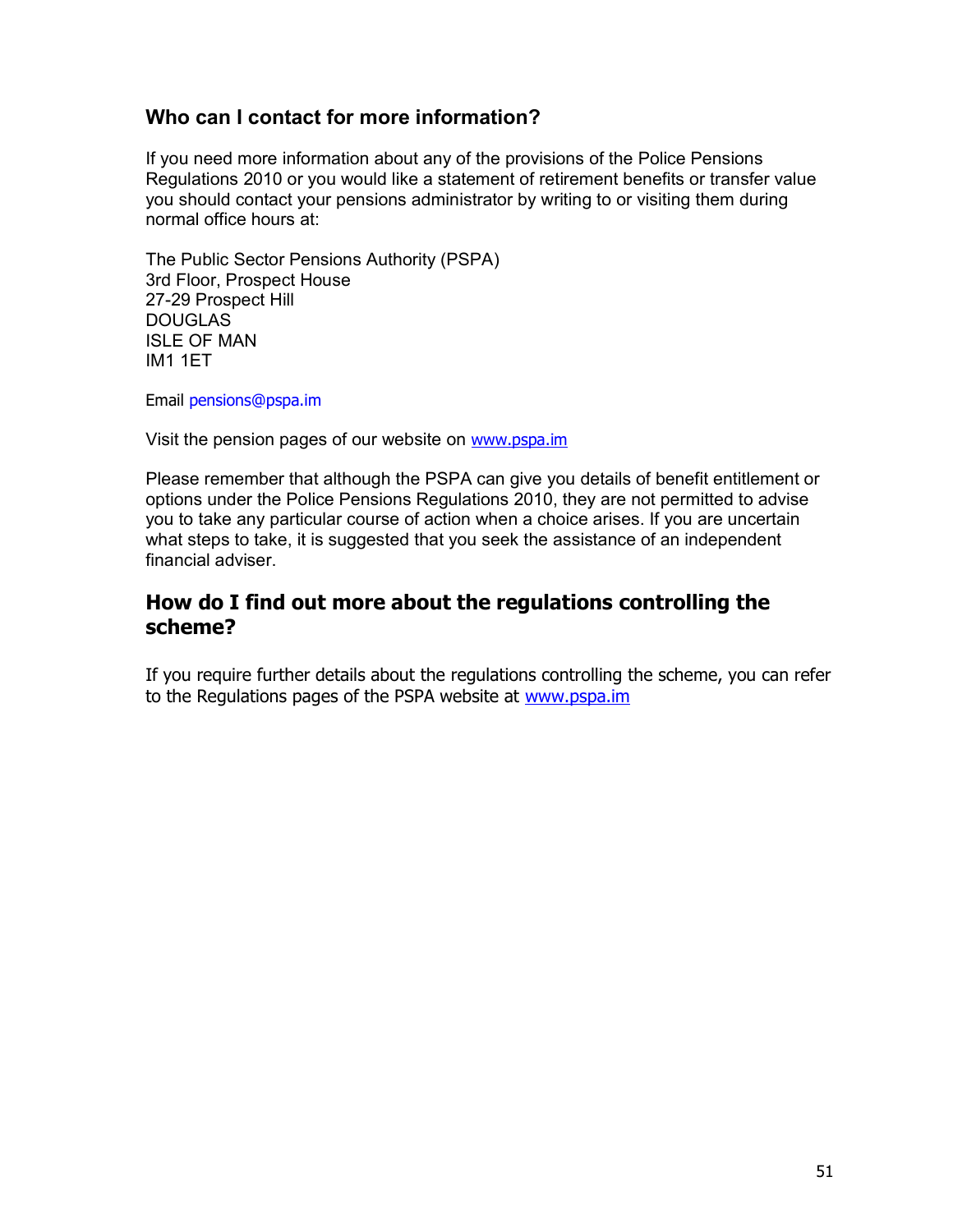## Who can I contact for more information?

If you need more information about any of the provisions of the Police Pensions Regulations 2010 or you would like a statement of retirement benefits or transfer value you should contact your pensions administrator by writing to or visiting them during normal office hours at:

The Public Sector Pensions Authority (PSPA)
3rd Floor, Prospect House
27-29 Prospect Hill
DOUGLAS
ISLE OF MAN
IM1 1ET

Email pensions@pspa.im

Visit the pension pages of our website on www.pspa.im

Please remember that although the PSPA can give you details of benefit entitlement or options under the Police Pensions Regulations 2010, they are not permitted to advise you to take any particular course of action when a choice arises. If you are uncertain what steps to take, it is suggested that you seek the assistance of an independent financial adviser.

## How do I find out more about the regulations controlling the scheme?

If you require further details about the regulations controlling the scheme, you can refer to the Regulations pages of the PSPA website at www.pspa.im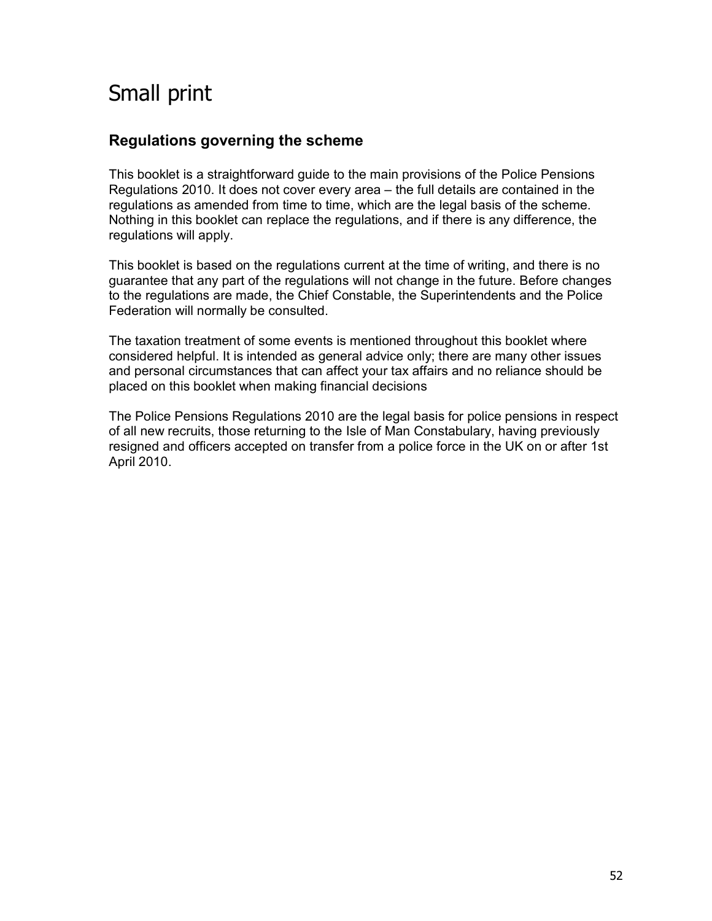# Small print

## Regulations governing the scheme

This booklet is a straightforward guide to the main provisions of the Police Pensions Regulations 2010. It does not cover every area – the full details are contained in the regulations as amended from time to time, which are the legal basis of the scheme. Nothing in this booklet can replace the regulations, and if there is any difference, the regulations will apply.

This booklet is based on the regulations current at the time of writing, and there is no guarantee that any part of the regulations will not change in the future. Before changes to the regulations are made, the Chief Constable, the Superintendents and the Police Federation will normally be consulted.

The taxation treatment of some events is mentioned throughout this booklet where considered helpful. It is intended as general advice only; there are many other issues and personal circumstances that can affect your tax affairs and no reliance should be placed on this booklet when making financial decisions

The Police Pensions Regulations 2010 are the legal basis for police pensions in respect of all new recruits, those returning to the Isle of Man Constabulary, having previously resigned and officers accepted on transfer from a police force in the UK on or after 1st April 2010.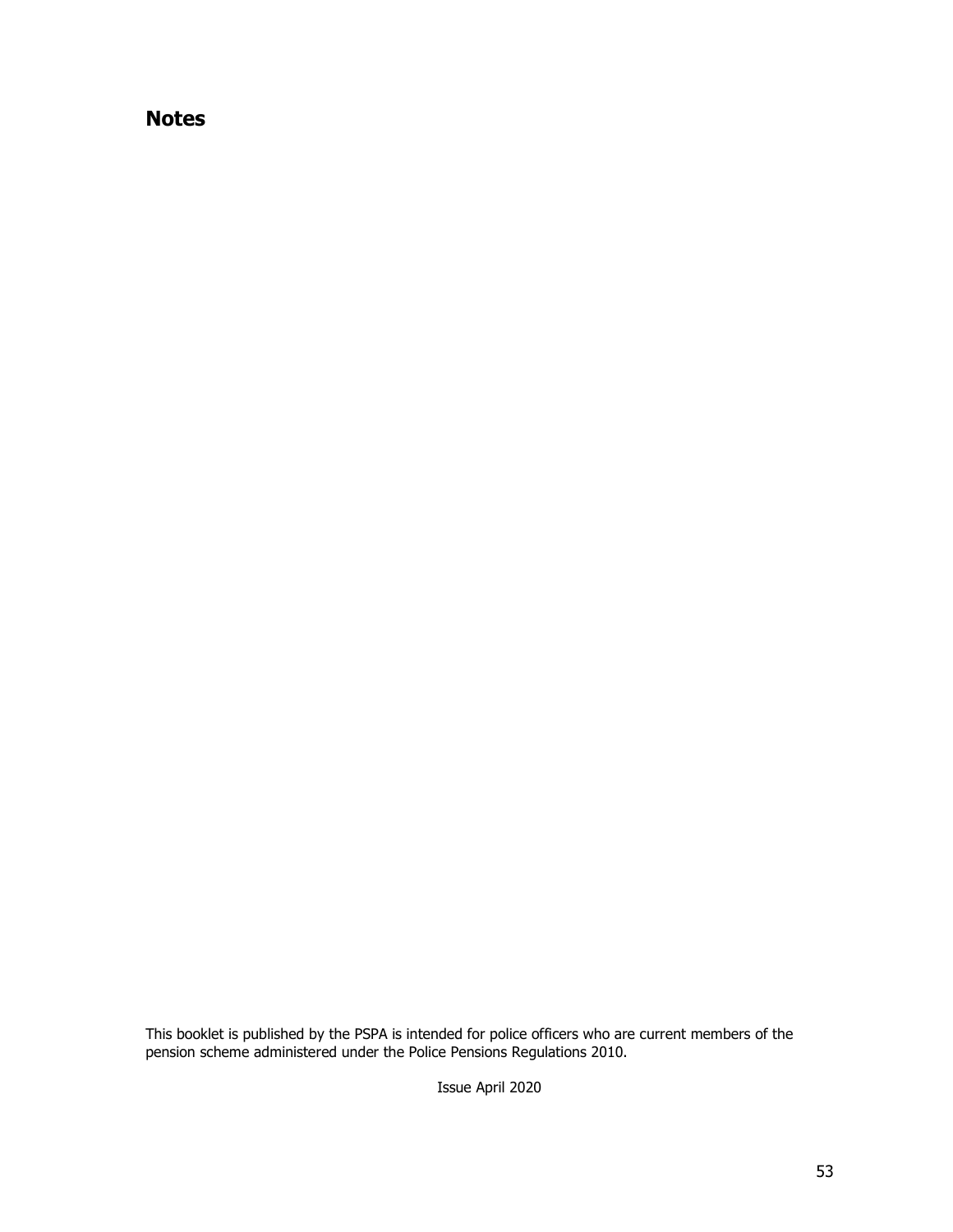## Notes

This booklet is published by the PSPA is intended for police officers who are current members of the pension scheme administered under the Police Pensions Regulations 2010.

Issue April 2020